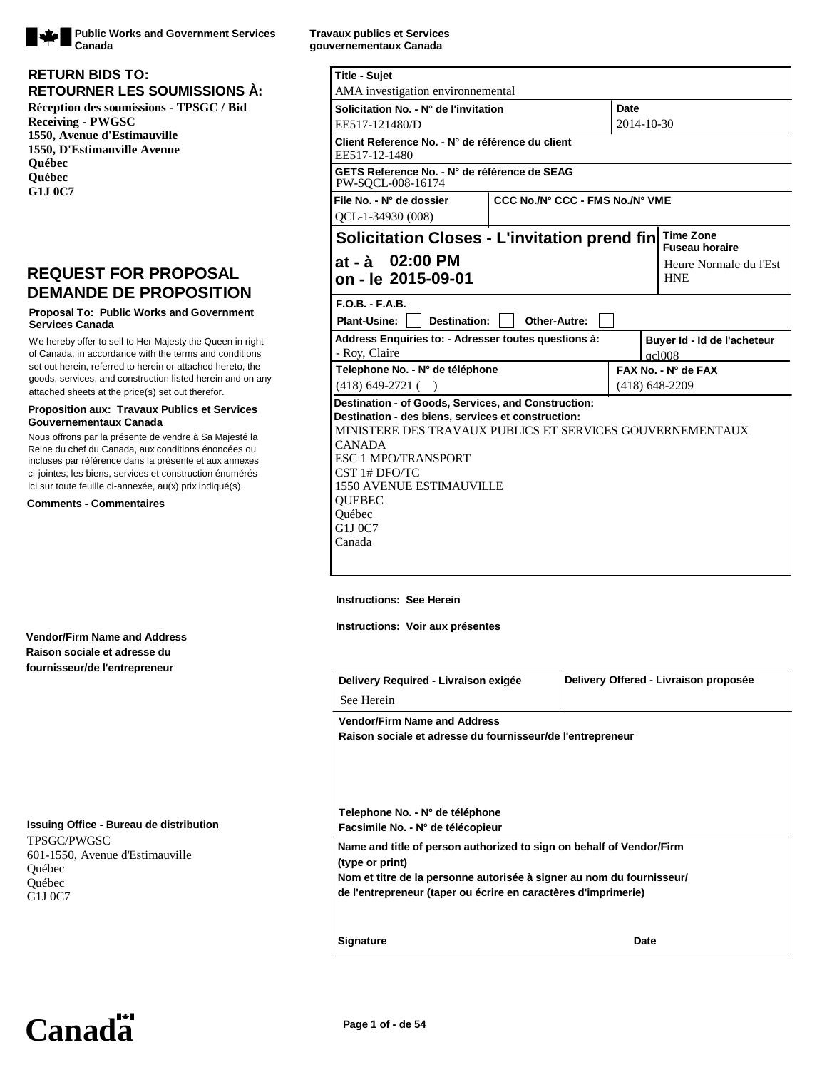**Public Works and Government Services Canada** | **Travaux publics et Services gouvernementaux Canada**

**RETURN BIDS TO:**
**RETOURNER LES SOUMISSIONS À:**

**Réception des soumissions - TPSGC / Bid Receiving - PWGSC**
**1550, Avenue d'Estimauville**
**1550, D'Estimauville Avenue**
**Québec**
**Québec**
**G1J 0C7**

# REQUEST FOR PROPOSAL
# DEMANDE DE PROPOSITION

**Proposal To: Public Works and Government Services Canada**

We hereby offer to sell to Her Majesty the Queen in right of Canada, in accordance with the terms and conditions set out herein, referred to herein or attached hereto, the goods, services, and construction listed herein and on any attached sheets at the price(s) set out therefor.

**Proposition aux: Travaux Publics et Services Gouvernementaux Canada**

Nous offrons par la présente de vendre à Sa Majesté la Reine du chef du Canada, aux conditions énoncées ou incluses par référence dans la présente et aux annexes ci-jointes, les biens, services et construction énumérés ici sur toute feuille ci-annexée, au(x) prix indiqué(s).

**Comments - Commentaires**

**Vendor/Firm Name and Address**
**Raison sociale et adresse du fournisseur/de l'entrepreneur**

**Issuing Office - Bureau de distribution**
TPSGC/PWGSC
601-1550, Avenue d'Estimauville
Québec
Québec
G1J 0C7

| | | | |
|---|---|---|---|
| **Title - Sujet**<br>AMA investigation environnemental | | | |
| **Solicitation No. - N° de l'invitation**<br>EE517-121480/D | | **Date**<br>2014-10-30 | |
| **Client Reference No. - N° de référence du client**<br>EE517-12-1480 | | | |
| **GETS Reference No. - N° de référence de SEAG**<br>PW-$QCL-008-16174 | | | |
| **File No. - N° de dossier**<br>QCL-1-34930 (008) | **CCC No./N° CCC - FMS No./N° VME** | | |
| **Solicitation Closes - L'invitation prend fin**<br>**at - à 02:00 PM**<br>**on - le 2015-09-01** | | | **Time Zone**<br>**Fuseau horaire**<br>Heure Normale du l'Est HNE |
| **F.O.B. - F.A.B.**<br>**Plant-Usine:** ☐ **Destination:** ☐ **Other-Autre:** ☐ | | | |
| **Address Enquiries to: - Adresser toutes questions à:**<br>- Roy, Claire | | | **Buyer Id - Id de l'acheteur**<br>qcl008 |
| **Telephone No. - N° de téléphone**<br>(418) 649-2721 ( ) | | **FAX No. - N° de FAX**<br>(418) 648-2209 | |
| **Destination - of Goods, Services, and Construction:**<br>**Destination - des biens, services et construction:**<br>MINISTERE DES TRAVAUX PUBLICS ET SERVICES GOUVERNEMENTAUX CANADA<br>ESC 1 MPO/TRANSPORT<br>CST 1# DFO/TC<br>1550 AVENUE ESTIMAUVILLE<br>QUEBEC<br>Québec<br>G1J 0C7<br>Canada | | | |

**Instructions: See Herein**

**Instructions: Voir aux présentes**

| | |
|---|---|
| **Delivery Required - Livraison exigée**<br>See Herein | **Delivery Offered - Livraison proposée** |
| **Vendor/Firm Name and Address**<br>**Raison sociale et adresse du fournisseur/de l'entrepreneur**<br><br>**Telephone No. - N° de téléphone**<br>**Facsimile No. - N° de télécopieur** | |
| **Name and title of person authorized to sign on behalf of Vendor/Firm (type or print)**<br>**Nom et titre de la personne autorisée à signer au nom du fournisseur/ de l'entrepreneur (taper ou écrire en caractères d'imprimerie)**<br><br>**Signature** **Date** | |

**Canada**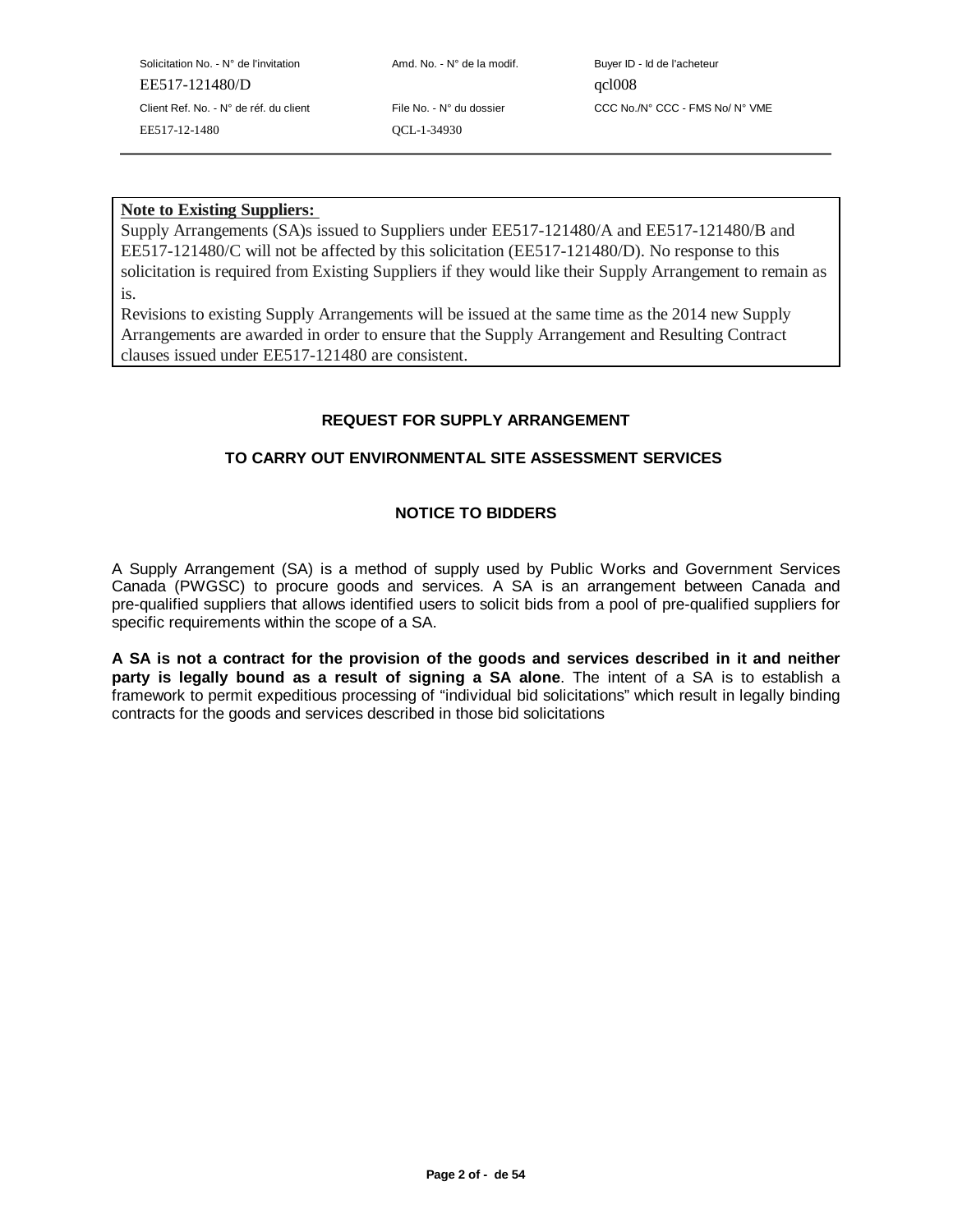**Note to Existing Suppliers:**

Supply Arrangements (SA)s issued to Suppliers under EE517-121480/A and EE517-121480/B and EE517-121480/C will not be affected by this solicitation (EE517-121480/D). No response to this solicitation is required from Existing Suppliers if they would like their Supply Arrangement to remain as is.

Revisions to existing Supply Arrangements will be issued at the same time as the 2014 new Supply Arrangements are awarded in order to ensure that the Supply Arrangement and Resulting Contract clauses issued under EE517-121480 are consistent.

## REQUEST FOR SUPPLY ARRANGEMENT

## TO CARRY OUT ENVIRONMENTAL SITE ASSESSMENT SERVICES

## NOTICE TO BIDDERS

A Supply Arrangement (SA) is a method of supply used by Public Works and Government Services Canada (PWGSC) to procure goods and services. A SA is an arrangement between Canada and pre-qualified suppliers that allows identified users to solicit bids from a pool of pre-qualified suppliers for specific requirements within the scope of a SA.

**A SA is not a contract for the provision of the goods and services described in it and neither party is legally bound as a result of signing a SA alone**. The intent of a SA is to establish a framework to permit expeditious processing of "individual bid solicitations" which result in legally binding contracts for the goods and services described in those bid solicitations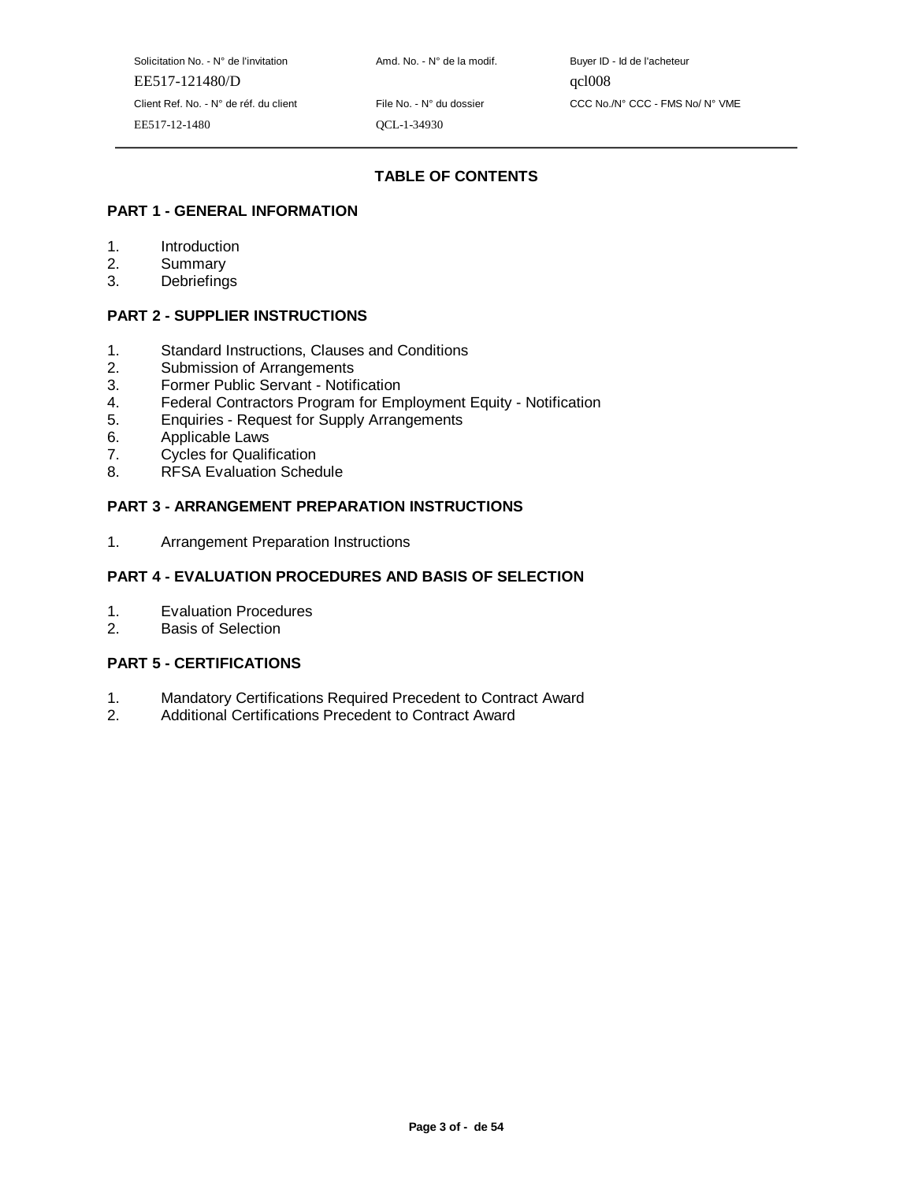## TABLE OF CONTENTS

### PART 1 - GENERAL INFORMATION

1. Introduction
2. Summary
3. Debriefings

### PART 2 - SUPPLIER INSTRUCTIONS

1. Standard Instructions, Clauses and Conditions
2. Submission of Arrangements
3. Former Public Servant - Notification
4. Federal Contractors Program for Employment Equity - Notification
5. Enquiries - Request for Supply Arrangements
6. Applicable Laws
7. Cycles for Qualification
8. RFSA Evaluation Schedule

### PART 3 - ARRANGEMENT PREPARATION INSTRUCTIONS

1. Arrangement Preparation Instructions

### PART 4 - EVALUATION PROCEDURES AND BASIS OF SELECTION

1. Evaluation Procedures
2. Basis of Selection

### PART 5 - CERTIFICATIONS

1. Mandatory Certifications Required Precedent to Contract Award
2. Additional Certifications Precedent to Contract Award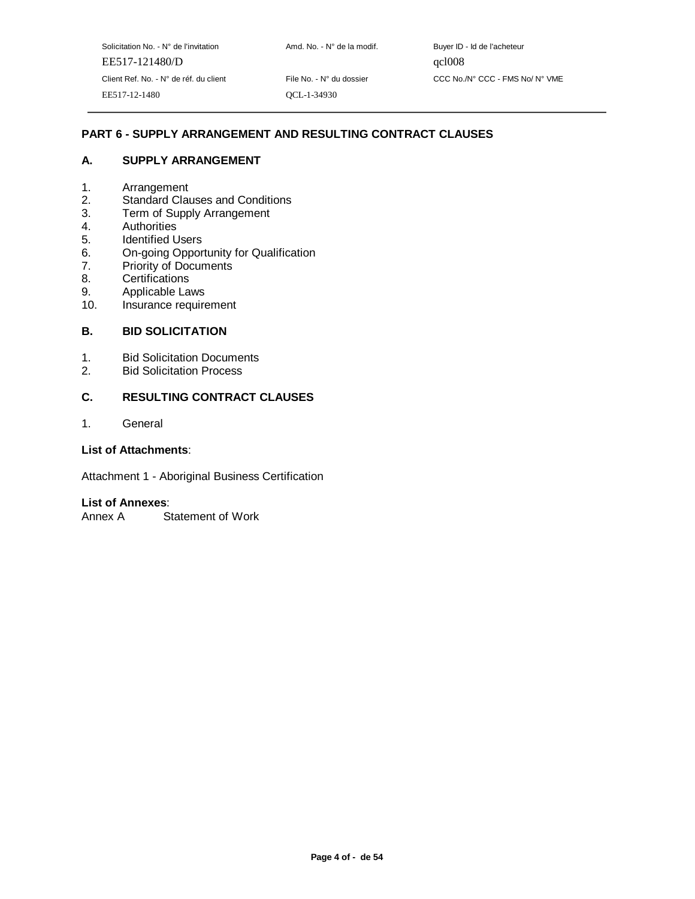## PART 6 - SUPPLY ARRANGEMENT AND RESULTING CONTRACT CLAUSES

### A. SUPPLY ARRANGEMENT

1. Arrangement
2. Standard Clauses and Conditions
3. Term of Supply Arrangement
4. Authorities
5. Identified Users
6. On-going Opportunity for Qualification
7. Priority of Documents
8. Certifications
9. Applicable Laws
10. Insurance requirement

### B. BID SOLICITATION

1. Bid Solicitation Documents
2. Bid Solicitation Process

### C. RESULTING CONTRACT CLAUSES

1. General

**List of Attachments**:

Attachment 1 - Aboriginal Business Certification

**List of Annexes**:
Annex A Statement of Work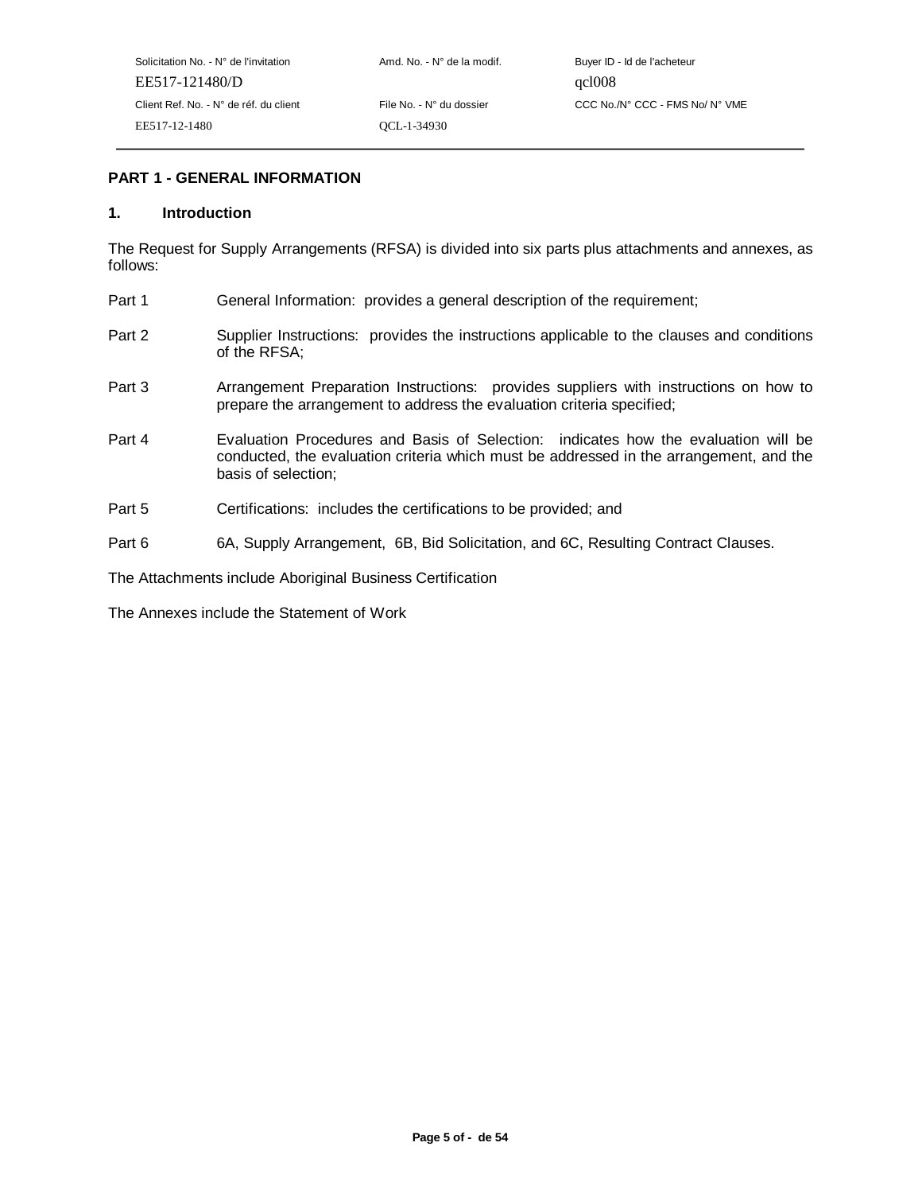## PART 1 - GENERAL INFORMATION

### 1. Introduction

The Request for Supply Arrangements (RFSA) is divided into six parts plus attachments and annexes, as follows:

| | |
|---|---|
| Part 1 | General Information: provides a general description of the requirement; |
| Part 2 | Supplier Instructions: provides the instructions applicable to the clauses and conditions of the RFSA; |
| Part 3 | Arrangement Preparation Instructions: provides suppliers with instructions on how to prepare the arrangement to address the evaluation criteria specified; |
| Part 4 | Evaluation Procedures and Basis of Selection: indicates how the evaluation will be conducted, the evaluation criteria which must be addressed in the arrangement, and the basis of selection; |
| Part 5 | Certifications: includes the certifications to be provided; and |
| Part 6 | 6A, Supply Arrangement, 6B, Bid Solicitation, and 6C, Resulting Contract Clauses. |

The Attachments include Aboriginal Business Certification

The Annexes include the Statement of Work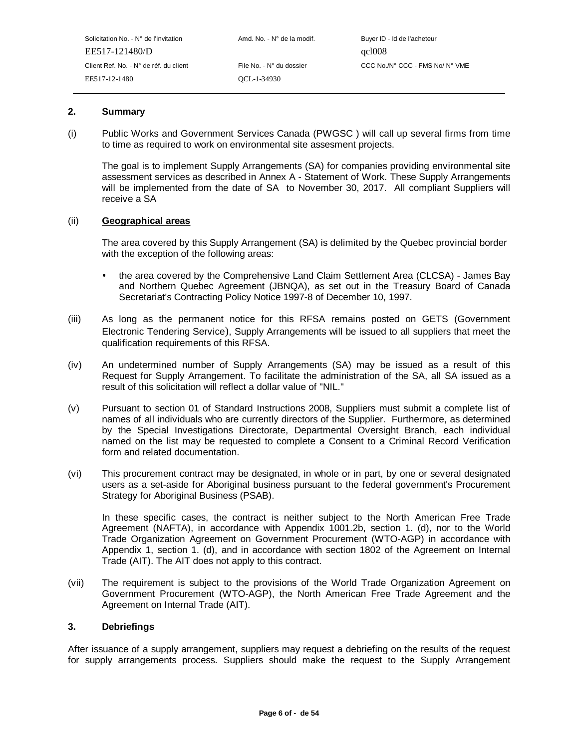## 2. Summary

(i) Public Works and Government Services Canada (PWGSC ) will call up several firms from time to time as required to work on environmental site assesment projects.

The goal is to implement Supply Arrangements (SA) for companies providing environmental site assessment services as described in Annex A - Statement of Work. These Supply Arrangements will be implemented from the date of SA to November 30, 2017. All compliant Suppliers will receive a SA

(ii) **Geographical areas**

The area covered by this Supply Arrangement (SA) is delimited by the Quebec provincial border with the exception of the following areas:

- the area covered by the Comprehensive Land Claim Settlement Area (CLCSA) - James Bay and Northern Quebec Agreement (JBNQA), as set out in the Treasury Board of Canada Secretariat's Contracting Policy Notice 1997-8 of December 10, 1997.

(iii) As long as the permanent notice for this RFSA remains posted on GETS (Government Electronic Tendering Service), Supply Arrangements will be issued to all suppliers that meet the qualification requirements of this RFSA.

(iv) An undetermined number of Supply Arrangements (SA) may be issued as a result of this Request for Supply Arrangement. To facilitate the administration of the SA, all SA issued as a result of this solicitation will reflect a dollar value of "NIL."

(v) Pursuant to section 01 of Standard Instructions 2008, Suppliers must submit a complete list of names of all individuals who are currently directors of the Supplier. Furthermore, as determined by the Special Investigations Directorate, Departmental Oversight Branch, each individual named on the list may be requested to complete a Consent to a Criminal Record Verification form and related documentation.

(vi) This procurement contract may be designated, in whole or in part, by one or several designated users as a set-aside for Aboriginal business pursuant to the federal government's Procurement Strategy for Aboriginal Business (PSAB).

In these specific cases, the contract is neither subject to the North American Free Trade Agreement (NAFTA), in accordance with Appendix 1001.2b, section 1. (d), nor to the World Trade Organization Agreement on Government Procurement (WTO-AGP) in accordance with Appendix 1, section 1. (d), and in accordance with section 1802 of the Agreement on Internal Trade (AIT). The AIT does not apply to this contract.

(vii) The requirement is subject to the provisions of the World Trade Organization Agreement on Government Procurement (WTO-AGP), the North American Free Trade Agreement and the Agreement on Internal Trade (AIT).

## 3. Debriefings

After issuance of a supply arrangement, suppliers may request a debriefing on the results of the request for supply arrangements process. Suppliers should make the request to the Supply Arrangement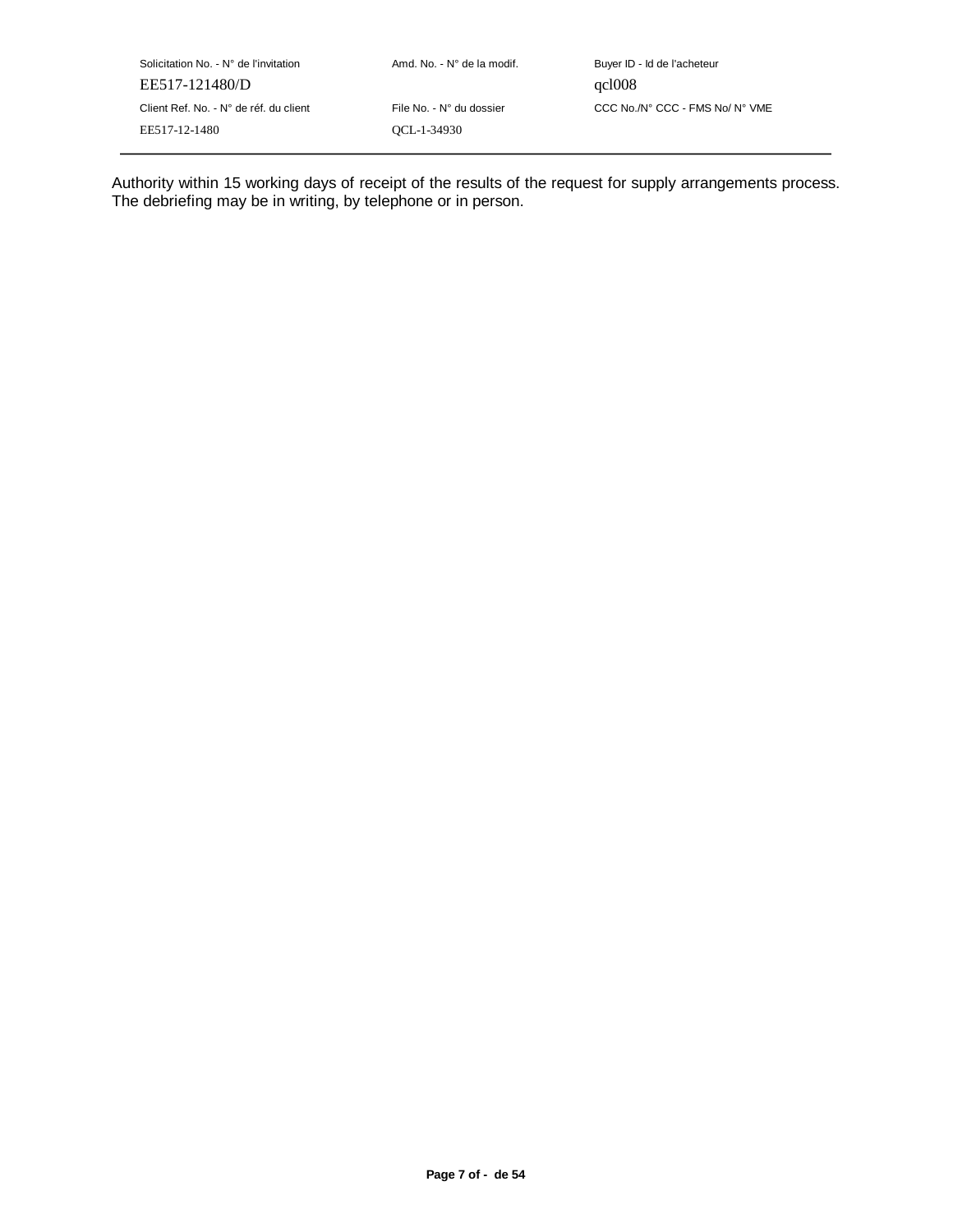Authority within 15 working days of receipt of the results of the request for supply arrangements process. The debriefing may be in writing, by telephone or in person.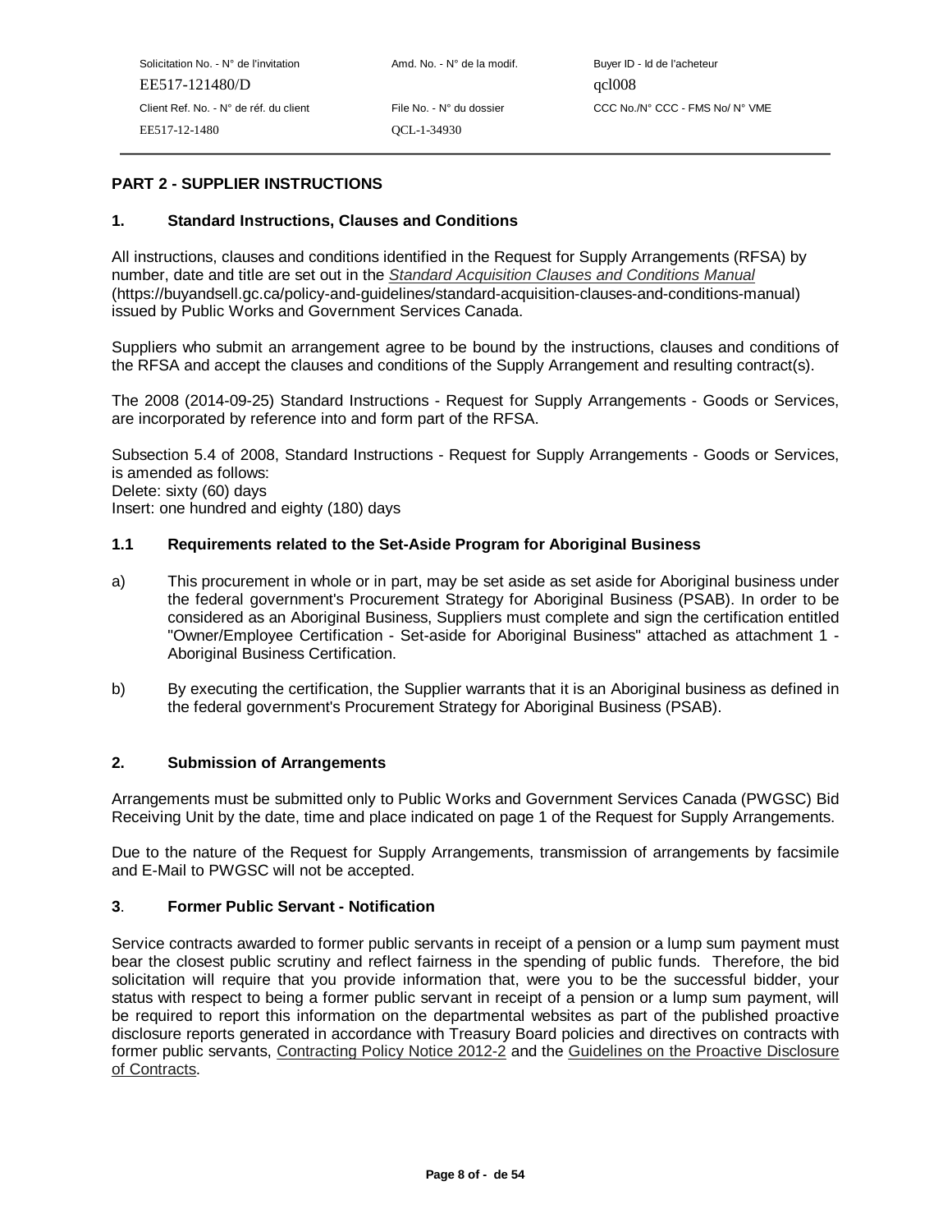## PART 2 - SUPPLIER INSTRUCTIONS

### 1. Standard Instructions, Clauses and Conditions

All instructions, clauses and conditions identified in the Request for Supply Arrangements (RFSA) by number, date and title are set out in the *Standard Acquisition Clauses and Conditions Manual* (https://buyandsell.gc.ca/policy-and-guidelines/standard-acquisition-clauses-and-conditions-manual) issued by Public Works and Government Services Canada.

Suppliers who submit an arrangement agree to be bound by the instructions, clauses and conditions of the RFSA and accept the clauses and conditions of the Supply Arrangement and resulting contract(s).

The 2008 (2014-09-25) Standard Instructions - Request for Supply Arrangements - Goods or Services, are incorporated by reference into and form part of the RFSA.

Subsection 5.4 of 2008, Standard Instructions - Request for Supply Arrangements - Goods or Services, is amended as follows:
Delete: sixty (60) days
Insert: one hundred and eighty (180) days

### 1.1 Requirements related to the Set-Aside Program for Aboriginal Business

a) This procurement in whole or in part, may be set aside as set aside for Aboriginal business under the federal government's Procurement Strategy for Aboriginal Business (PSAB). In order to be considered as an Aboriginal Business, Suppliers must complete and sign the certification entitled "Owner/Employee Certification - Set-aside for Aboriginal Business" attached as attachment 1 - Aboriginal Business Certification.

b) By executing the certification, the Supplier warrants that it is an Aboriginal business as defined in the federal government's Procurement Strategy for Aboriginal Business (PSAB).

### 2. Submission of Arrangements

Arrangements must be submitted only to Public Works and Government Services Canada (PWGSC) Bid Receiving Unit by the date, time and place indicated on page 1 of the Request for Supply Arrangements.

Due to the nature of the Request for Supply Arrangements, transmission of arrangements by facsimile and E-Mail to PWGSC will not be accepted.

### 3. Former Public Servant - Notification

Service contracts awarded to former public servants in receipt of a pension or a lump sum payment must bear the closest public scrutiny and reflect fairness in the spending of public funds. Therefore, the bid solicitation will require that you provide information that, were you to be the successful bidder, your status with respect to being a former public servant in receipt of a pension or a lump sum payment, will be required to report this information on the departmental websites as part of the published proactive disclosure reports generated in accordance with Treasury Board policies and directives on contracts with former public servants, Contracting Policy Notice 2012-2 and the Guidelines on the Proactive Disclosure of Contracts.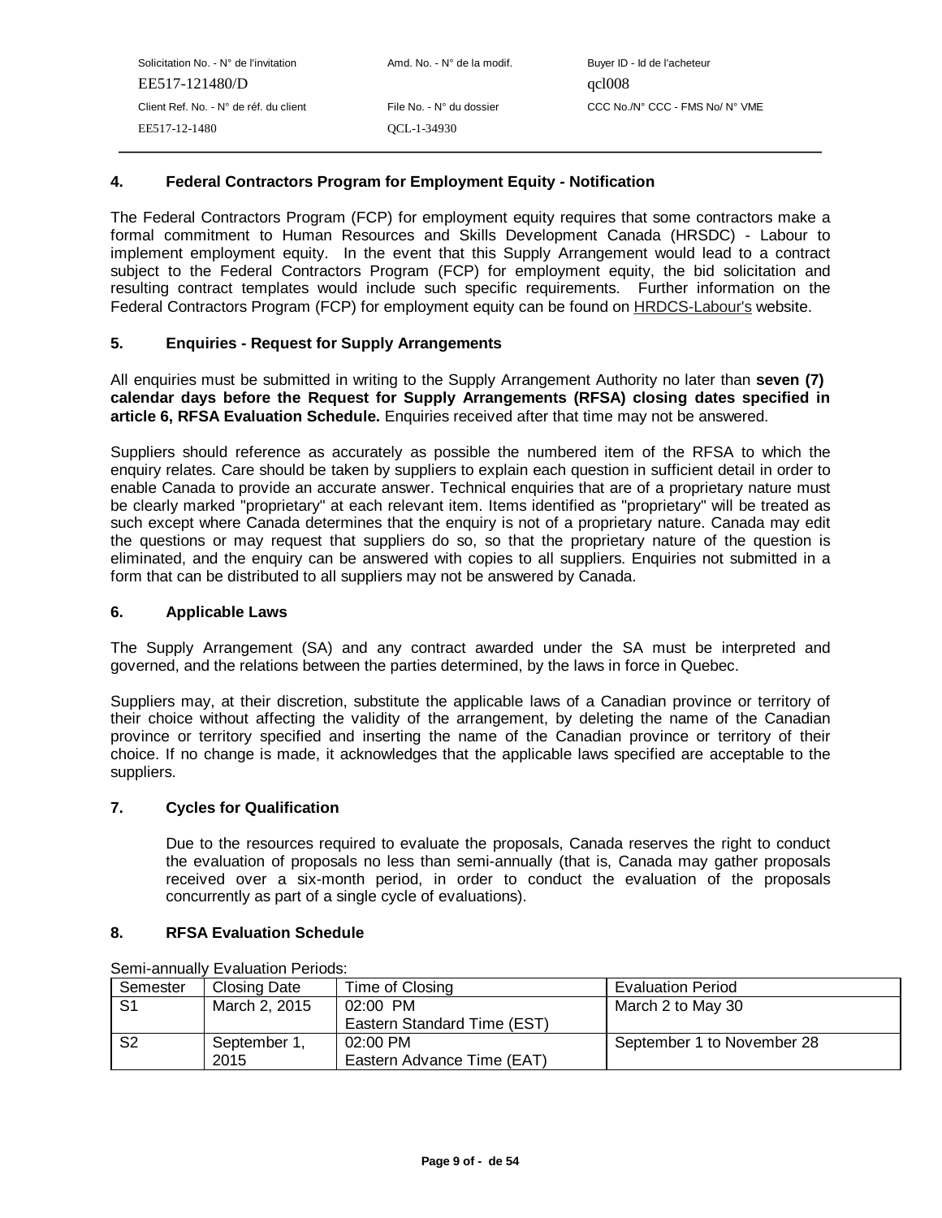## 4. Federal Contractors Program for Employment Equity - Notification

The Federal Contractors Program (FCP) for employment equity requires that some contractors make a formal commitment to Human Resources and Skills Development Canada (HRSDC) - Labour to implement employment equity. In the event that this Supply Arrangement would lead to a contract subject to the Federal Contractors Program (FCP) for employment equity, the bid solicitation and resulting contract templates would include such specific requirements. Further information on the Federal Contractors Program (FCP) for employment equity can be found on HRDCS-Labour's website.

## 5. Enquiries - Request for Supply Arrangements

All enquiries must be submitted in writing to the Supply Arrangement Authority no later than **seven (7) calendar days before the Request for Supply Arrangements (RFSA) closing dates specified in article 6, RFSA Evaluation Schedule.** Enquiries received after that time may not be answered.

Suppliers should reference as accurately as possible the numbered item of the RFSA to which the enquiry relates. Care should be taken by suppliers to explain each question in sufficient detail in order to enable Canada to provide an accurate answer. Technical enquiries that are of a proprietary nature must be clearly marked "proprietary" at each relevant item. Items identified as "proprietary" will be treated as such except where Canada determines that the enquiry is not of a proprietary nature. Canada may edit the questions or may request that suppliers do so, so that the proprietary nature of the question is eliminated, and the enquiry can be answered with copies to all suppliers. Enquiries not submitted in a form that can be distributed to all suppliers may not be answered by Canada.

## 6. Applicable Laws

The Supply Arrangement (SA) and any contract awarded under the SA must be interpreted and governed, and the relations between the parties determined, by the laws in force in Quebec.

Suppliers may, at their discretion, substitute the applicable laws of a Canadian province or territory of their choice without affecting the validity of the arrangement, by deleting the name of the Canadian province or territory specified and inserting the name of the Canadian province or territory of their choice. If no change is made, it acknowledges that the applicable laws specified are acceptable to the suppliers.

## 7. Cycles for Qualification

Due to the resources required to evaluate the proposals, Canada reserves the right to conduct the evaluation of proposals no less than semi-annually (that is, Canada may gather proposals received over a six-month period, in order to conduct the evaluation of the proposals concurrently as part of a single cycle of evaluations).

## 8. RFSA Evaluation Schedule

Semi-annually Evaluation Periods:

| Semester | Closing Date | Time of Closing | Evaluation Period |
|---|---|---|---|
| S1 | March 2, 2015 | 02:00 PM Eastern Standard Time (EST) | March 2 to May 30 |
| S2 | September 1, 2015 | 02:00 PM Eastern Advance Time (EAT) | September 1 to November 28 |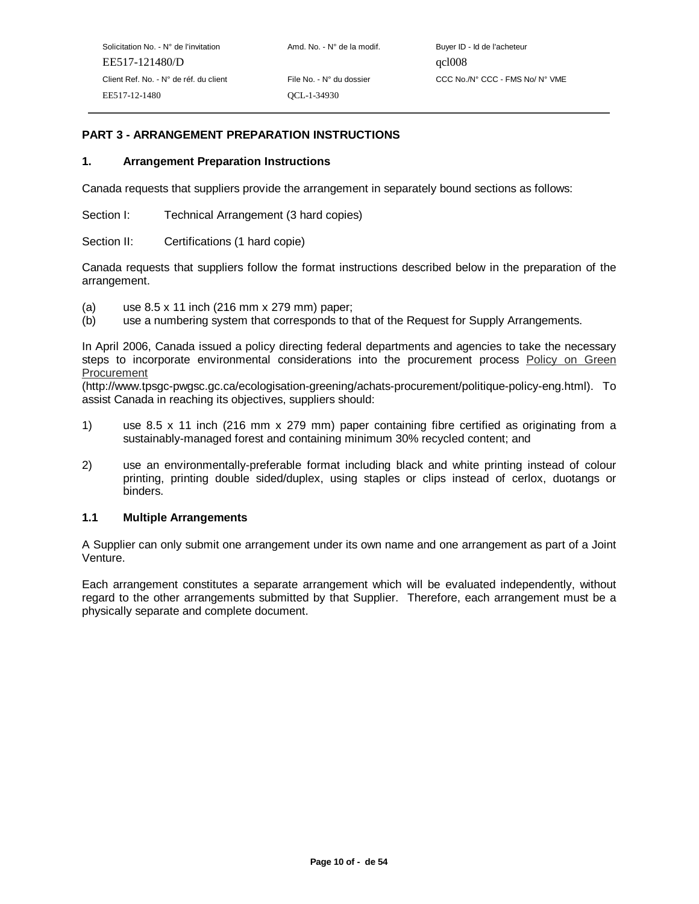## PART 3 - ARRANGEMENT PREPARATION INSTRUCTIONS

### 1. Arrangement Preparation Instructions

Canada requests that suppliers provide the arrangement in separately bound sections as follows:

Section I: Technical Arrangement (3 hard copies)

Section II: Certifications (1 hard copie)

Canada requests that suppliers follow the format instructions described below in the preparation of the arrangement.

(a) use 8.5 x 11 inch (216 mm x 279 mm) paper;
(b) use a numbering system that corresponds to that of the Request for Supply Arrangements.

In April 2006, Canada issued a policy directing federal departments and agencies to take the necessary steps to incorporate environmental considerations into the procurement process Policy on Green Procurement (http://www.tpsgc-pwgsc.gc.ca/ecologisation-greening/achats-procurement/politique-policy-eng.html). To assist Canada in reaching its objectives, suppliers should:

1) use 8.5 x 11 inch (216 mm x 279 mm) paper containing fibre certified as originating from a sustainably-managed forest and containing minimum 30% recycled content; and

2) use an environmentally-preferable format including black and white printing instead of colour printing, printing double sided/duplex, using staples or clips instead of cerlox, duotangs or binders.

### 1.1 Multiple Arrangements

A Supplier can only submit one arrangement under its own name and one arrangement as part of a Joint Venture.

Each arrangement constitutes a separate arrangement which will be evaluated independently, without regard to the other arrangements submitted by that Supplier. Therefore, each arrangement must be a physically separate and complete document.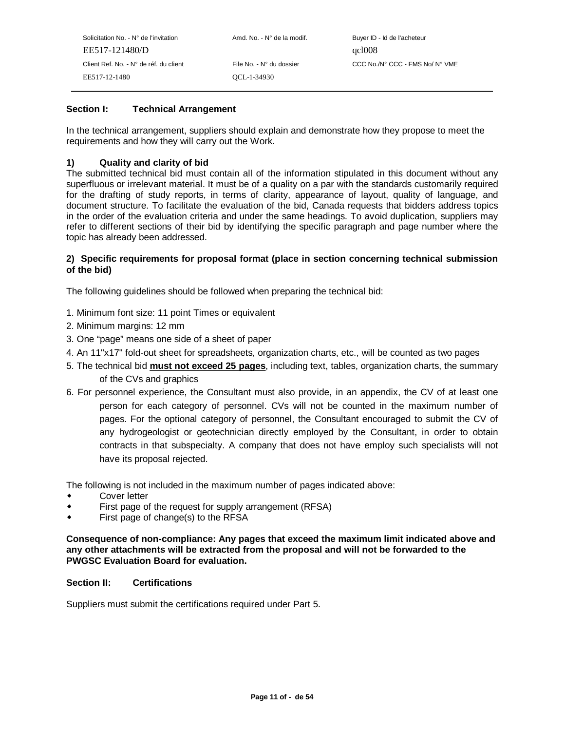## Section I: Technical Arrangement

In the technical arrangement, suppliers should explain and demonstrate how they propose to meet the requirements and how they will carry out the Work.

### 1) Quality and clarity of bid

The submitted technical bid must contain all of the information stipulated in this document without any superfluous or irrelevant material. It must be of a quality on a par with the standards customarily required for the drafting of study reports, in terms of clarity, appearance of layout, quality of language, and document structure. To facilitate the evaluation of the bid, Canada requests that bidders address topics in the order of the evaluation criteria and under the same headings. To avoid duplication, suppliers may refer to different sections of their bid by identifying the specific paragraph and page number where the topic has already been addressed.

### 2) Specific requirements for proposal format (place in section concerning technical submission of the bid)

The following guidelines should be followed when preparing the technical bid:

1. Minimum font size: 11 point Times or equivalent
2. Minimum margins: 12 mm
3. One "page" means one side of a sheet of paper
4. An 11"x17" fold-out sheet for spreadsheets, organization charts, etc., will be counted as two pages
5. The technical bid **must not exceed 25 pages**, including text, tables, organization charts, the summary of the CVs and graphics
6. For personnel experience, the Consultant must also provide, in an appendix, the CV of at least one person for each category of personnel. CVs will not be counted in the maximum number of pages. For the optional category of personnel, the Consultant encouraged to submit the CV of any hydrogeologist or geotechnician directly employed by the Consultant, in order to obtain contracts in that subspecialty. A company that does not have employ such specialists will not have its proposal rejected.

The following is not included in the maximum number of pages indicated above:

- Cover letter
- First page of the request for supply arrangement (RFSA)
- First page of change(s) to the RFSA

**Consequence of non-compliance: Any pages that exceed the maximum limit indicated above and any other attachments will be extracted from the proposal and will not be forwarded to the PWGSC Evaluation Board for evaluation.**

## Section II: Certifications

Suppliers must submit the certifications required under Part 5.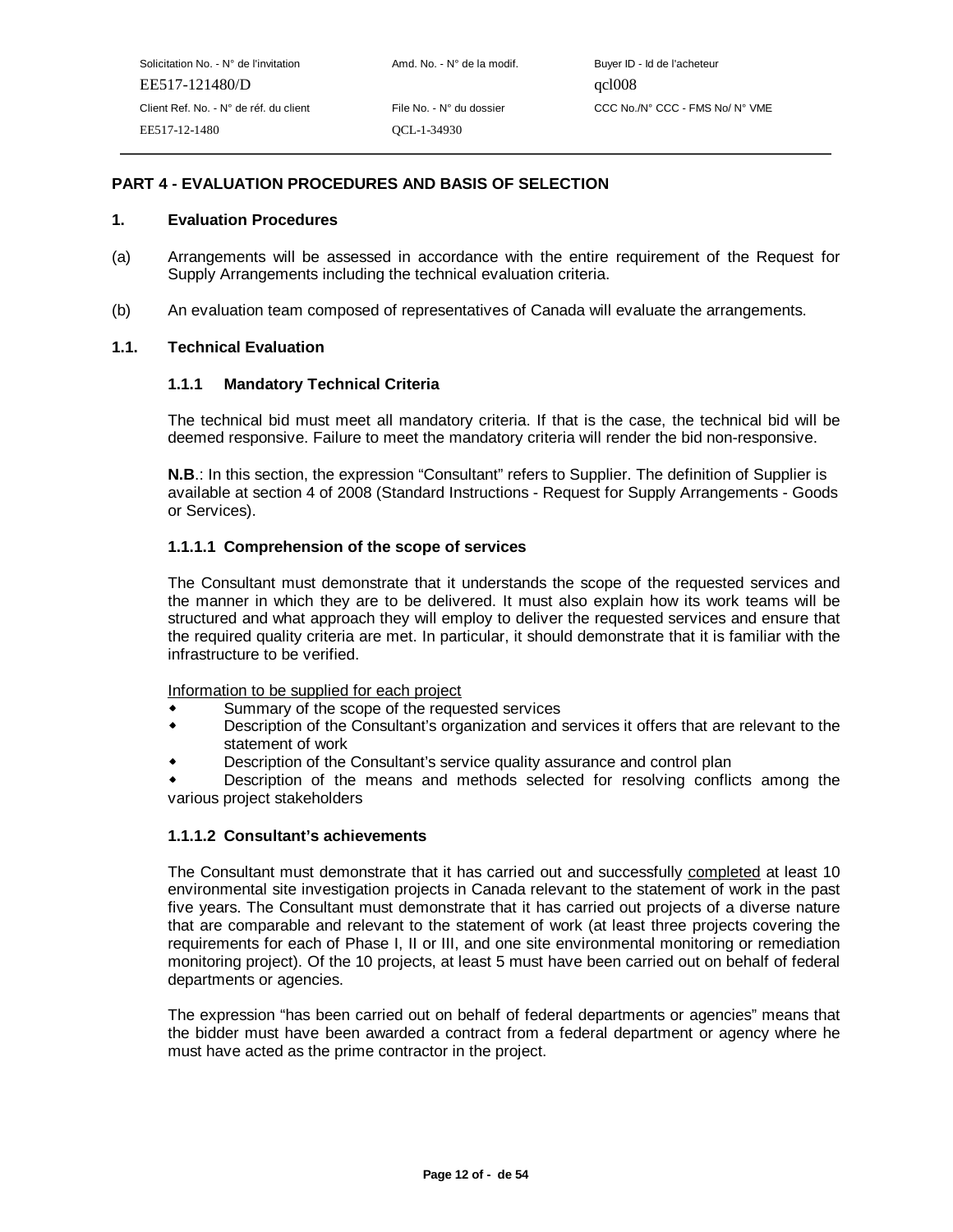## PART 4 - EVALUATION PROCEDURES AND BASIS OF SELECTION

### 1. Evaluation Procedures

(a) Arrangements will be assessed in accordance with the entire requirement of the Request for Supply Arrangements including the technical evaluation criteria.

(b) An evaluation team composed of representatives of Canada will evaluate the arrangements.

### 1.1. Technical Evaluation

#### 1.1.1 Mandatory Technical Criteria

The technical bid must meet all mandatory criteria. If that is the case, the technical bid will be deemed responsive. Failure to meet the mandatory criteria will render the bid non-responsive.

**N.B**.: In this section, the expression "Consultant" refers to Supplier. The definition of Supplier is available at section 4 of 2008 (Standard Instructions - Request for Supply Arrangements - Goods or Services).

#### 1.1.1.1 Comprehension of the scope of services

The Consultant must demonstrate that it understands the scope of the requested services and the manner in which they are to be delivered. It must also explain how its work teams will be structured and what approach they will employ to deliver the requested services and ensure that the required quality criteria are met. In particular, it should demonstrate that it is familiar with the infrastructure to be verified.

Information to be supplied for each project

- Summary of the scope of the requested services
- Description of the Consultant's organization and services it offers that are relevant to the statement of work
- Description of the Consultant's service quality assurance and control plan
- Description of the means and methods selected for resolving conflicts among the various project stakeholders

#### 1.1.1.2 Consultant's achievements

The Consultant must demonstrate that it has carried out and successfully completed at least 10 environmental site investigation projects in Canada relevant to the statement of work in the past five years. The Consultant must demonstrate that it has carried out projects of a diverse nature that are comparable and relevant to the statement of work (at least three projects covering the requirements for each of Phase I, II or III, and one site environmental monitoring or remediation monitoring project). Of the 10 projects, at least 5 must have been carried out on behalf of federal departments or agencies.

The expression "has been carried out on behalf of federal departments or agencies" means that the bidder must have been awarded a contract from a federal department or agency where he must have acted as the prime contractor in the project.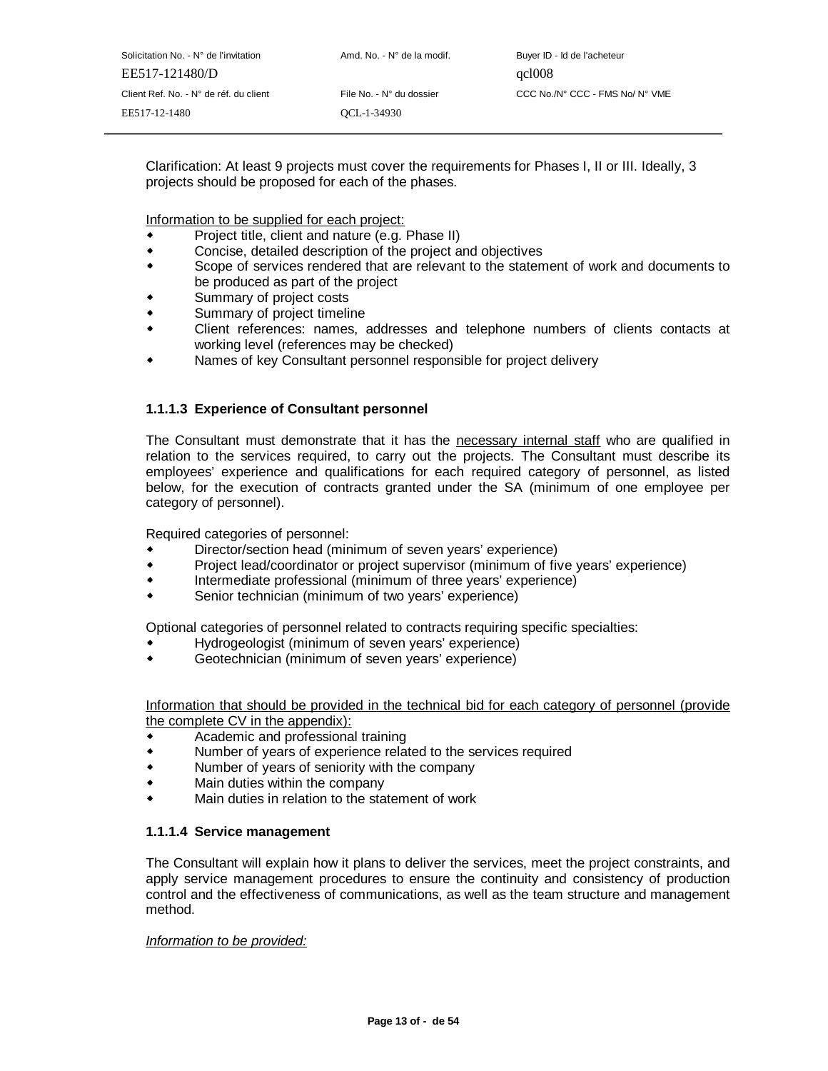Clarification: At least 9 projects must cover the requirements for Phases I, II or III. Ideally, 3 projects should be proposed for each of the phases.

Information to be supplied for each project:

- Project title, client and nature (e.g. Phase II)
- Concise, detailed description of the project and objectives
- Scope of services rendered that are relevant to the statement of work and documents to be produced as part of the project
- Summary of project costs
- Summary of project timeline
- Client references: names, addresses and telephone numbers of clients contacts at working level (references may be checked)
- Names of key Consultant personnel responsible for project delivery

#### 1.1.1.3 Experience of Consultant personnel

The Consultant must demonstrate that it has the necessary internal staff who are qualified in relation to the services required, to carry out the projects. The Consultant must describe its employees' experience and qualifications for each required category of personnel, as listed below, for the execution of contracts granted under the SA (minimum of one employee per category of personnel).

Required categories of personnel:

- Director/section head (minimum of seven years' experience)
- Project lead/coordinator or project supervisor (minimum of five years' experience)
- Intermediate professional (minimum of three years' experience)
- Senior technician (minimum of two years' experience)

Optional categories of personnel related to contracts requiring specific specialties:

- Hydrogeologist (minimum of seven years' experience)
- Geotechnician (minimum of seven years' experience)

Information that should be provided in the technical bid for each category of personnel (provide the complete CV in the appendix):

- Academic and professional training
- Number of years of experience related to the services required
- Number of years of seniority with the company
- Main duties within the company
- Main duties in relation to the statement of work

#### 1.1.1.4 Service management

The Consultant will explain how it plans to deliver the services, meet the project constraints, and apply service management procedures to ensure the continuity and consistency of production control and the effectiveness of communications, as well as the team structure and management method.

*Information to be provided:*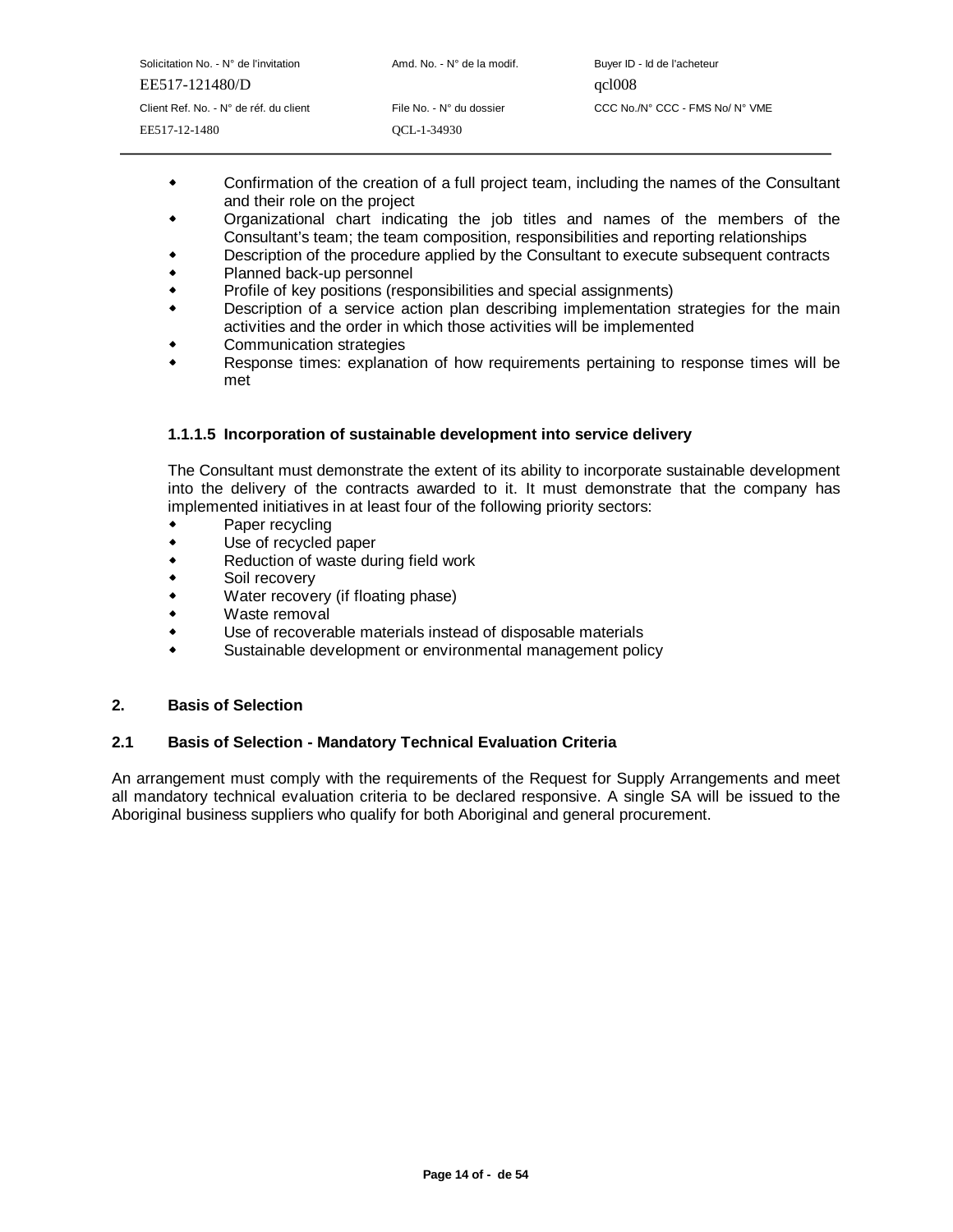- Confirmation of the creation of a full project team, including the names of the Consultant and their role on the project
- Organizational chart indicating the job titles and names of the members of the Consultant's team; the team composition, responsibilities and reporting relationships
- Description of the procedure applied by the Consultant to execute subsequent contracts
- Planned back-up personnel
- Profile of key positions (responsibilities and special assignments)
- Description of a service action plan describing implementation strategies for the main activities and the order in which those activities will be implemented
- Communication strategies
- Response times: explanation of how requirements pertaining to response times will be met

#### 1.1.1.5 Incorporation of sustainable development into service delivery

The Consultant must demonstrate the extent of its ability to incorporate sustainable development into the delivery of the contracts awarded to it. It must demonstrate that the company has implemented initiatives in at least four of the following priority sectors:

- Paper recycling
- Use of recycled paper
- Reduction of waste during field work
- Soil recovery
- Water recovery (if floating phase)
- Waste removal
- Use of recoverable materials instead of disposable materials
- Sustainable development or environmental management policy

## 2. Basis of Selection

### 2.1 Basis of Selection - Mandatory Technical Evaluation Criteria

An arrangement must comply with the requirements of the Request for Supply Arrangements and meet all mandatory technical evaluation criteria to be declared responsive. A single SA will be issued to the Aboriginal business suppliers who qualify for both Aboriginal and general procurement.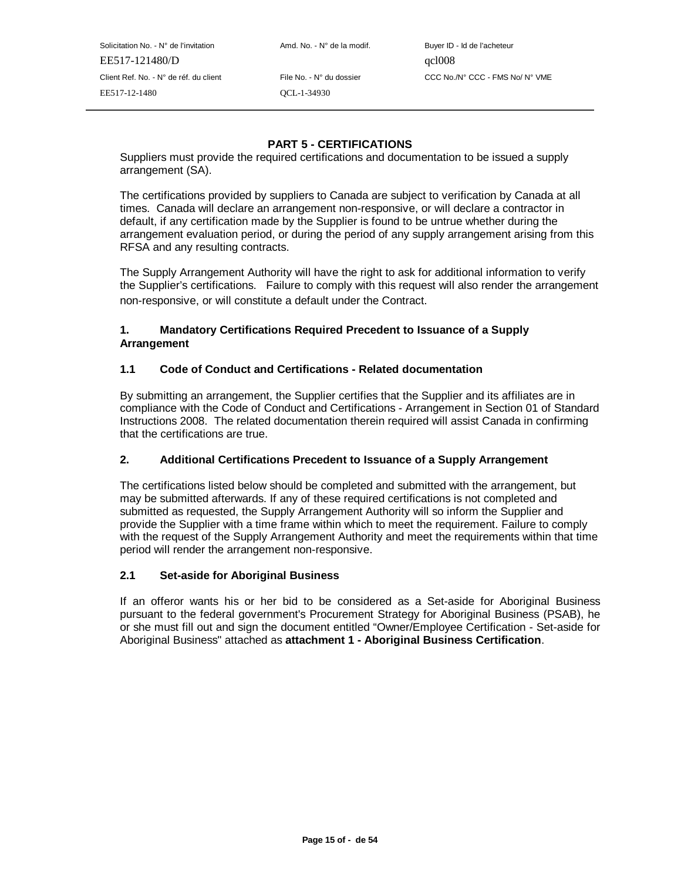# PART 5 - CERTIFICATIONS

Suppliers must provide the required certifications and documentation to be issued a supply arrangement (SA).

The certifications provided by suppliers to Canada are subject to verification by Canada at all times. Canada will declare an arrangement non-responsive, or will declare a contractor in default, if any certification made by the Supplier is found to be untrue whether during the arrangement evaluation period, or during the period of any supply arrangement arising from this RFSA and any resulting contracts.

The Supply Arrangement Authority will have the right to ask for additional information to verify the Supplier's certifications. Failure to comply with this request will also render the arrangement non-responsive, or will constitute a default under the Contract.

## 1. Mandatory Certifications Required Precedent to Issuance of a Supply Arrangement

### 1.1 Code of Conduct and Certifications - Related documentation

By submitting an arrangement, the Supplier certifies that the Supplier and its affiliates are in compliance with the Code of Conduct and Certifications - Arrangement in Section 01 of Standard Instructions 2008. The related documentation therein required will assist Canada in confirming that the certifications are true.

## 2. Additional Certifications Precedent to Issuance of a Supply Arrangement

The certifications listed below should be completed and submitted with the arrangement, but may be submitted afterwards. If any of these required certifications is not completed and submitted as requested, the Supply Arrangement Authority will so inform the Supplier and provide the Supplier with a time frame within which to meet the requirement. Failure to comply with the request of the Supply Arrangement Authority and meet the requirements within that time period will render the arrangement non-responsive.

### 2.1 Set-aside for Aboriginal Business

If an offeror wants his or her bid to be considered as a Set-aside for Aboriginal Business pursuant to the federal government's Procurement Strategy for Aboriginal Business (PSAB), he or she must fill out and sign the document entitled "Owner/Employee Certification - Set-aside for Aboriginal Business" attached as **attachment 1 - Aboriginal Business Certification**.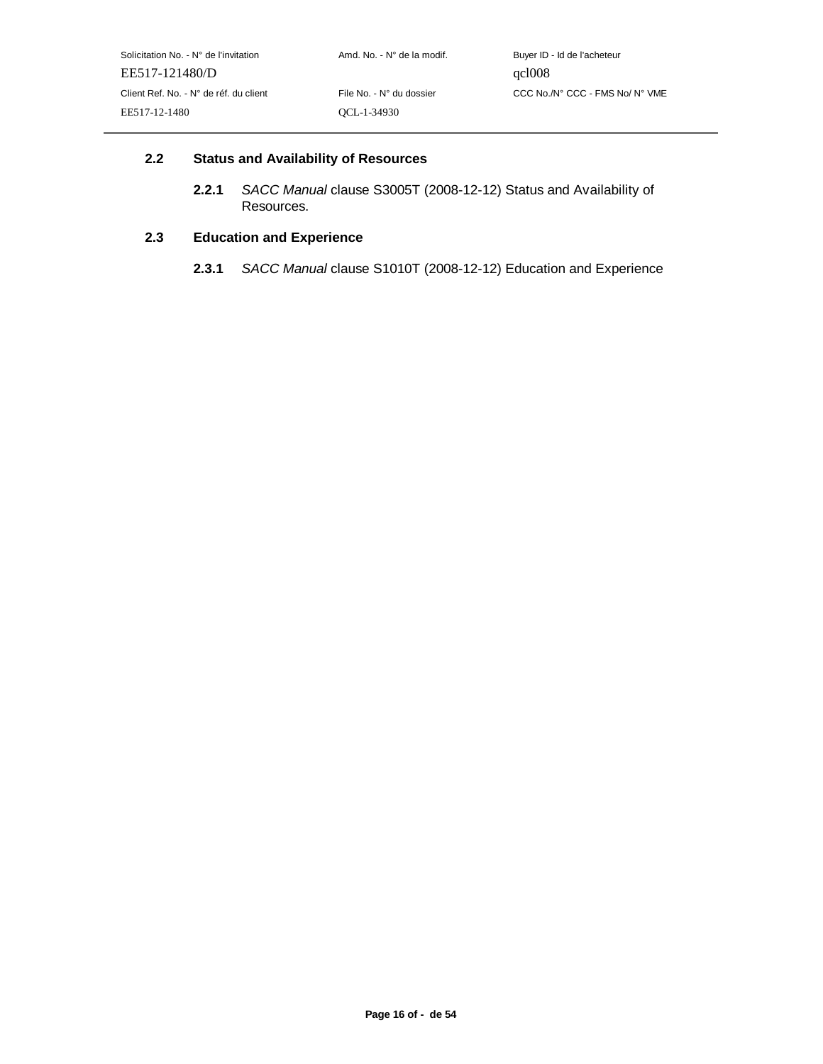### 2.2 Status and Availability of Resources

**2.2.1** *SACC Manual* clause S3005T (2008-12-12) Status and Availability of Resources.

### 2.3 Education and Experience

**2.3.1** *SACC Manual* clause S1010T (2008-12-12) Education and Experience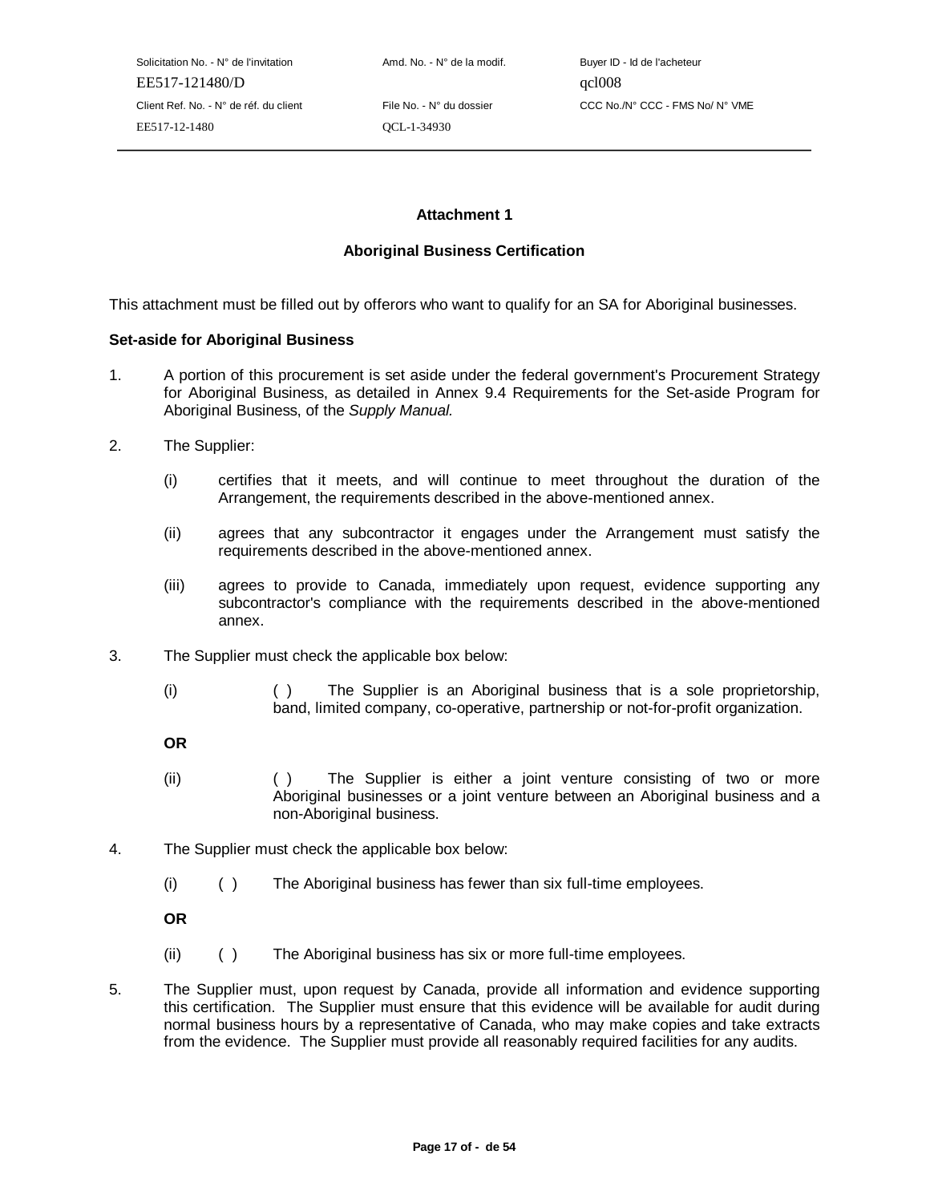## Attachment 1

## Aboriginal Business Certification

This attachment must be filled out by offerors who want to qualify for an SA for Aboriginal businesses.

**Set-aside for Aboriginal Business**

1. A portion of this procurement is set aside under the federal government's Procurement Strategy for Aboriginal Business, as detailed in Annex 9.4 Requirements for the Set-aside Program for Aboriginal Business, of the *Supply Manual.*

2. The Supplier:

   (i) certifies that it meets, and will continue to meet throughout the duration of the Arrangement, the requirements described in the above-mentioned annex.

   (ii) agrees that any subcontractor it engages under the Arrangement must satisfy the requirements described in the above-mentioned annex.

   (iii) agrees to provide to Canada, immediately upon request, evidence supporting any subcontractor's compliance with the requirements described in the above-mentioned annex.

3. The Supplier must check the applicable box below:

   (i) ( ) The Supplier is an Aboriginal business that is a sole proprietorship, band, limited company, co-operative, partnership or not-for-profit organization.

   **OR**

   (ii) ( ) The Supplier is either a joint venture consisting of two or more Aboriginal businesses or a joint venture between an Aboriginal business and a non-Aboriginal business.

4. The Supplier must check the applicable box below:

   (i) ( ) The Aboriginal business has fewer than six full-time employees.

   **OR**

   (ii) ( ) The Aboriginal business has six or more full-time employees.

5. The Supplier must, upon request by Canada, provide all information and evidence supporting this certification. The Supplier must ensure that this evidence will be available for audit during normal business hours by a representative of Canada, who may make copies and take extracts from the evidence. The Supplier must provide all reasonably required facilities for any audits.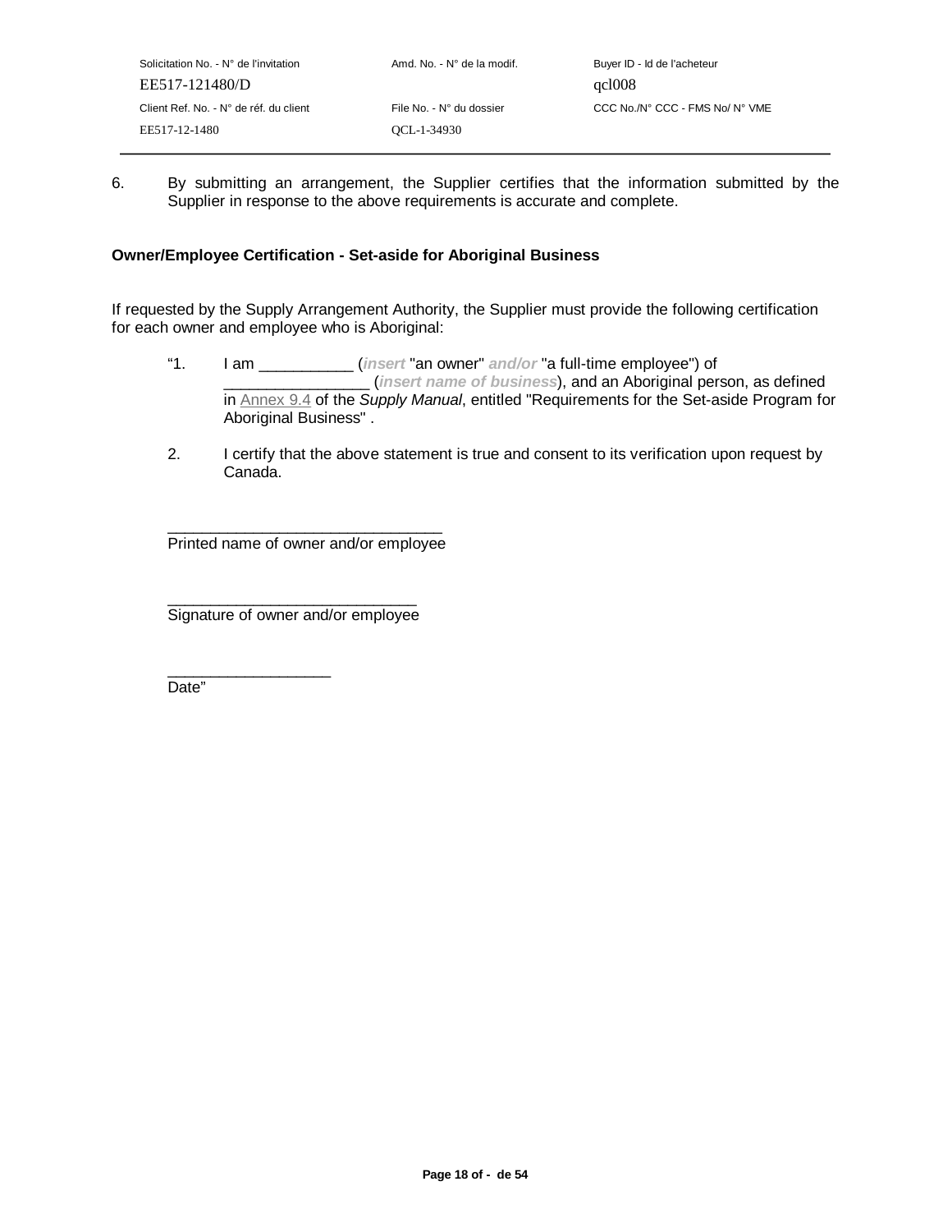6. By submitting an arrangement, the Supplier certifies that the information submitted by the Supplier in response to the above requirements is accurate and complete.

**Owner/Employee Certification - Set-aside for Aboriginal Business**

If requested by the Supply Arrangement Authority, the Supplier must provide the following certification for each owner and employee who is Aboriginal:

"1. I am __________ (***insert*** "an owner" ***and/or*** "a full-time employee") of _______________ (***insert name of business***), and an Aboriginal person, as defined in Annex 9.4 of the *Supply Manual*, entitled "Requirements for the Set-aside Program for Aboriginal Business" .

2. I certify that the above statement is true and consent to its verification upon request by Canada.

_______________________________
Printed name of owner and/or employee

____________________________
Signature of owner and/or employee

__________________
Date"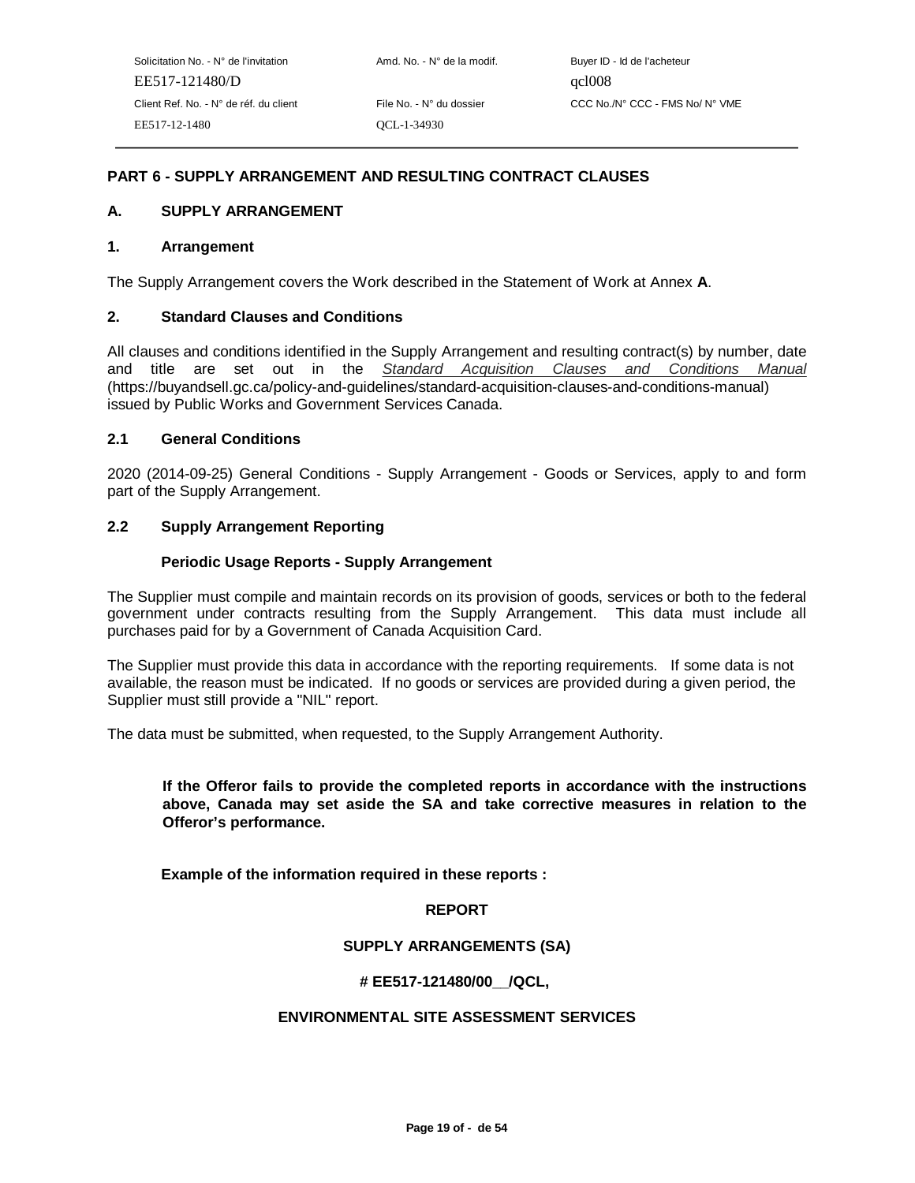## PART 6 - SUPPLY ARRANGEMENT AND RESULTING CONTRACT CLAUSES

### A. SUPPLY ARRANGEMENT

#### 1. Arrangement

The Supply Arrangement covers the Work described in the Statement of Work at Annex **A**.

#### 2. Standard Clauses and Conditions

All clauses and conditions identified in the Supply Arrangement and resulting contract(s) by number, date and title are set out in the *Standard Acquisition Clauses and Conditions Manual* (https://buyandsell.gc.ca/policy-and-guidelines/standard-acquisition-clauses-and-conditions-manual) issued by Public Works and Government Services Canada.

#### 2.1 General Conditions

2020 (2014-09-25) General Conditions - Supply Arrangement - Goods or Services, apply to and form part of the Supply Arrangement.

#### 2.2 Supply Arrangement Reporting

**Periodic Usage Reports - Supply Arrangement**

The Supplier must compile and maintain records on its provision of goods, services or both to the federal government under contracts resulting from the Supply Arrangement. This data must include all purchases paid for by a Government of Canada Acquisition Card.

The Supplier must provide this data in accordance with the reporting requirements. If some data is not available, the reason must be indicated. If no goods or services are provided during a given period, the Supplier must still provide a "NIL" report.

The data must be submitted, when requested, to the Supply Arrangement Authority.

**If the Offeror fails to provide the completed reports in accordance with the instructions above, Canada may set aside the SA and take corrective measures in relation to the Offeror's performance.**

**Example of the information required in these reports :**

**REPORT**

**SUPPLY ARRANGEMENTS (SA)**

**# EE517-121480/00__/QCL,**

**ENVIRONMENTAL SITE ASSESSMENT SERVICES**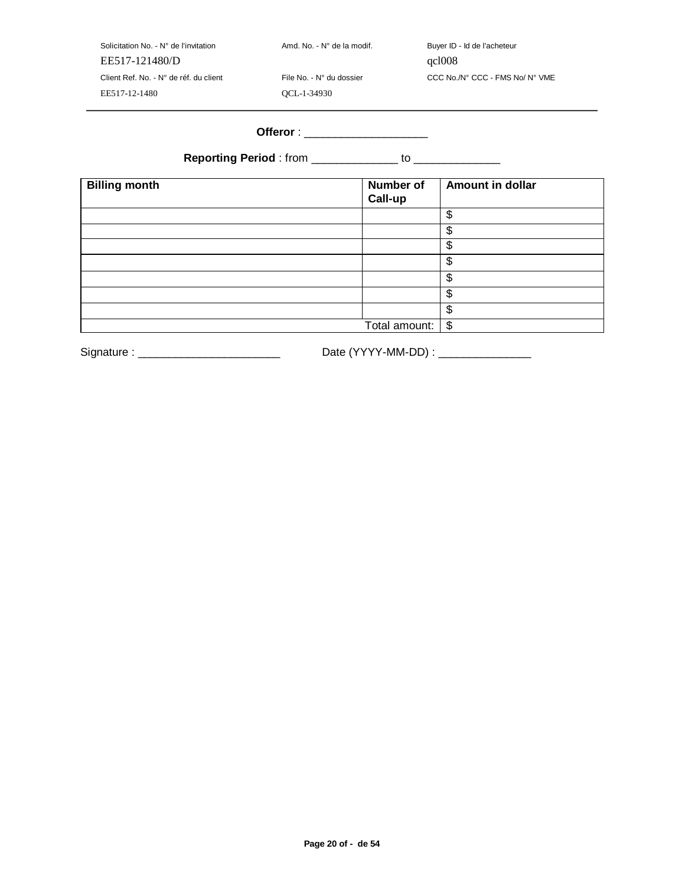**Offeror** : ____________________

**Reporting Period** : from _____________ to _____________

| Billing month | Number of Call-up | Amount in dollar |
|---|---|---|
| | | $ |
| | | $ |
| | | $ |
| | | $ |
| | | $ |
| | | $ |
| | | $ |
| | Total amount: | $ |

Signature : _______________________ Date (YYYY-MM-DD) : _______________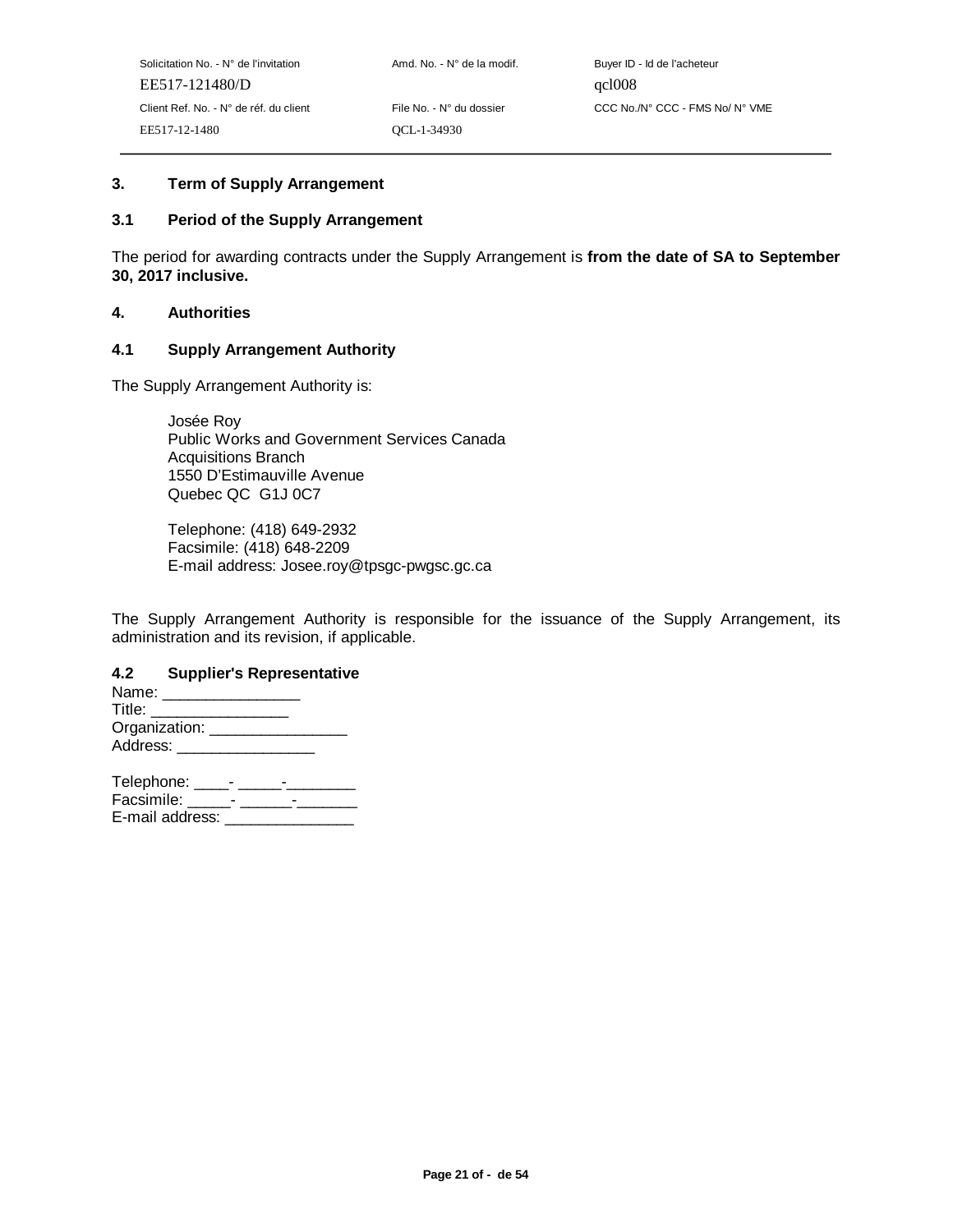## 3. Term of Supply Arrangement

### 3.1 Period of the Supply Arrangement

The period for awarding contracts under the Supply Arrangement is **from the date of SA to September 30, 2017 inclusive.**

## 4. Authorities

### 4.1 Supply Arrangement Authority

The Supply Arrangement Authority is:

Josée Roy
Public Works and Government Services Canada
Acquisitions Branch
1550 D'Estimauville Avenue
Quebec QC G1J 0C7

Telephone: (418) 649-2932
Facsimile: (418) 648-2209
E-mail address: Josee.roy@tpsgc-pwgsc.gc.ca

The Supply Arrangement Authority is responsible for the issuance of the Supply Arrangement, its administration and its revision, if applicable.

### 4.2 Supplier's Representative

Name: ________________
Title: ________________
Organization: ________________
Address: ________________

Telephone: ____- _____-________
Facsimile: _____- ______-_______
E-mail address: _______________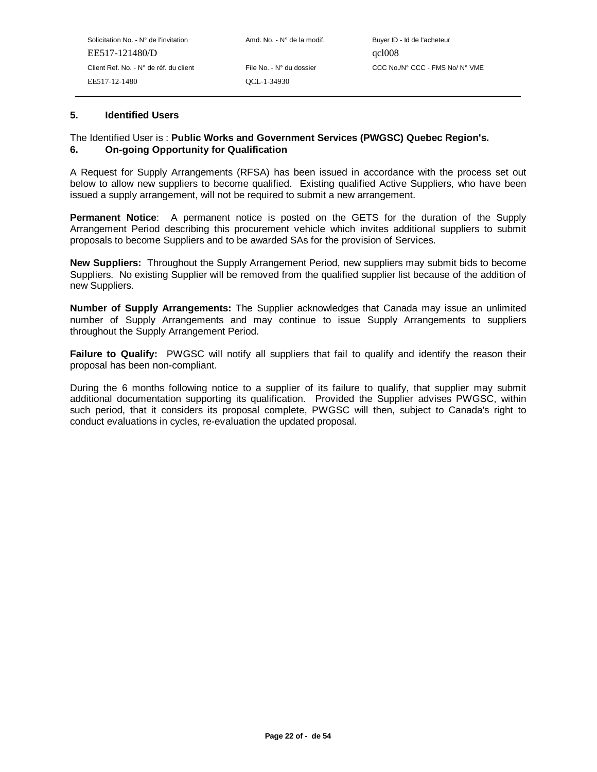## 5. Identified Users

The Identified User is : **Public Works and Government Services (PWGSC) Quebec Region's.**

## 6. On-going Opportunity for Qualification

A Request for Supply Arrangements (RFSA) has been issued in accordance with the process set out below to allow new suppliers to become qualified. Existing qualified Active Suppliers, who have been issued a supply arrangement, will not be required to submit a new arrangement.

**Permanent Notice**: A permanent notice is posted on the GETS for the duration of the Supply Arrangement Period describing this procurement vehicle which invites additional suppliers to submit proposals to become Suppliers and to be awarded SAs for the provision of Services.

**New Suppliers:** Throughout the Supply Arrangement Period, new suppliers may submit bids to become Suppliers. No existing Supplier will be removed from the qualified supplier list because of the addition of new Suppliers.

**Number of Supply Arrangements:** The Supplier acknowledges that Canada may issue an unlimited number of Supply Arrangements and may continue to issue Supply Arrangements to suppliers throughout the Supply Arrangement Period.

**Failure to Qualify:** PWGSC will notify all suppliers that fail to qualify and identify the reason their proposal has been non-compliant.

During the 6 months following notice to a supplier of its failure to qualify, that supplier may submit additional documentation supporting its qualification. Provided the Supplier advises PWGSC, within such period, that it considers its proposal complete, PWGSC will then, subject to Canada's right to conduct evaluations in cycles, re-evaluation the updated proposal.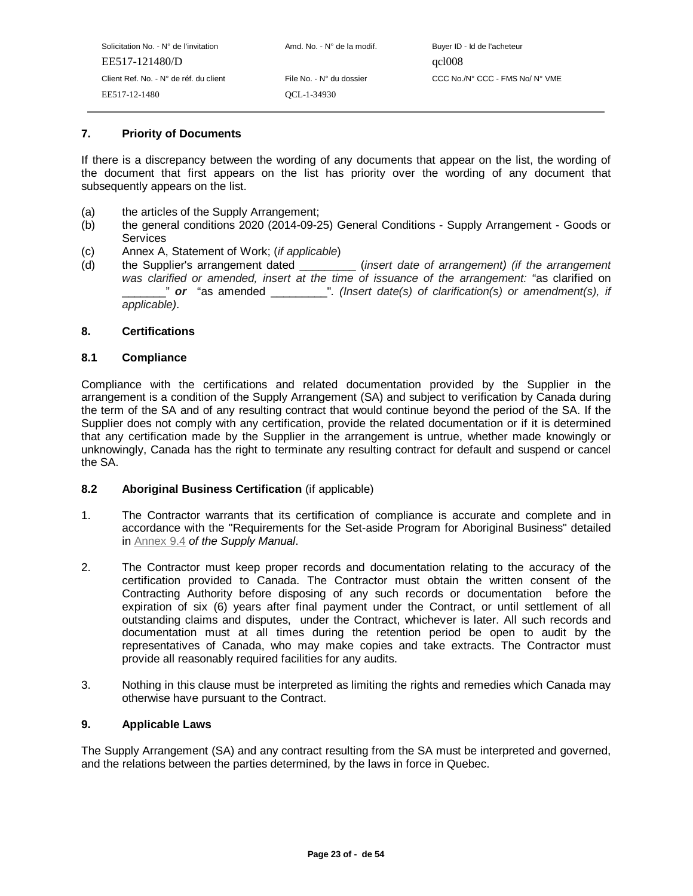## 7. Priority of Documents

If there is a discrepancy between the wording of any documents that appear on the list, the wording of the document that first appears on the list has priority over the wording of any document that subsequently appears on the list.

(a) the articles of the Supply Arrangement;

(b) the general conditions 2020 (2014-09-25) General Conditions - Supply Arrangement - Goods or Services

(c) Annex A, Statement of Work; (*if applicable*)

(d) the Supplier's arrangement dated _________ (*insert date of arrangement) (if the arrangement was clarified or amended, insert at the time of issuance of the arrangement:* "as clarified on _______" ***or*** "as amended _________". *(Insert date(s) of clarification(s) or amendment(s), if applicable)*.

## 8. Certifications

### 8.1 Compliance

Compliance with the certifications and related documentation provided by the Supplier in the arrangement is a condition of the Supply Arrangement (SA) and subject to verification by Canada during the term of the SA and of any resulting contract that would continue beyond the period of the SA. If the Supplier does not comply with any certification, provide the related documentation or if it is determined that any certification made by the Supplier in the arrangement is untrue, whether made knowingly or unknowingly, Canada has the right to terminate any resulting contract for default and suspend or cancel the SA.

### 8.2 Aboriginal Business Certification (if applicable)

1. The Contractor warrants that its certification of compliance is accurate and complete and in accordance with the "Requirements for the Set-aside Program for Aboriginal Business" detailed in Annex 9.4 *of the Supply Manual*.

2. The Contractor must keep proper records and documentation relating to the accuracy of the certification provided to Canada. The Contractor must obtain the written consent of the Contracting Authority before disposing of any such records or documentation before the expiration of six (6) years after final payment under the Contract, or until settlement of all outstanding claims and disputes, under the Contract, whichever is later. All such records and documentation must at all times during the retention period be open to audit by the representatives of Canada, who may make copies and take extracts. The Contractor must provide all reasonably required facilities for any audits.

3. Nothing in this clause must be interpreted as limiting the rights and remedies which Canada may otherwise have pursuant to the Contract.

## 9. Applicable Laws

The Supply Arrangement (SA) and any contract resulting from the SA must be interpreted and governed, and the relations between the parties determined, by the laws in force in Quebec.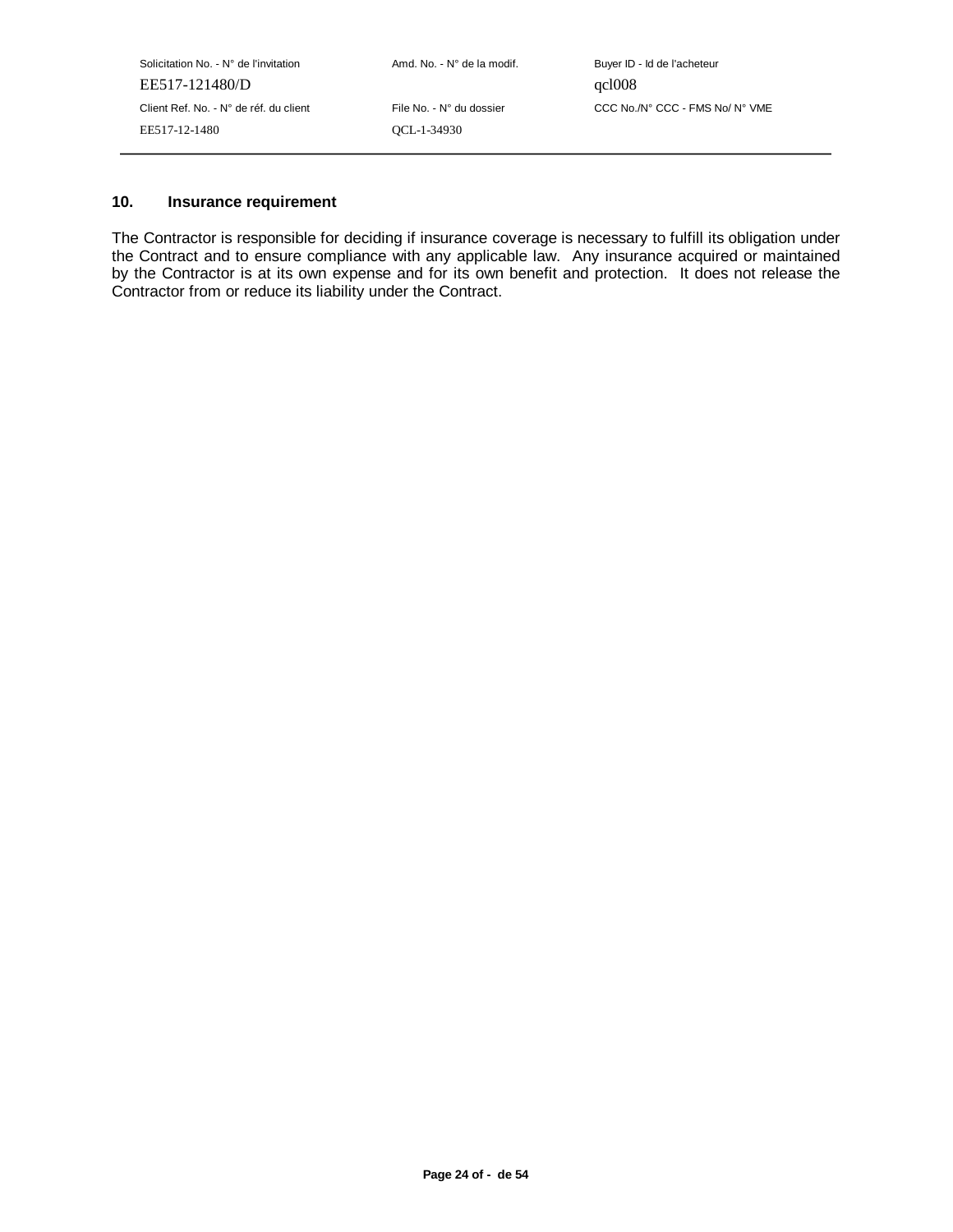## 10. Insurance requirement

The Contractor is responsible for deciding if insurance coverage is necessary to fulfill its obligation under the Contract and to ensure compliance with any applicable law. Any insurance acquired or maintained by the Contractor is at its own expense and for its own benefit and protection. It does not release the Contractor from or reduce its liability under the Contract.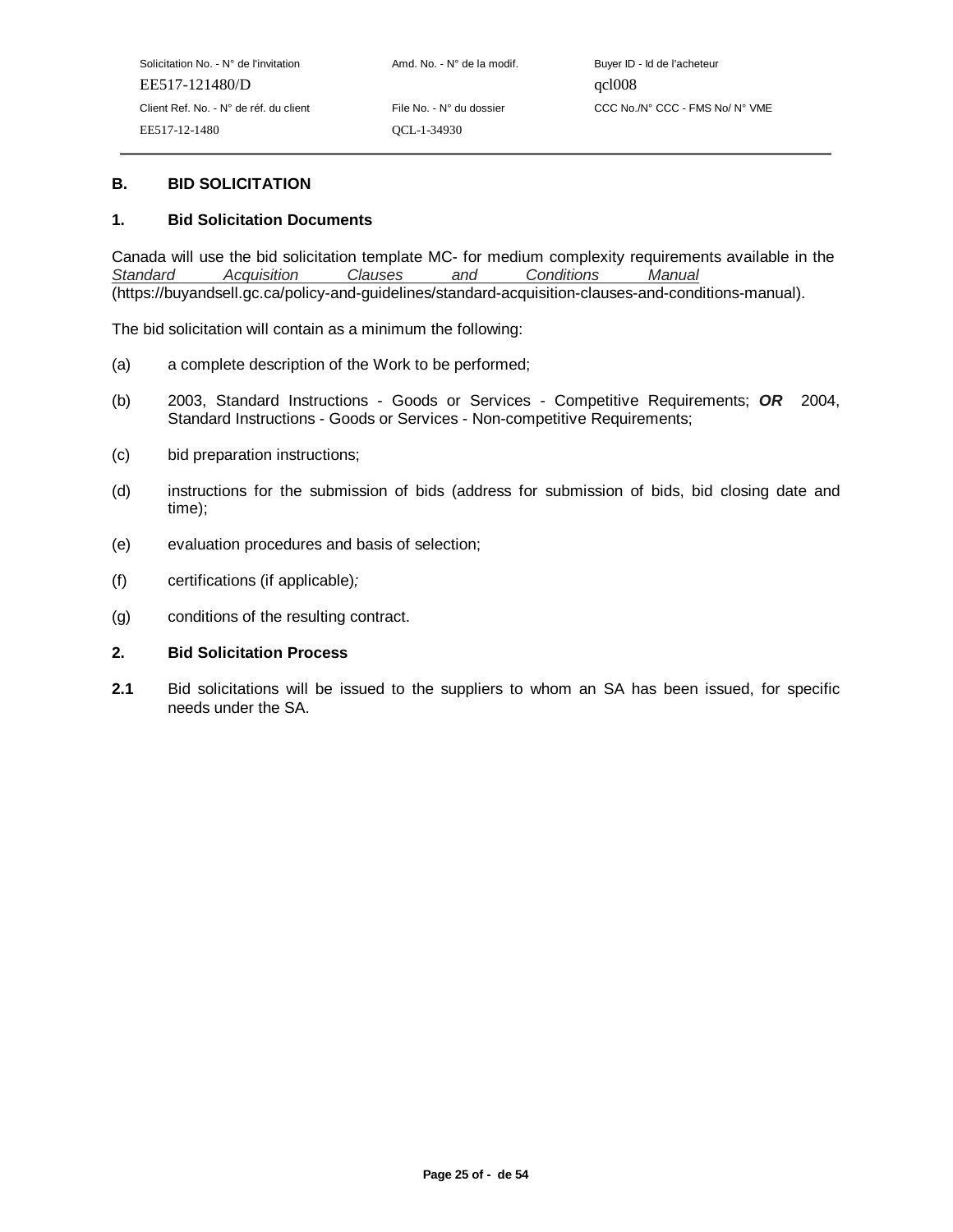## B. BID SOLICITATION

### 1. Bid Solicitation Documents

Canada will use the bid solicitation template MC- for medium complexity requirements available in the *Standard Acquisition Clauses and Conditions Manual* (https://buyandsell.gc.ca/policy-and-guidelines/standard-acquisition-clauses-and-conditions-manual).

The bid solicitation will contain as a minimum the following:

(a) a complete description of the Work to be performed;

(b) 2003, Standard Instructions - Goods or Services - Competitive Requirements; ***OR*** 2004, Standard Instructions - Goods or Services - Non-competitive Requirements;

(c) bid preparation instructions;

(d) instructions for the submission of bids (address for submission of bids, bid closing date and time);

(e) evaluation procedures and basis of selection;

(f) certifications (if applicable);

(g) conditions of the resulting contract.

### 2. Bid Solicitation Process

**2.1** Bid solicitations will be issued to the suppliers to whom an SA has been issued, for specific needs under the SA.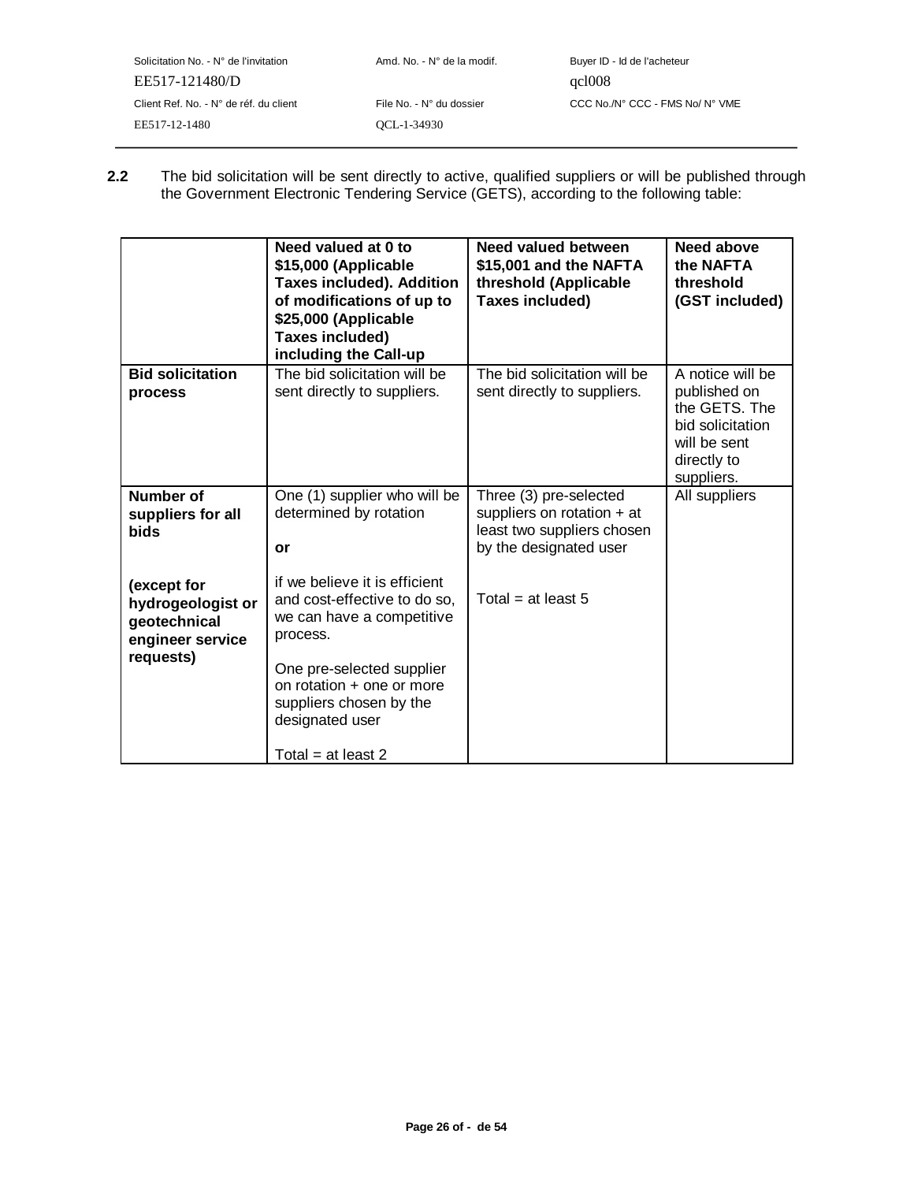**2.2** The bid solicitation will be sent directly to active, qualified suppliers or will be published through the Government Electronic Tendering Service (GETS), according to the following table:

| | **Need valued at 0 to $15,000 (Applicable Taxes included). Addition of modifications of up to $25,000 (Applicable Taxes included) including the Call-up** | **Need valued between $15,001 and the NAFTA threshold (Applicable Taxes included)** | **Need above the NAFTA threshold (GST included)** |
|---|---|---|---|
| **Bid solicitation process** | The bid solicitation will be sent directly to suppliers. | The bid solicitation will be sent directly to suppliers. | A notice will be published on the GETS. The bid solicitation will be sent directly to suppliers. |
| **Number of suppliers for all bids**<br><br>**(except for hydrogeologist or geotechnical engineer service requests)** | One (1) supplier who will be determined by rotation<br><br>**or**<br><br>if we believe it is efficient and cost-effective to do so, we can have a competitive process.<br><br>One pre-selected supplier on rotation + one or more suppliers chosen by the designated user<br><br>Total = at least 2 | Three (3) pre-selected suppliers on rotation + at least two suppliers chosen by the designated user<br><br>Total = at least 5 | All suppliers |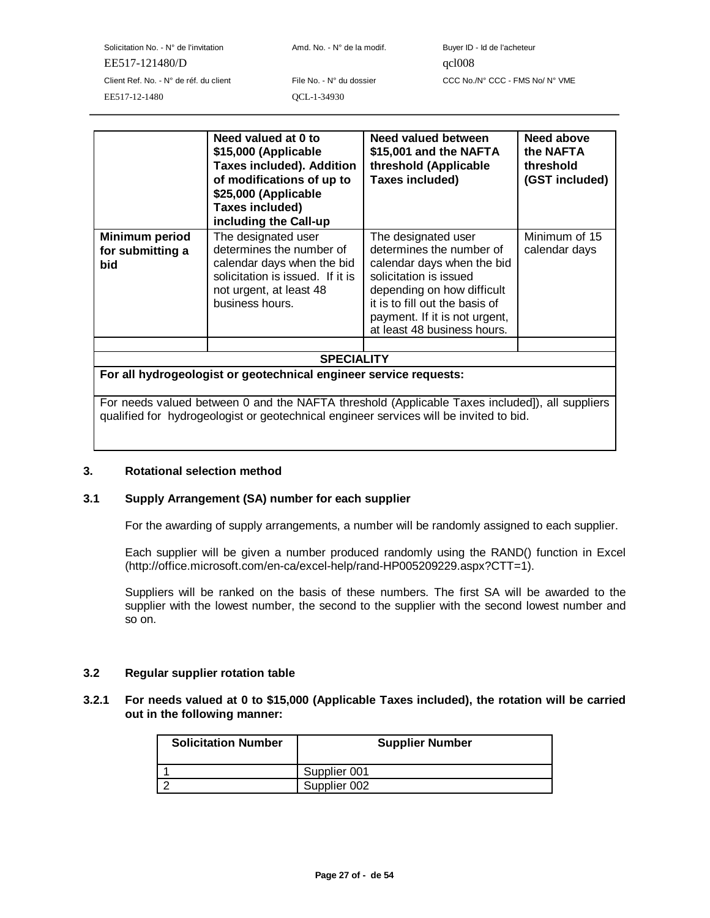| | Need valued at 0 to $15,000 (Applicable Taxes included). Addition of modifications of up to $25,000 (Applicable Taxes included) including the Call-up | Need valued between $15,001 and the NAFTA threshold (Applicable Taxes included) | Need above the NAFTA threshold (GST included) |
|---|---|---|---|
| **Minimum period for submitting a bid** | The designated user determines the number of calendar days when the bid solicitation is issued. If it is not urgent, at least 48 business hours. | The designated user determines the number of calendar days when the bid solicitation is issued depending on how difficult it is to fill out the basis of payment. If it is not urgent, at least 48 business hours. | Minimum of 15 calendar days |
| | | | |
| **SPECIALITY** | | | |
| **For all hydrogeologist or geotechnical engineer service requests:** | | | |
| For needs valued between 0 and the NAFTA threshold (Applicable Taxes included]), all suppliers qualified for hydrogeologist or geotechnical engineer services will be invited to bid. | | | |

## 3. Rotational selection method

### 3.1 Supply Arrangement (SA) number for each supplier

For the awarding of supply arrangements, a number will be randomly assigned to each supplier.

Each supplier will be given a number produced randomly using the RAND() function in Excel (http://office.microsoft.com/en-ca/excel-help/rand-HP005209229.aspx?CTT=1).

Suppliers will be ranked on the basis of these numbers. The first SA will be awarded to the supplier with the lowest number, the second to the supplier with the second lowest number and so on.

### 3.2 Regular supplier rotation table

#### 3.2.1 For needs valued at 0 to $15,000 (Applicable Taxes included), the rotation will be carried out in the following manner:

| Solicitation Number | Supplier Number |
|---|---|
| 1 | Supplier 001 |
| 2 | Supplier 002 |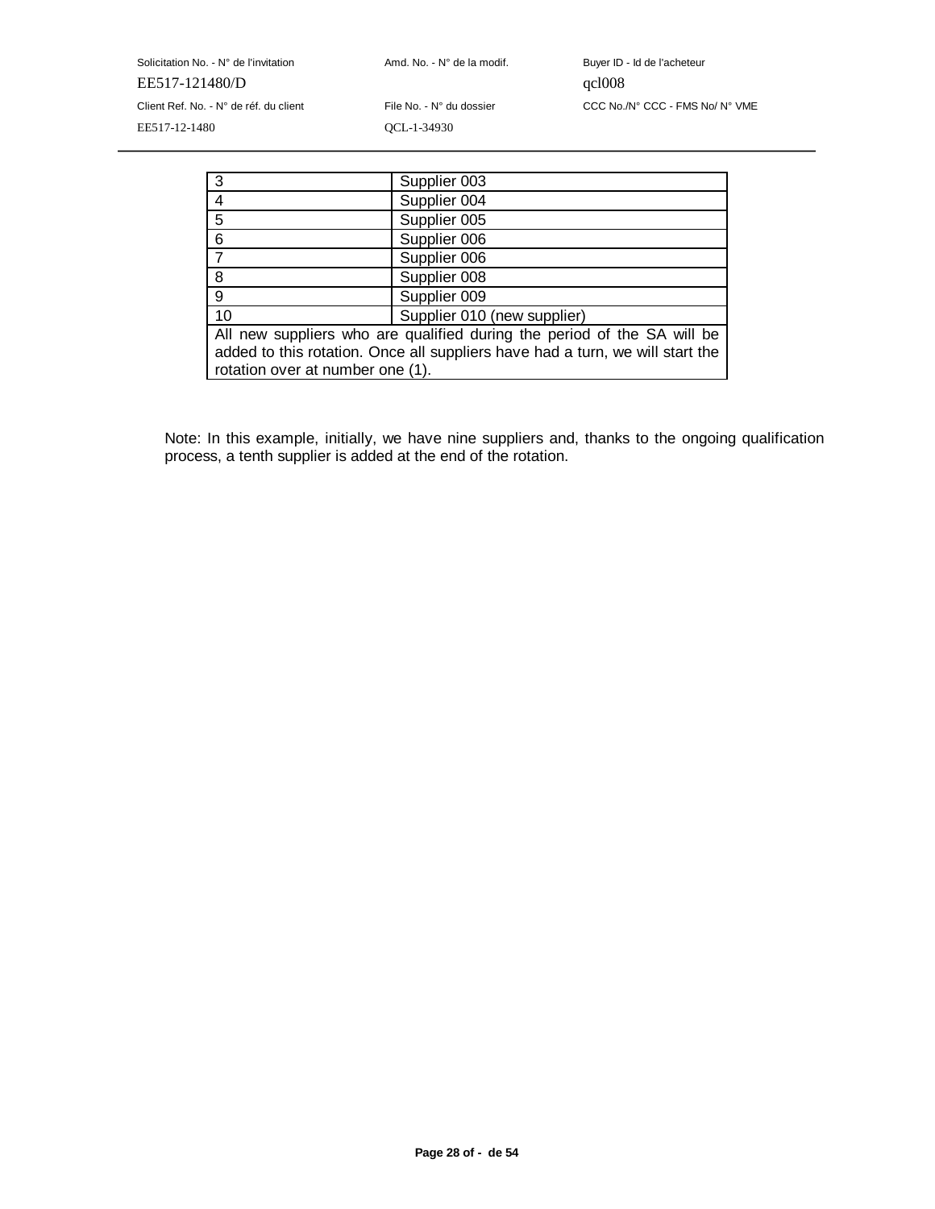| | |
|---|---|
| 3 | Supplier 003 |
| 4 | Supplier 004 |
| 5 | Supplier 005 |
| 6 | Supplier 006 |
| 7 | Supplier 006 |
| 8 | Supplier 008 |
| 9 | Supplier 009 |
| 10 | Supplier 010 (new supplier) |
| All new suppliers who are qualified during the period of the SA will be added to this rotation. Once all suppliers have had a turn, we will start the rotation over at number one (1). | |

Note: In this example, initially, we have nine suppliers and, thanks to the ongoing qualification process, a tenth supplier is added at the end of the rotation.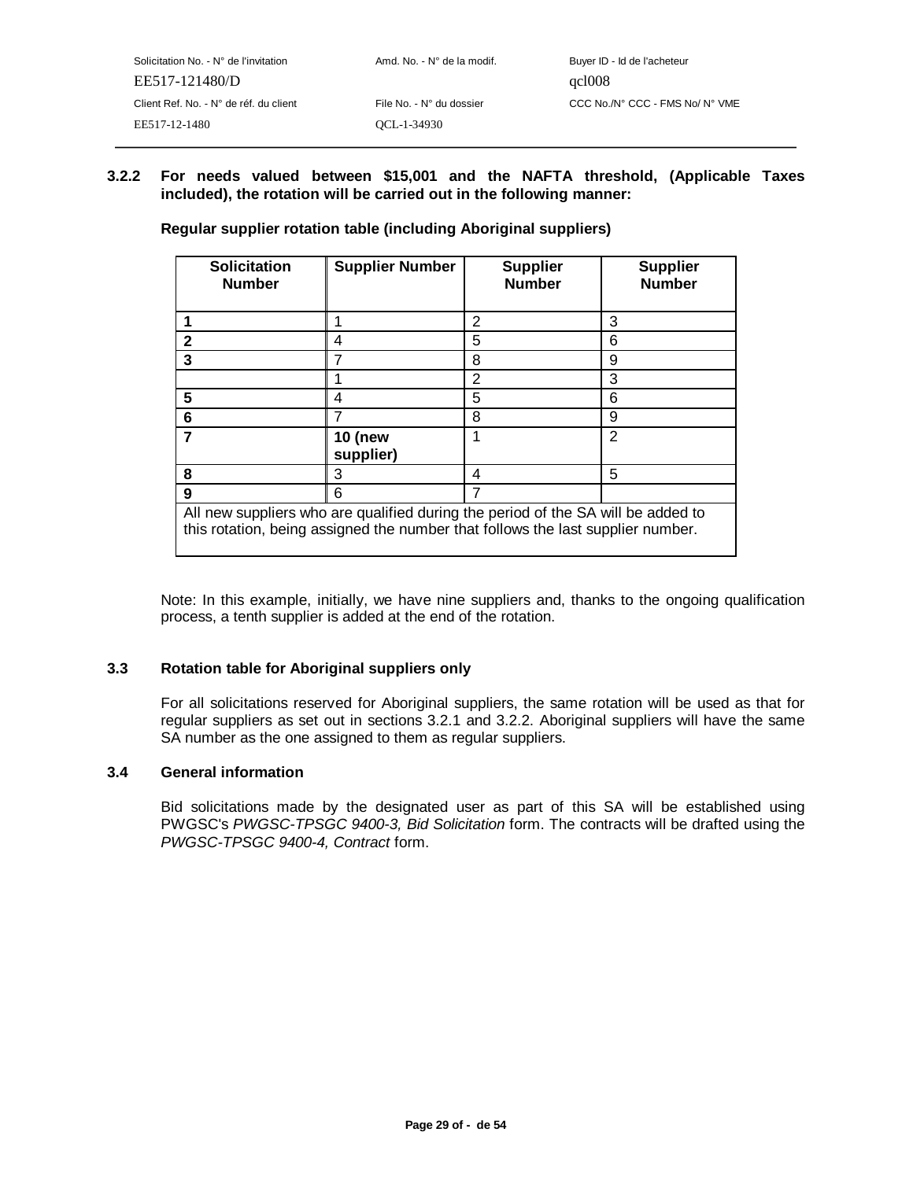### 3.2.2 For needs valued between $15,001 and the NAFTA threshold, (Applicable Taxes included), the rotation will be carried out in the following manner:

**Regular supplier rotation table (including Aboriginal suppliers)**

| Solicitation Number | Supplier Number | Supplier Number | Supplier Number |
|---|---|---|---|
| **1** | 1 | 2 | 3 |
| **2** | 4 | 5 | 6 |
| **3** | 7 | 8 | 9 |
| | 1 | 2 | 3 |
| **5** | 4 | 5 | 6 |
| **6** | 7 | 8 | 9 |
| **7** | **10 (new supplier)** | 1 | 2 |
| **8** | 3 | 4 | 5 |
| **9** | 6 | 7 | |
| All new suppliers who are qualified during the period of the SA will be added to this rotation, being assigned the number that follows the last supplier number. | | | |

Note: In this example, initially, we have nine suppliers and, thanks to the ongoing qualification process, a tenth supplier is added at the end of the rotation.

### 3.3 Rotation table for Aboriginal suppliers only

For all solicitations reserved for Aboriginal suppliers, the same rotation will be used as that for regular suppliers as set out in sections 3.2.1 and 3.2.2. Aboriginal suppliers will have the same SA number as the one assigned to them as regular suppliers.

### 3.4 General information

Bid solicitations made by the designated user as part of this SA will be established using PWGSC's *PWGSC-TPSGC 9400-3, Bid Solicitation* form. The contracts will be drafted using the *PWGSC-TPSGC 9400-4, Contract* form.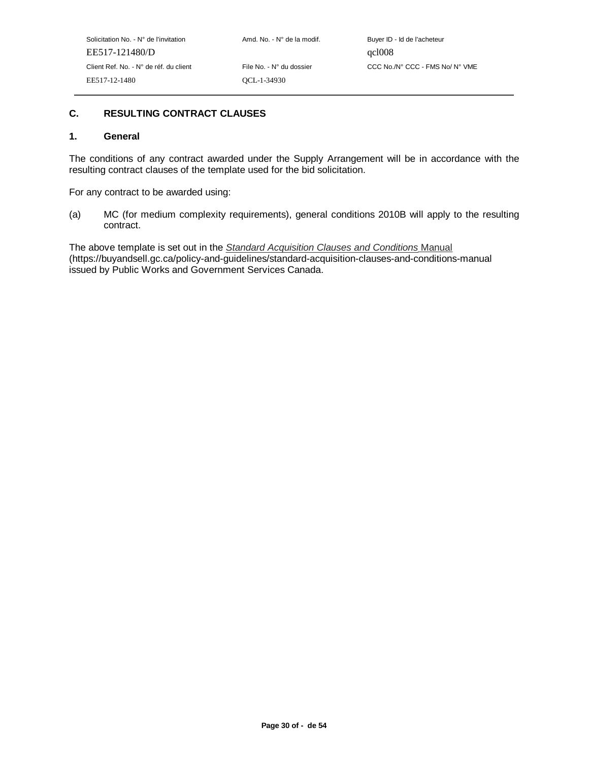## C. RESULTING CONTRACT CLAUSES

### 1. General

The conditions of any contract awarded under the Supply Arrangement will be in accordance with the resulting contract clauses of the template used for the bid solicitation.

For any contract to be awarded using:

(a) MC (for medium complexity requirements), general conditions 2010B will apply to the resulting contract.

The above template is set out in the *Standard Acquisition Clauses and Conditions* Manual (https://buyandsell.gc.ca/policy-and-guidelines/standard-acquisition-clauses-and-conditions-manual issued by Public Works and Government Services Canada.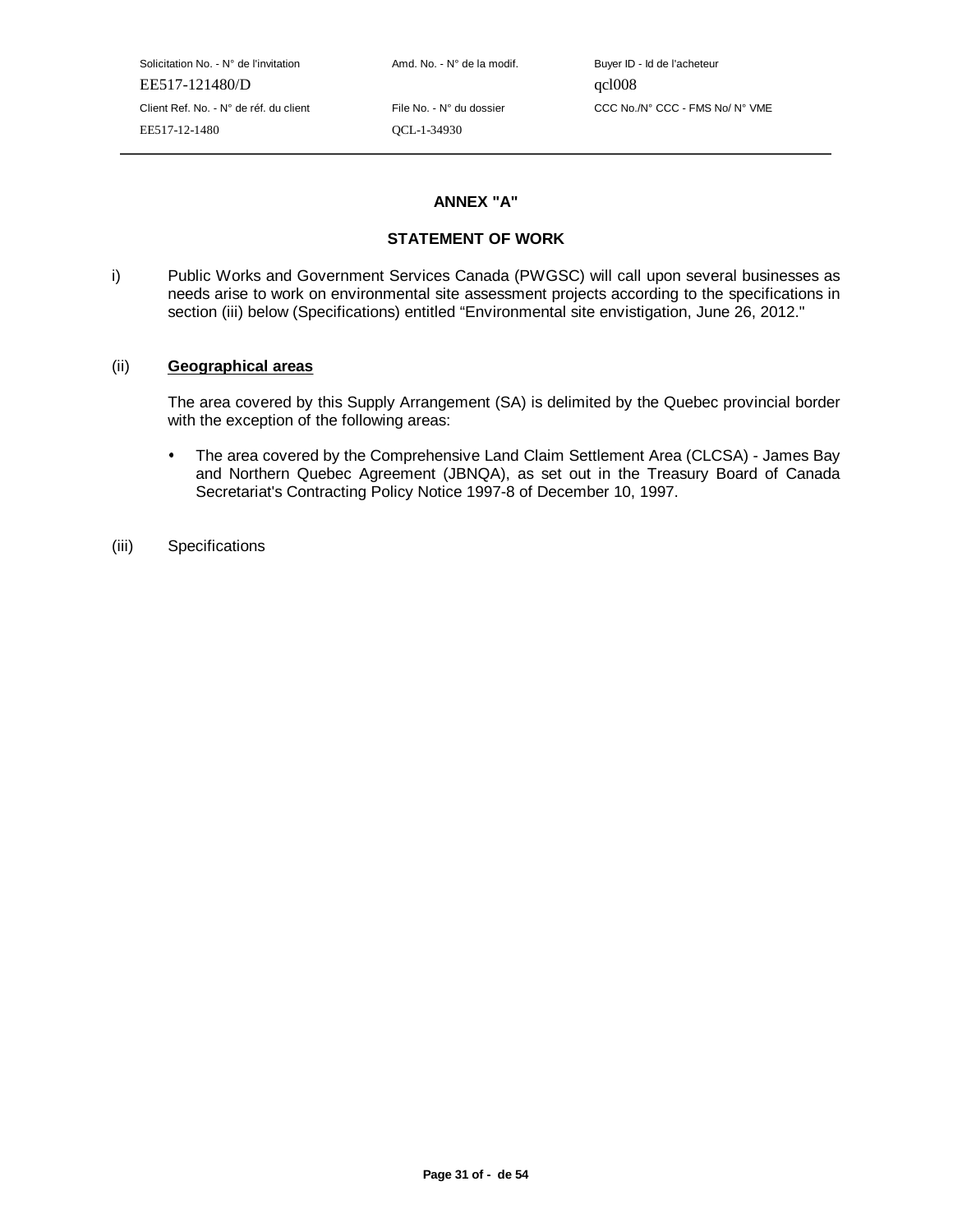# ANNEX "A"

## STATEMENT OF WORK

i) Public Works and Government Services Canada (PWGSC) will call upon several businesses as needs arise to work on environmental site assessment projects according to the specifications in section (iii) below (Specifications) entitled "Environmental site envistigation, June 26, 2012."

(ii) **Geographical areas**

The area covered by this Supply Arrangement (SA) is delimited by the Quebec provincial border with the exception of the following areas:

- The area covered by the Comprehensive Land Claim Settlement Area (CLCSA) - James Bay and Northern Quebec Agreement (JBNQA), as set out in the Treasury Board of Canada Secretariat's Contracting Policy Notice 1997-8 of December 10, 1997.

(iii) Specifications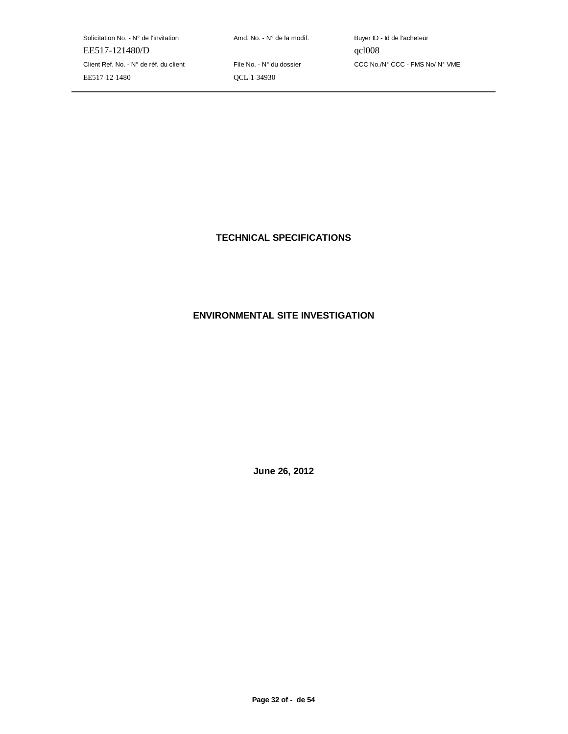# TECHNICAL SPECIFICATIONS

# ENVIRONMENTAL SITE INVESTIGATION

**June 26, 2012**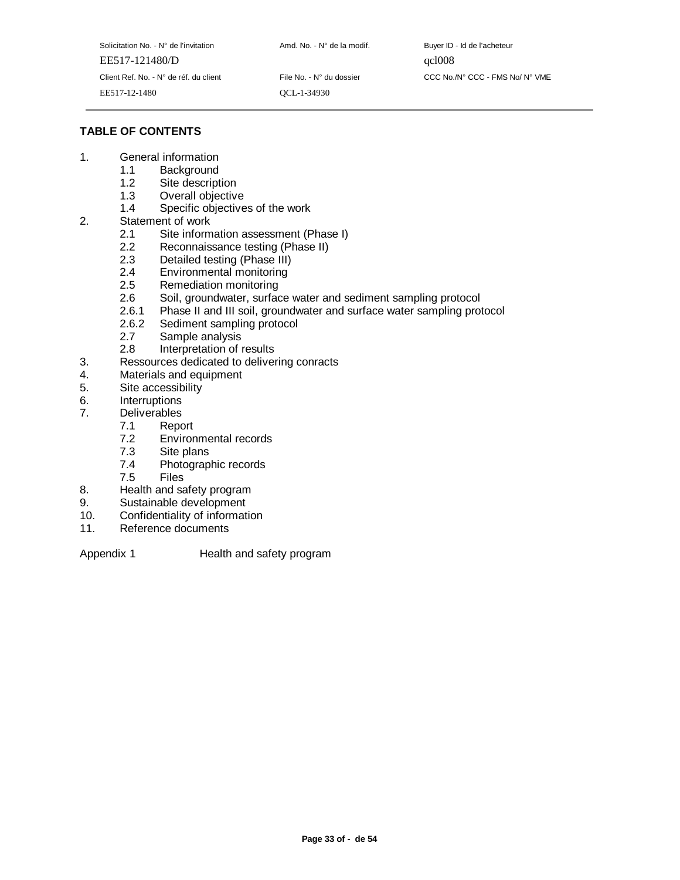## TABLE OF CONTENTS

1. General information
   - 1.1 Background
   - 1.2 Site description
   - 1.3 Overall objective
   - 1.4 Specific objectives of the work
2. Statement of work
   - 2.1 Site information assessment (Phase I)
   - 2.2 Reconnaissance testing (Phase II)
   - 2.3 Detailed testing (Phase III)
   - 2.4 Environmental monitoring
   - 2.5 Remediation monitoring
   - 2.6 Soil, groundwater, surface water and sediment sampling protocol
   - 2.6.1 Phase II and III soil, groundwater and surface water sampling protocol
   - 2.6.2 Sediment sampling protocol
   - 2.7 Sample analysis
   - 2.8 Interpretation of results
3. Ressources dedicated to delivering conracts
4. Materials and equipment
5. Site accessibility
6. Interruptions
7. Deliverables
   - 7.1 Report
   - 7.2 Environmental records
   - 7.3 Site plans
   - 7.4 Photographic records
   - 7.5 Files
8. Health and safety program
9. Sustainable development
10. Confidentiality of information
11. Reference documents

Appendix 1 Health and safety program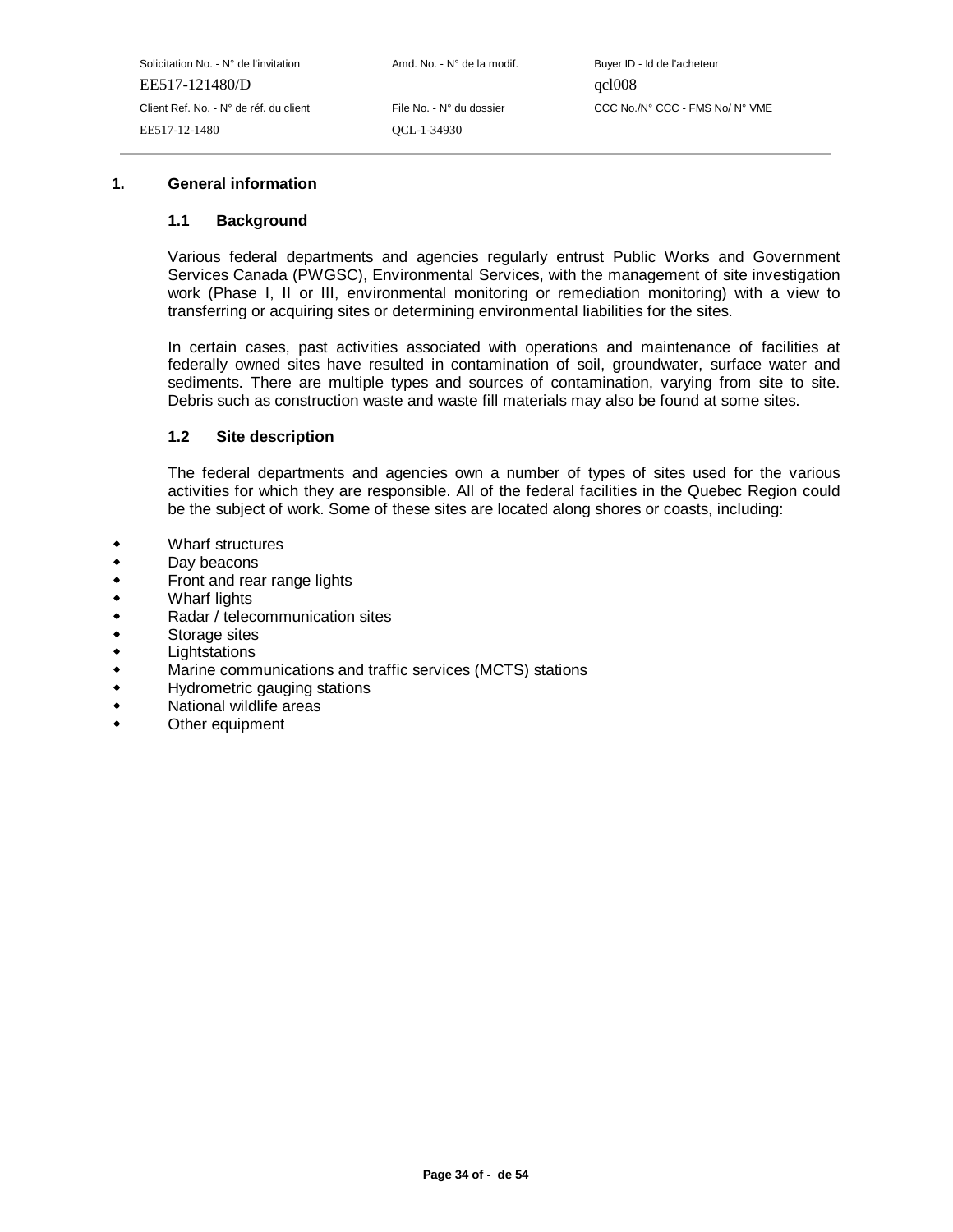# 1. General information

## 1.1 Background

Various federal departments and agencies regularly entrust Public Works and Government Services Canada (PWGSC), Environmental Services, with the management of site investigation work (Phase I, II or III, environmental monitoring or remediation monitoring) with a view to transferring or acquiring sites or determining environmental liabilities for the sites.

In certain cases, past activities associated with operations and maintenance of facilities at federally owned sites have resulted in contamination of soil, groundwater, surface water and sediments. There are multiple types and sources of contamination, varying from site to site. Debris such as construction waste and waste fill materials may also be found at some sites.

## 1.2 Site description

The federal departments and agencies own a number of types of sites used for the various activities for which they are responsible. All of the federal facilities in the Quebec Region could be the subject of work. Some of these sites are located along shores or coasts, including:

- Wharf structures
- Day beacons
- Front and rear range lights
- Wharf lights
- Radar / telecommunication sites
- Storage sites
- Lightstations
- Marine communications and traffic services (MCTS) stations
- Hydrometric gauging stations
- National wildlife areas
- Other equipment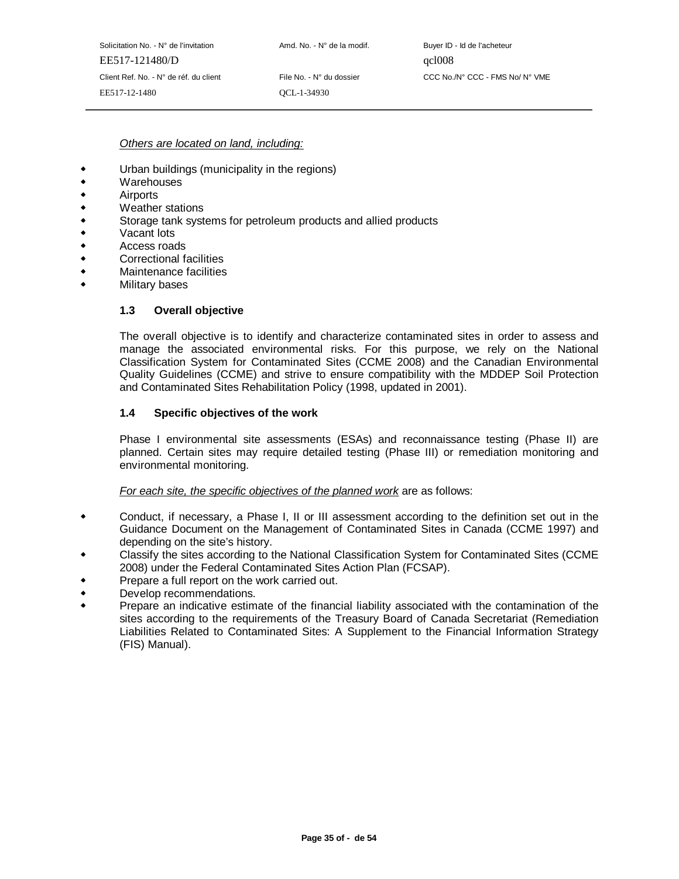*Others are located on land, including:*

- Urban buildings (municipality in the regions)
- Warehouses
- Airports
- Weather stations
- Storage tank systems for petroleum products and allied products
- Vacant lots
- Access roads
- Correctional facilities
- Maintenance facilities
- Military bases

### 1.3 Overall objective

The overall objective is to identify and characterize contaminated sites in order to assess and manage the associated environmental risks. For this purpose, we rely on the National Classification System for Contaminated Sites (CCME 2008) and the Canadian Environmental Quality Guidelines (CCME) and strive to ensure compatibility with the MDDEP Soil Protection and Contaminated Sites Rehabilitation Policy (1998, updated in 2001).

### 1.4 Specific objectives of the work

Phase I environmental site assessments (ESAs) and reconnaissance testing (Phase II) are planned. Certain sites may require detailed testing (Phase III) or remediation monitoring and environmental monitoring.

*For each site, the specific objectives of the planned work* are as follows:

- Conduct, if necessary, a Phase I, II or III assessment according to the definition set out in the Guidance Document on the Management of Contaminated Sites in Canada (CCME 1997) and depending on the site's history.
- Classify the sites according to the National Classification System for Contaminated Sites (CCME 2008) under the Federal Contaminated Sites Action Plan (FCSAP).
- Prepare a full report on the work carried out.
- Develop recommendations.
- Prepare an indicative estimate of the financial liability associated with the contamination of the sites according to the requirements of the Treasury Board of Canada Secretariat (Remediation Liabilities Related to Contaminated Sites: A Supplement to the Financial Information Strategy (FIS) Manual).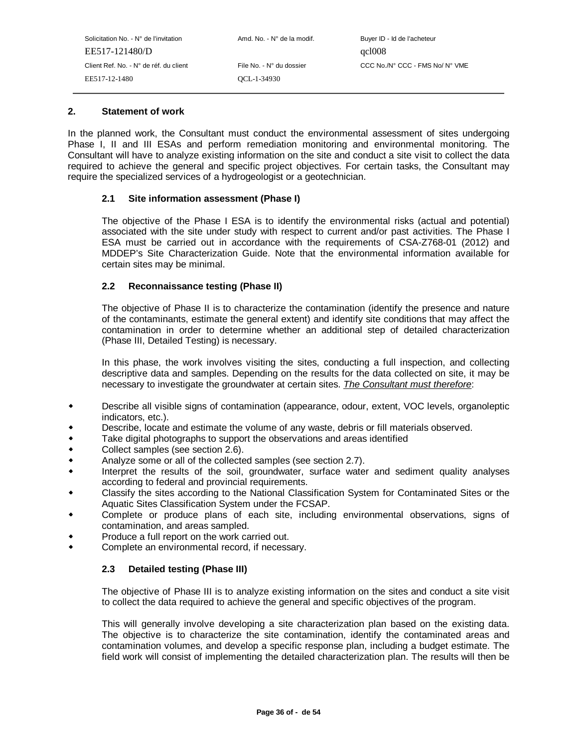## 2. Statement of work

In the planned work, the Consultant must conduct the environmental assessment of sites undergoing Phase I, II and III ESAs and perform remediation monitoring and environmental monitoring. The Consultant will have to analyze existing information on the site and conduct a site visit to collect the data required to achieve the general and specific project objectives. For certain tasks, the Consultant may require the specialized services of a hydrogeologist or a geotechnician.

### 2.1 Site information assessment (Phase I)

The objective of the Phase I ESA is to identify the environmental risks (actual and potential) associated with the site under study with respect to current and/or past activities. The Phase I ESA must be carried out in accordance with the requirements of CSA-Z768-01 (2012) and MDDEP's Site Characterization Guide. Note that the environmental information available for certain sites may be minimal.

### 2.2 Reconnaissance testing (Phase II)

The objective of Phase II is to characterize the contamination (identify the presence and nature of the contaminants, estimate the general extent) and identify site conditions that may affect the contamination in order to determine whether an additional step of detailed characterization (Phase III, Detailed Testing) is necessary.

In this phase, the work involves visiting the sites, conducting a full inspection, and collecting descriptive data and samples. Depending on the results for the data collected on site, it may be necessary to investigate the groundwater at certain sites. *The Consultant must therefore*:

- Describe all visible signs of contamination (appearance, odour, extent, VOC levels, organoleptic indicators, etc.).
- Describe, locate and estimate the volume of any waste, debris or fill materials observed.
- Take digital photographs to support the observations and areas identified
- Collect samples (see section 2.6).
- Analyze some or all of the collected samples (see section 2.7).
- Interpret the results of the soil, groundwater, surface water and sediment quality analyses according to federal and provincial requirements.
- Classify the sites according to the National Classification System for Contaminated Sites or the Aquatic Sites Classification System under the FCSAP.
- Complete or produce plans of each site, including environmental observations, signs of contamination, and areas sampled.
- Produce a full report on the work carried out.
- Complete an environmental record, if necessary.

### 2.3 Detailed testing (Phase III)

The objective of Phase III is to analyze existing information on the sites and conduct a site visit to collect the data required to achieve the general and specific objectives of the program.

This will generally involve developing a site characterization plan based on the existing data. The objective is to characterize the site contamination, identify the contaminated areas and contamination volumes, and develop a specific response plan, including a budget estimate. The field work will consist of implementing the detailed characterization plan. The results will then be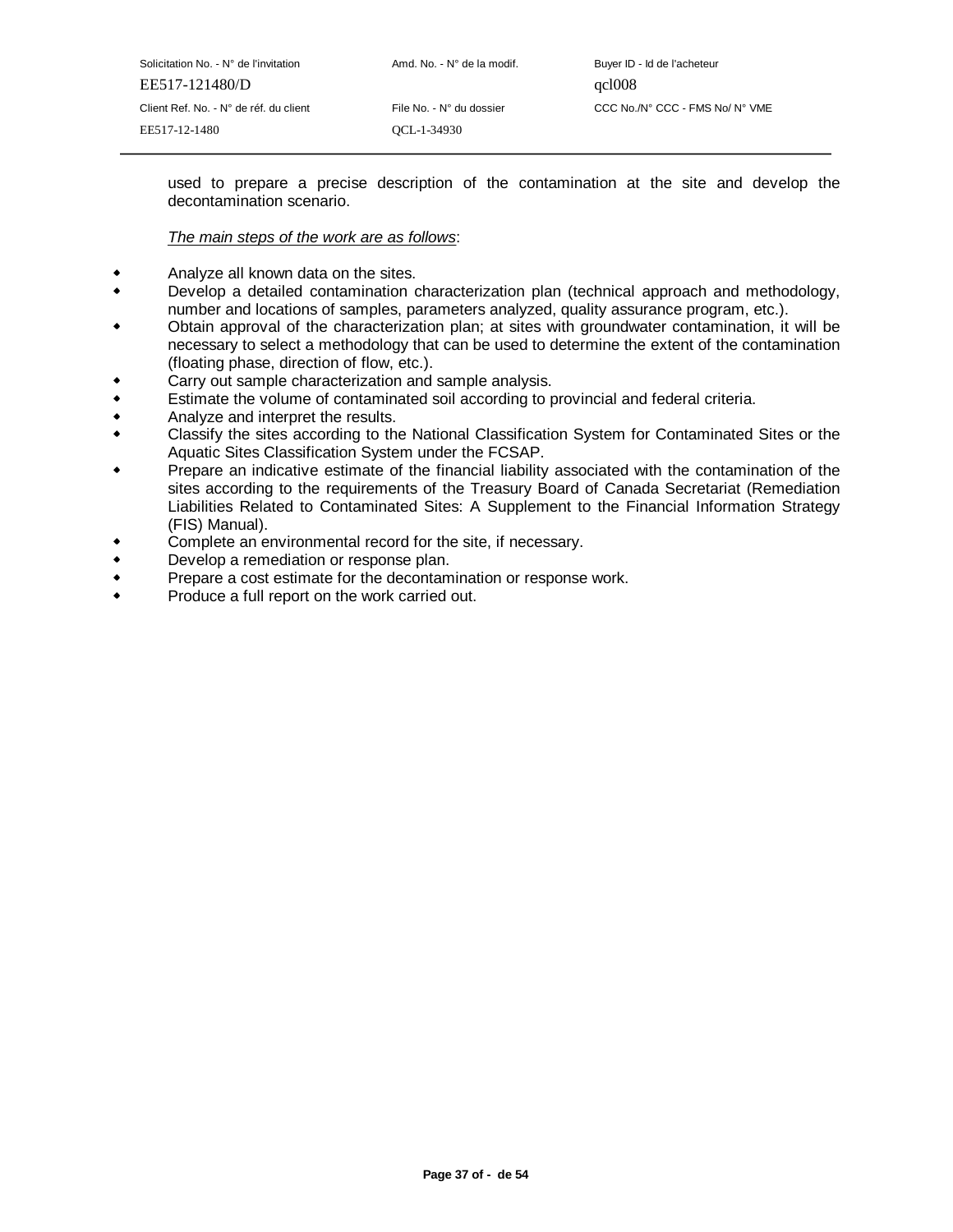used to prepare a precise description of the contamination at the site and develop the decontamination scenario.

*The main steps of the work are as follows*:

- Analyze all known data on the sites.
- Develop a detailed contamination characterization plan (technical approach and methodology, number and locations of samples, parameters analyzed, quality assurance program, etc.).
- Obtain approval of the characterization plan; at sites with groundwater contamination, it will be necessary to select a methodology that can be used to determine the extent of the contamination (floating phase, direction of flow, etc.).
- Carry out sample characterization and sample analysis.
- Estimate the volume of contaminated soil according to provincial and federal criteria.
- Analyze and interpret the results.
- Classify the sites according to the National Classification System for Contaminated Sites or the Aquatic Sites Classification System under the FCSAP.
- Prepare an indicative estimate of the financial liability associated with the contamination of the sites according to the requirements of the Treasury Board of Canada Secretariat (Remediation Liabilities Related to Contaminated Sites: A Supplement to the Financial Information Strategy (FIS) Manual).
- Complete an environmental record for the site, if necessary.
- Develop a remediation or response plan.
- Prepare a cost estimate for the decontamination or response work.
- Produce a full report on the work carried out.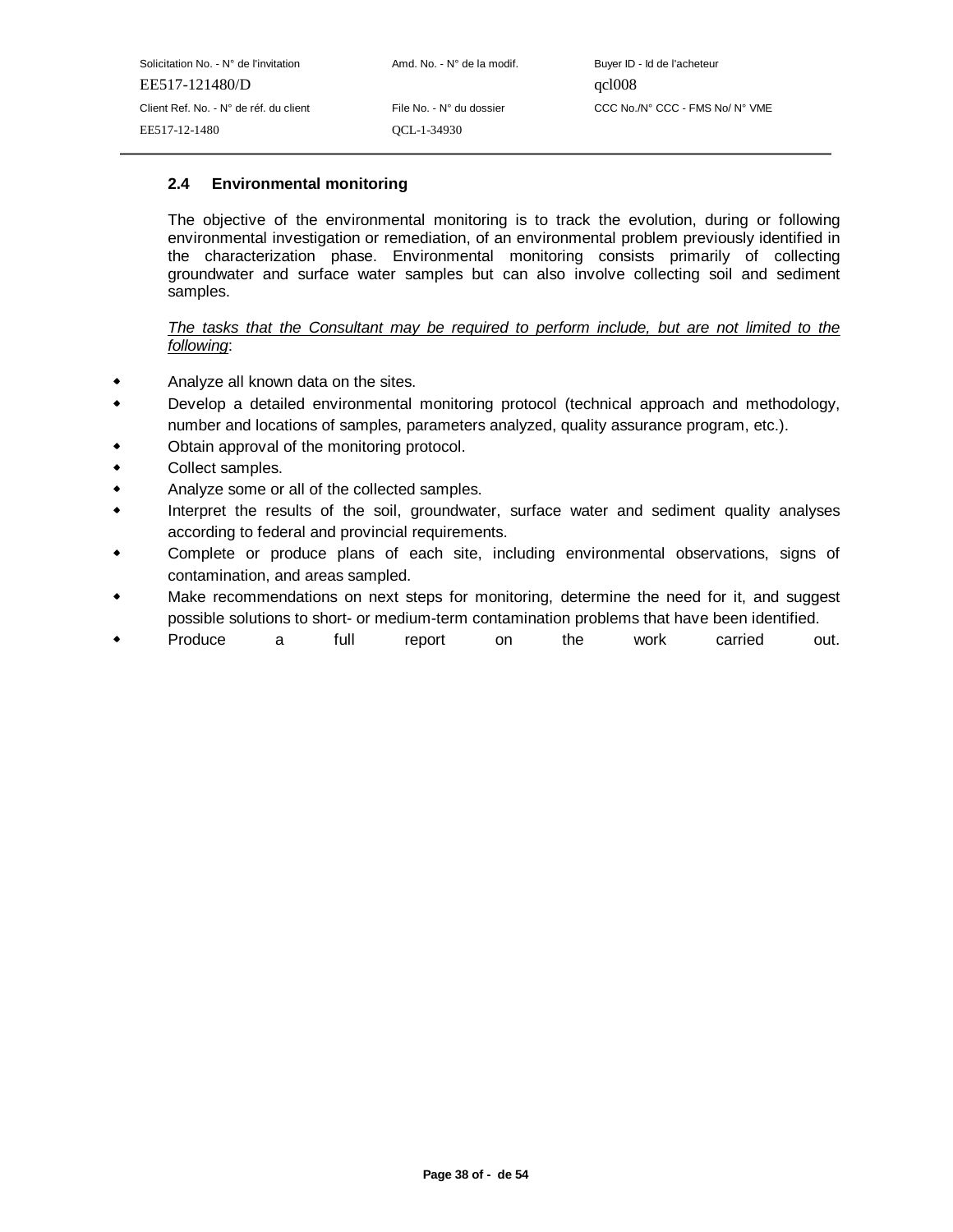### 2.4 Environmental monitoring

The objective of the environmental monitoring is to track the evolution, during or following environmental investigation or remediation, of an environmental problem previously identified in the characterization phase. Environmental monitoring consists primarily of collecting groundwater and surface water samples but can also involve collecting soil and sediment samples.

*The tasks that the Consultant may be required to perform include, but are not limited to the following*:

- Analyze all known data on the sites.
- Develop a detailed environmental monitoring protocol (technical approach and methodology, number and locations of samples, parameters analyzed, quality assurance program, etc.).
- Obtain approval of the monitoring protocol.
- Collect samples.
- Analyze some or all of the collected samples.
- Interpret the results of the soil, groundwater, surface water and sediment quality analyses according to federal and provincial requirements.
- Complete or produce plans of each site, including environmental observations, signs of contamination, and areas sampled.
- Make recommendations on next steps for monitoring, determine the need for it, and suggest possible solutions to short- or medium-term contamination problems that have been identified.
- Produce a full report on the work carried out.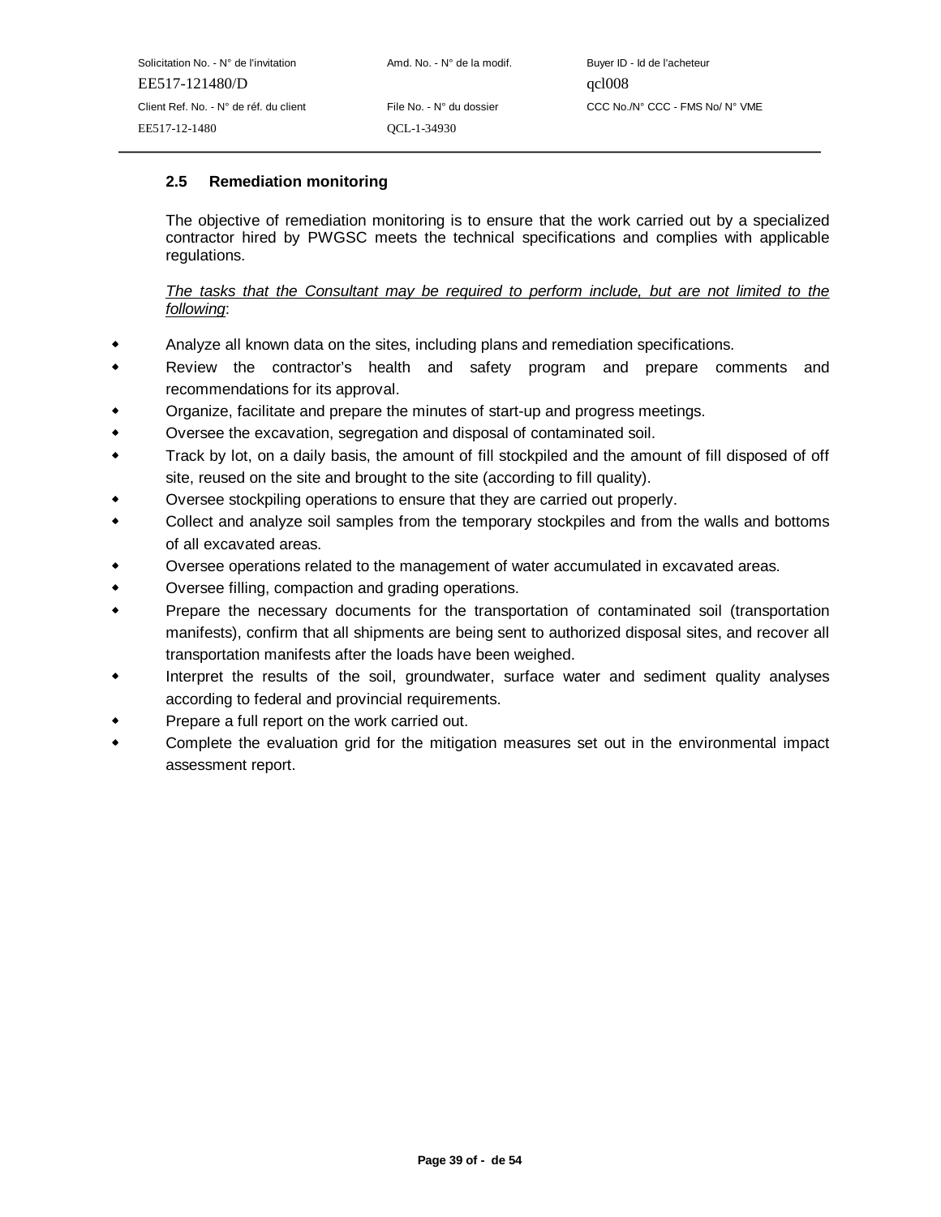### 2.5 Remediation monitoring

The objective of remediation monitoring is to ensure that the work carried out by a specialized contractor hired by PWGSC meets the technical specifications and complies with applicable regulations.

*The tasks that the Consultant may be required to perform include, but are not limited to the following*:

- Analyze all known data on the sites, including plans and remediation specifications.
- Review the contractor's health and safety program and prepare comments and recommendations for its approval.
- Organize, facilitate and prepare the minutes of start-up and progress meetings.
- Oversee the excavation, segregation and disposal of contaminated soil.
- Track by lot, on a daily basis, the amount of fill stockpiled and the amount of fill disposed of off site, reused on the site and brought to the site (according to fill quality).
- Oversee stockpiling operations to ensure that they are carried out properly.
- Collect and analyze soil samples from the temporary stockpiles and from the walls and bottoms of all excavated areas.
- Oversee operations related to the management of water accumulated in excavated areas.
- Oversee filling, compaction and grading operations.
- Prepare the necessary documents for the transportation of contaminated soil (transportation manifests), confirm that all shipments are being sent to authorized disposal sites, and recover all transportation manifests after the loads have been weighed.
- Interpret the results of the soil, groundwater, surface water and sediment quality analyses according to federal and provincial requirements.
- Prepare a full report on the work carried out.
- Complete the evaluation grid for the mitigation measures set out in the environmental impact assessment report.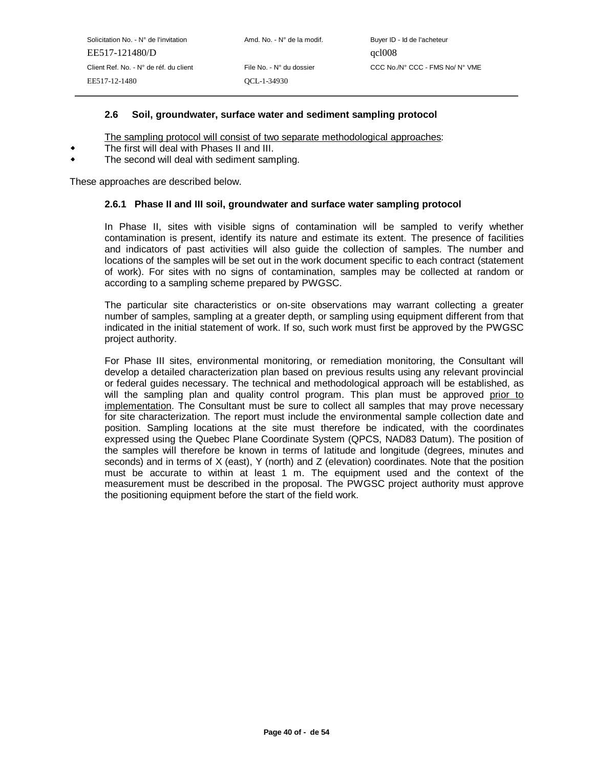### 2.6 Soil, groundwater, surface water and sediment sampling protocol

The sampling protocol will consist of two separate methodological approaches:

- The first will deal with Phases II and III.
- The second will deal with sediment sampling.

These approaches are described below.

#### 2.6.1 Phase II and III soil, groundwater and surface water sampling protocol

In Phase II, sites with visible signs of contamination will be sampled to verify whether contamination is present, identify its nature and estimate its extent. The presence of facilities and indicators of past activities will also guide the collection of samples. The number and locations of the samples will be set out in the work document specific to each contract (statement of work). For sites with no signs of contamination, samples may be collected at random or according to a sampling scheme prepared by PWGSC.

The particular site characteristics or on-site observations may warrant collecting a greater number of samples, sampling at a greater depth, or sampling using equipment different from that indicated in the initial statement of work. If so, such work must first be approved by the PWGSC project authority.

For Phase III sites, environmental monitoring, or remediation monitoring, the Consultant will develop a detailed characterization plan based on previous results using any relevant provincial or federal guides necessary. The technical and methodological approach will be established, as will the sampling plan and quality control program. This plan must be approved prior to implementation. The Consultant must be sure to collect all samples that may prove necessary for site characterization. The report must include the environmental sample collection date and position. Sampling locations at the site must therefore be indicated, with the coordinates expressed using the Quebec Plane Coordinate System (QPCS, NAD83 Datum). The position of the samples will therefore be known in terms of latitude and longitude (degrees, minutes and seconds) and in terms of X (east), Y (north) and Z (elevation) coordinates. Note that the position must be accurate to within at least 1 m. The equipment used and the context of the measurement must be described in the proposal. The PWGSC project authority must approve the positioning equipment before the start of the field work.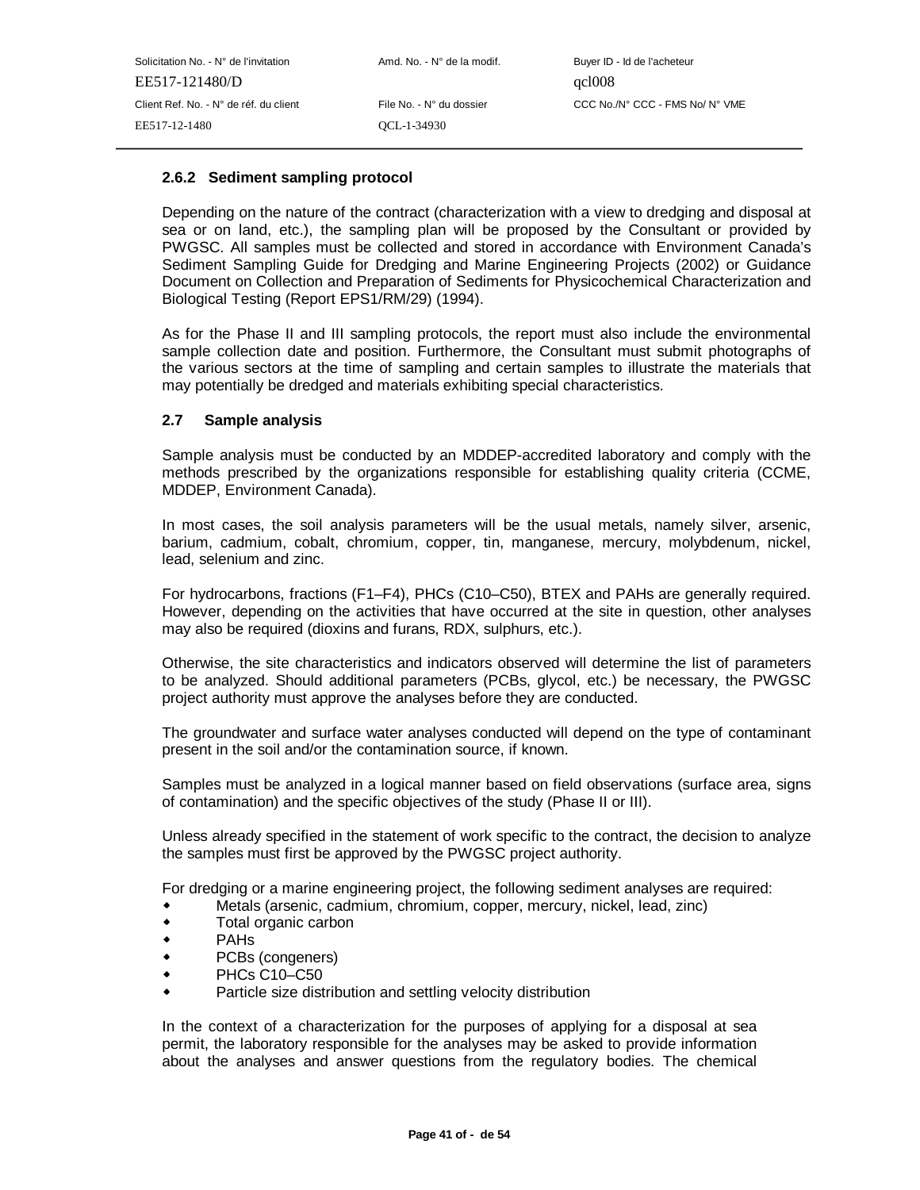### 2.6.2 Sediment sampling protocol

Depending on the nature of the contract (characterization with a view to dredging and disposal at sea or on land, etc.), the sampling plan will be proposed by the Consultant or provided by PWGSC. All samples must be collected and stored in accordance with Environment Canada's Sediment Sampling Guide for Dredging and Marine Engineering Projects (2002) or Guidance Document on Collection and Preparation of Sediments for Physicochemical Characterization and Biological Testing (Report EPS1/RM/29) (1994).

As for the Phase II and III sampling protocols, the report must also include the environmental sample collection date and position. Furthermore, the Consultant must submit photographs of the various sectors at the time of sampling and certain samples to illustrate the materials that may potentially be dredged and materials exhibiting special characteristics.

### 2.7 Sample analysis

Sample analysis must be conducted by an MDDEP-accredited laboratory and comply with the methods prescribed by the organizations responsible for establishing quality criteria (CCME, MDDEP, Environment Canada).

In most cases, the soil analysis parameters will be the usual metals, namely silver, arsenic, barium, cadmium, cobalt, chromium, copper, tin, manganese, mercury, molybdenum, nickel, lead, selenium and zinc.

For hydrocarbons, fractions (F1–F4), PHCs (C10–C50), BTEX and PAHs are generally required. However, depending on the activities that have occurred at the site in question, other analyses may also be required (dioxins and furans, RDX, sulphurs, etc.).

Otherwise, the site characteristics and indicators observed will determine the list of parameters to be analyzed. Should additional parameters (PCBs, glycol, etc.) be necessary, the PWGSC project authority must approve the analyses before they are conducted.

The groundwater and surface water analyses conducted will depend on the type of contaminant present in the soil and/or the contamination source, if known.

Samples must be analyzed in a logical manner based on field observations (surface area, signs of contamination) and the specific objectives of the study (Phase II or III).

Unless already specified in the statement of work specific to the contract, the decision to analyze the samples must first be approved by the PWGSC project authority.

For dredging or a marine engineering project, the following sediment analyses are required:

- Metals (arsenic, cadmium, chromium, copper, mercury, nickel, lead, zinc)
- Total organic carbon
- PAHs
- PCBs (congeners)
- PHCs C10–C50
- Particle size distribution and settling velocity distribution

In the context of a characterization for the purposes of applying for a disposal at sea permit, the laboratory responsible for the analyses may be asked to provide information about the analyses and answer questions from the regulatory bodies. The chemical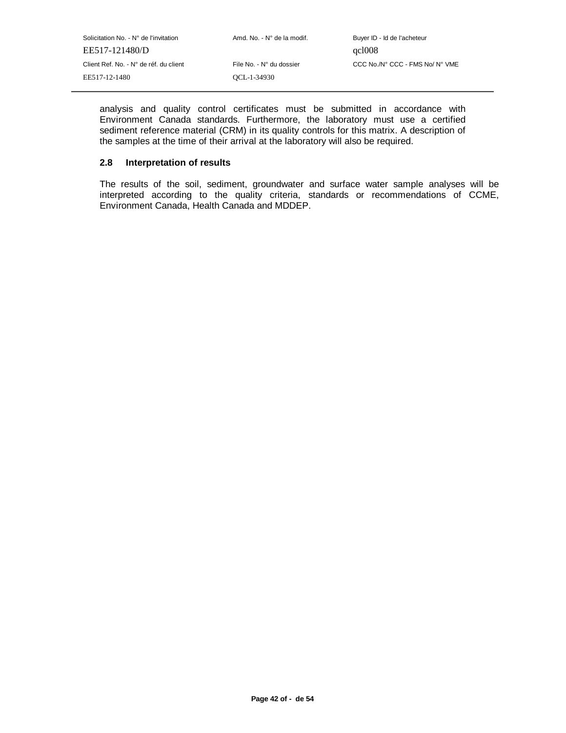analysis and quality control certificates must be submitted in accordance with Environment Canada standards. Furthermore, the laboratory must use a certified sediment reference material (CRM) in its quality controls for this matrix. A description of the samples at the time of their arrival at the laboratory will also be required.

### 2.8 Interpretation of results

The results of the soil, sediment, groundwater and surface water sample analyses will be interpreted according to the quality criteria, standards or recommendations of CCME, Environment Canada, Health Canada and MDDEP.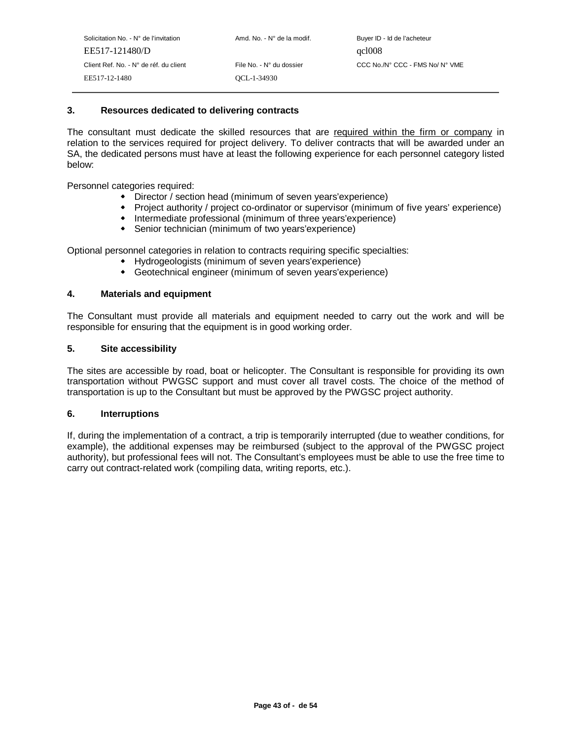## 3. Resources dedicated to delivering contracts

The consultant must dedicate the skilled resources that are required within the firm or company in relation to the services required for project delivery. To deliver contracts that will be awarded under an SA, the dedicated persons must have at least the following experience for each personnel category listed below:

Personnel categories required:

- Director / section head (minimum of seven years'experience)
- Project authority / project co-ordinator or supervisor (minimum of five years' experience)
- Intermediate professional (minimum of three years'experience)
- Senior technician (minimum of two years'experience)

Optional personnel categories in relation to contracts requiring specific specialties:

- Hydrogeologists (minimum of seven years'experience)
- Geotechnical engineer (minimum of seven years'experience)

## 4. Materials and equipment

The Consultant must provide all materials and equipment needed to carry out the work and will be responsible for ensuring that the equipment is in good working order.

## 5. Site accessibility

The sites are accessible by road, boat or helicopter. The Consultant is responsible for providing its own transportation without PWGSC support and must cover all travel costs. The choice of the method of transportation is up to the Consultant but must be approved by the PWGSC project authority.

## 6. Interruptions

If, during the implementation of a contract, a trip is temporarily interrupted (due to weather conditions, for example), the additional expenses may be reimbursed (subject to the approval of the PWGSC project authority), but professional fees will not. The Consultant's employees must be able to use the free time to carry out contract-related work (compiling data, writing reports, etc.).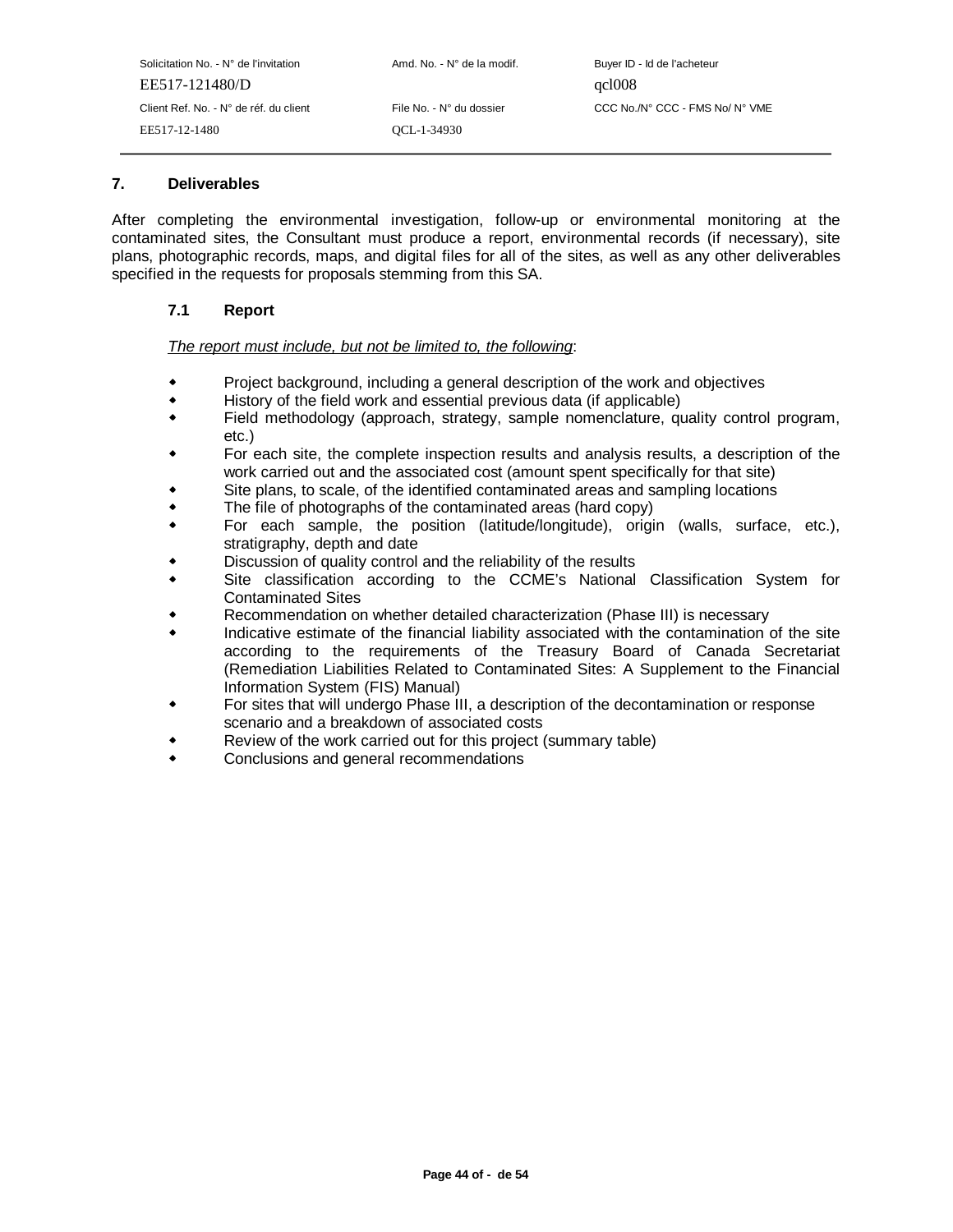## 7. Deliverables

After completing the environmental investigation, follow-up or environmental monitoring at the contaminated sites, the Consultant must produce a report, environmental records (if necessary), site plans, photographic records, maps, and digital files for all of the sites, as well as any other deliverables specified in the requests for proposals stemming from this SA.

### 7.1 Report

*The report must include, but not be limited to, the following*:

- Project background, including a general description of the work and objectives
- History of the field work and essential previous data (if applicable)
- Field methodology (approach, strategy, sample nomenclature, quality control program, etc.)
- For each site, the complete inspection results and analysis results, a description of the work carried out and the associated cost (amount spent specifically for that site)
- Site plans, to scale, of the identified contaminated areas and sampling locations
- The file of photographs of the contaminated areas (hard copy)
- For each sample, the position (latitude/longitude), origin (walls, surface, etc.), stratigraphy, depth and date
- Discussion of quality control and the reliability of the results
- Site classification according to the CCME's National Classification System for Contaminated Sites
- Recommendation on whether detailed characterization (Phase III) is necessary
- Indicative estimate of the financial liability associated with the contamination of the site according to the requirements of the Treasury Board of Canada Secretariat (Remediation Liabilities Related to Contaminated Sites: A Supplement to the Financial Information System (FIS) Manual)
- For sites that will undergo Phase III, a description of the decontamination or response scenario and a breakdown of associated costs
- Review of the work carried out for this project (summary table)
- Conclusions and general recommendations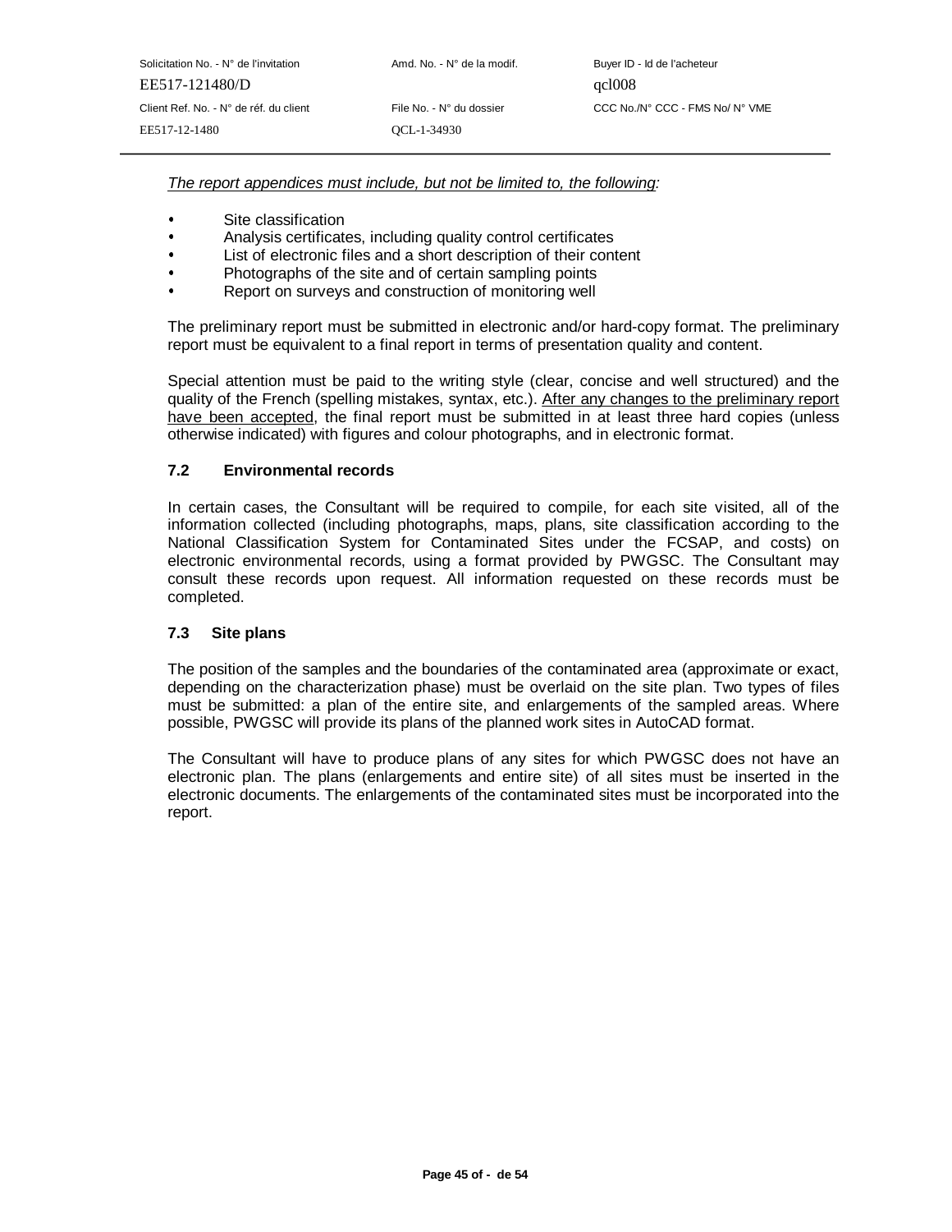*<u>The report appendices must include, but not be limited to, the following</u>:*

- Site classification
- Analysis certificates, including quality control certificates
- List of electronic files and a short description of their content
- Photographs of the site and of certain sampling points
- Report on surveys and construction of monitoring well

The preliminary report must be submitted in electronic and/or hard-copy format. The preliminary report must be equivalent to a final report in terms of presentation quality and content.

Special attention must be paid to the writing style (clear, concise and well structured) and the quality of the French (spelling mistakes, syntax, etc.). <u>After any changes to the preliminary report have been accepted</u>, the final report must be submitted in at least three hard copies (unless otherwise indicated) with figures and colour photographs, and in electronic format.

### 7.2 Environmental records

In certain cases, the Consultant will be required to compile, for each site visited, all of the information collected (including photographs, maps, plans, site classification according to the National Classification System for Contaminated Sites under the FCSAP, and costs) on electronic environmental records, using a format provided by PWGSC. The Consultant may consult these records upon request. All information requested on these records must be completed.

### 7.3 Site plans

The position of the samples and the boundaries of the contaminated area (approximate or exact, depending on the characterization phase) must be overlaid on the site plan. Two types of files must be submitted: a plan of the entire site, and enlargements of the sampled areas. Where possible, PWGSC will provide its plans of the planned work sites in AutoCAD format.

The Consultant will have to produce plans of any sites for which PWGSC does not have an electronic plan. The plans (enlargements and entire site) of all sites must be inserted in the electronic documents. The enlargements of the contaminated sites must be incorporated into the report.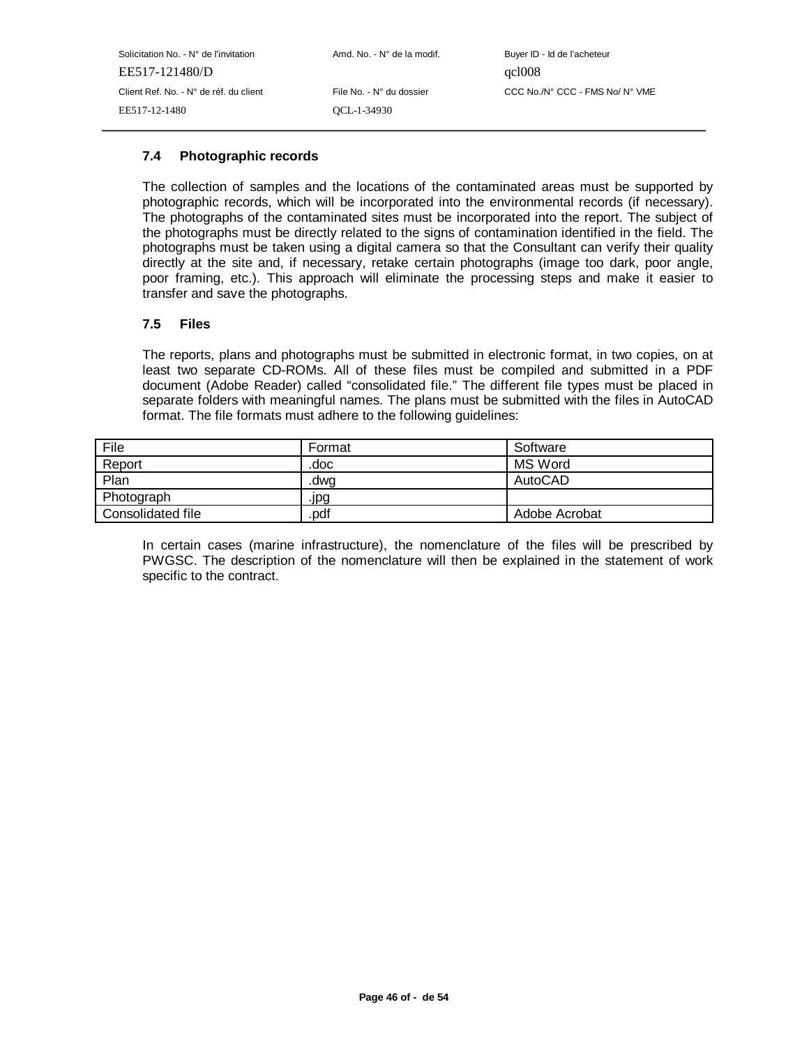### 7.4 Photographic records

The collection of samples and the locations of the contaminated areas must be supported by photographic records, which will be incorporated into the environmental records (if necessary). The photographs of the contaminated sites must be incorporated into the report. The subject of the photographs must be directly related to the signs of contamination identified in the field. The photographs must be taken using a digital camera so that the Consultant can verify their quality directly at the site and, if necessary, retake certain photographs (image too dark, poor angle, poor framing, etc.). This approach will eliminate the processing steps and make it easier to transfer and save the photographs.

### 7.5 Files

The reports, plans and photographs must be submitted in electronic format, in two copies, on at least two separate CD-ROMs. All of these files must be compiled and submitted in a PDF document (Adobe Reader) called “consolidated file.” The different file types must be placed in separate folders with meaningful names. The plans must be submitted with the files in AutoCAD format. The file formats must adhere to the following guidelines:

| File | Format | Software |
|---|---|---|
| Report | .doc | MS Word |
| Plan | .dwg | AutoCAD |
| Photograph | .jpg | |
| Consolidated file | .pdf | Adobe Acrobat |

In certain cases (marine infrastructure), the nomenclature of the files will be prescribed by PWGSC. The description of the nomenclature will then be explained in the statement of work specific to the contract.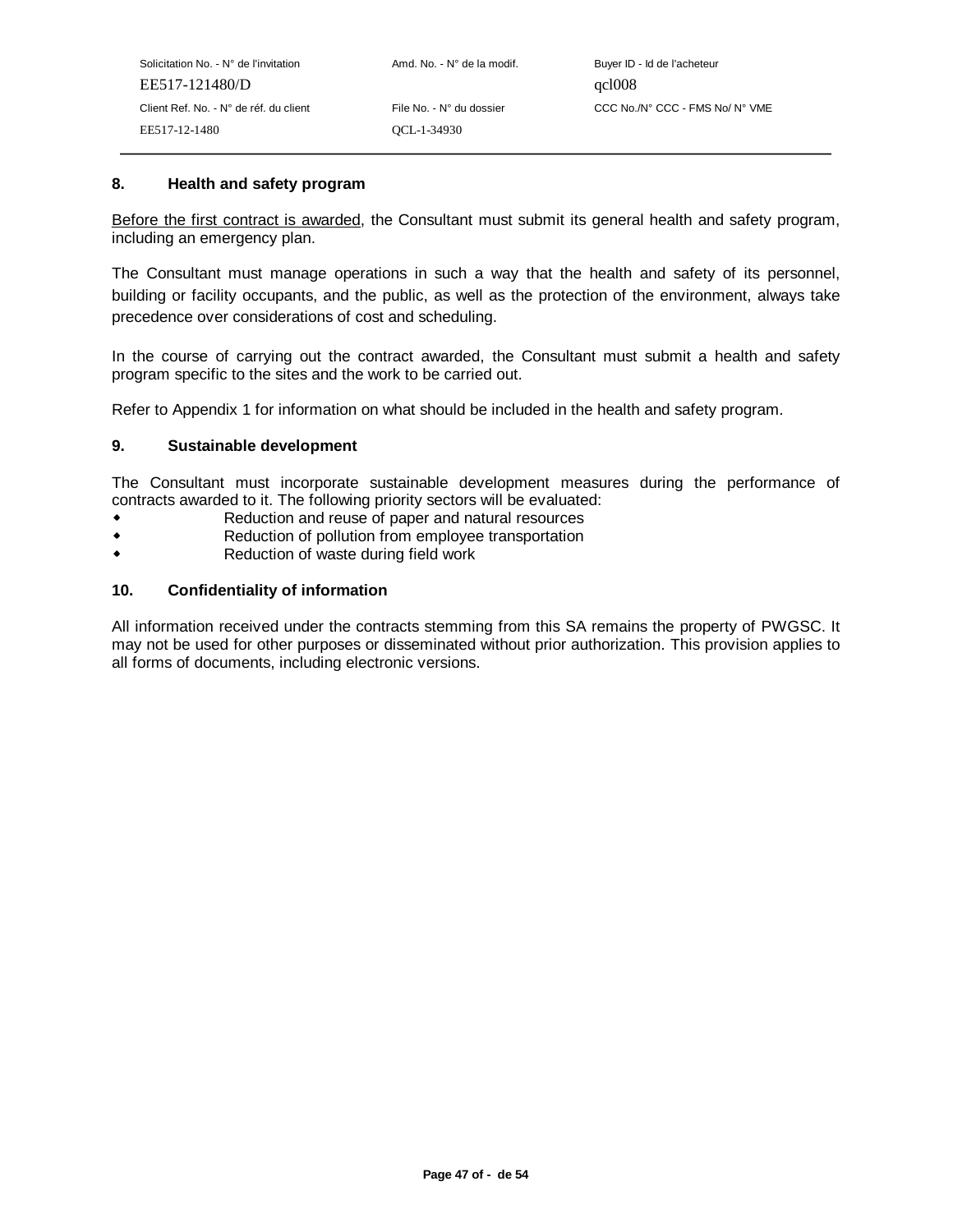## 8. Health and safety program

Before the first contract is awarded, the Consultant must submit its general health and safety program, including an emergency plan.

The Consultant must manage operations in such a way that the health and safety of its personnel, building or facility occupants, and the public, as well as the protection of the environment, always take precedence over considerations of cost and scheduling.

In the course of carrying out the contract awarded, the Consultant must submit a health and safety program specific to the sites and the work to be carried out.

Refer to Appendix 1 for information on what should be included in the health and safety program.

## 9. Sustainable development

The Consultant must incorporate sustainable development measures during the performance of contracts awarded to it. The following priority sectors will be evaluated:

- Reduction and reuse of paper and natural resources
- Reduction of pollution from employee transportation
- Reduction of waste during field work

## 10. Confidentiality of information

All information received under the contracts stemming from this SA remains the property of PWGSC. It may not be used for other purposes or disseminated without prior authorization. This provision applies to all forms of documents, including electronic versions.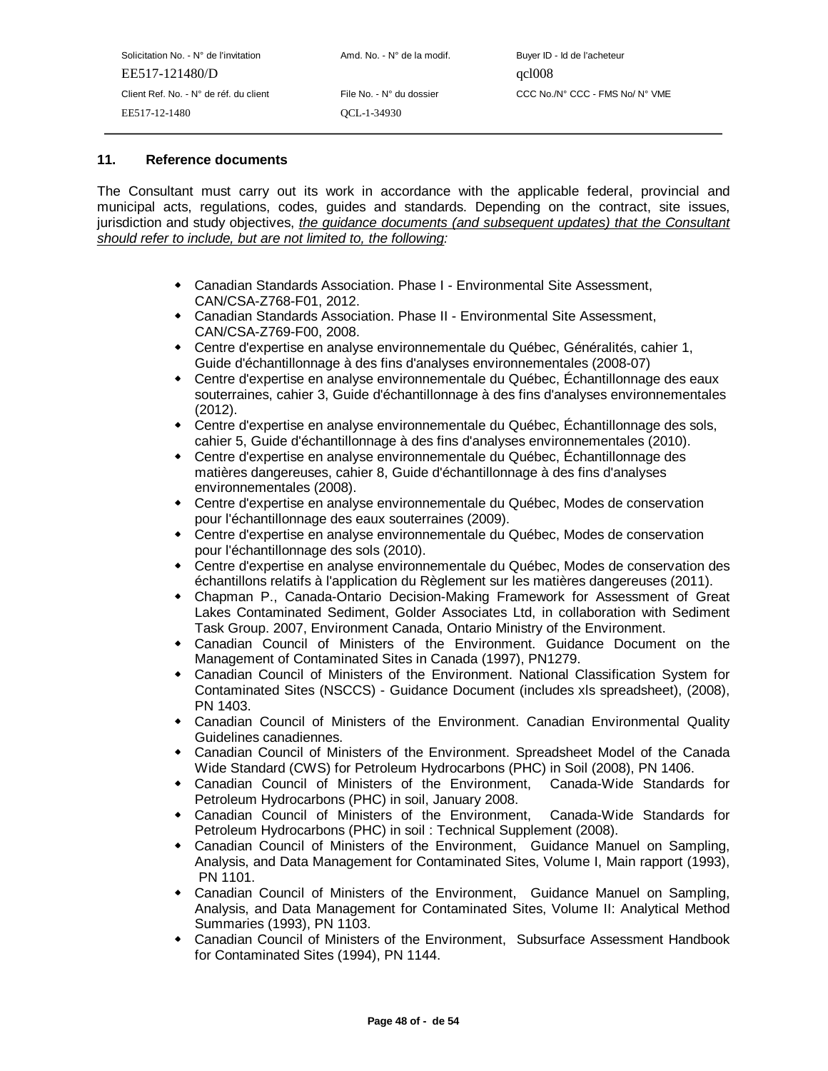## 11. Reference documents

The Consultant must carry out its work in accordance with the applicable federal, provincial and municipal acts, regulations, codes, guides and standards. Depending on the contract, site issues, jurisdiction and study objectives, *the guidance documents (and subsequent updates) that the Consultant should refer to include, but are not limited to, the following:*

- Canadian Standards Association. Phase I - Environmental Site Assessment, CAN/CSA-Z768-F01, 2012.
- Canadian Standards Association. Phase II - Environmental Site Assessment, CAN/CSA-Z769-F00, 2008.
- Centre d'expertise en analyse environnementale du Québec, Généralités, cahier 1, Guide d'échantillonnage à des fins d'analyses environnementales (2008-07)
- Centre d'expertise en analyse environnementale du Québec, Échantillonnage des eaux souterraines, cahier 3, Guide d'échantillonnage à des fins d'analyses environnementales (2012).
- Centre d'expertise en analyse environnementale du Québec, Échantillonnage des sols, cahier 5, Guide d'échantillonnage à des fins d'analyses environnementales (2010).
- Centre d'expertise en analyse environnementale du Québec, Échantillonnage des matières dangereuses, cahier 8, Guide d'échantillonnage à des fins d'analyses environnementales (2008).
- Centre d'expertise en analyse environnementale du Québec, Modes de conservation pour l'échantillonnage des eaux souterraines (2009).
- Centre d'expertise en analyse environnementale du Québec, Modes de conservation pour l'échantillonnage des sols (2010).
- Centre d'expertise en analyse environnementale du Québec, Modes de conservation des échantillons relatifs à l'application du Règlement sur les matières dangereuses (2011).
- Chapman P., Canada-Ontario Decision-Making Framework for Assessment of Great Lakes Contaminated Sediment, Golder Associates Ltd, in collaboration with Sediment Task Group. 2007, Environment Canada, Ontario Ministry of the Environment.
- Canadian Council of Ministers of the Environment. Guidance Document on the Management of Contaminated Sites in Canada (1997), PN1279.
- Canadian Council of Ministers of the Environment. National Classification System for Contaminated Sites (NSCCS) - Guidance Document (includes xls spreadsheet), (2008), PN 1403.
- Canadian Council of Ministers of the Environment. Canadian Environmental Quality Guidelines canadiennes.
- Canadian Council of Ministers of the Environment. Spreadsheet Model of the Canada Wide Standard (CWS) for Petroleum Hydrocarbons (PHC) in Soil (2008), PN 1406.
- Canadian Council of Ministers of the Environment, Canada-Wide Standards for Petroleum Hydrocarbons (PHC) in soil, January 2008.
- Canadian Council of Ministers of the Environment, Canada-Wide Standards for Petroleum Hydrocarbons (PHC) in soil : Technical Supplement (2008).
- Canadian Council of Ministers of the Environment, Guidance Manuel on Sampling, Analysis, and Data Management for Contaminated Sites, Volume I, Main rapport (1993), PN 1101.
- Canadian Council of Ministers of the Environment, Guidance Manuel on Sampling, Analysis, and Data Management for Contaminated Sites, Volume II: Analytical Method Summaries (1993), PN 1103.
- Canadian Council of Ministers of the Environment, Subsurface Assessment Handbook for Contaminated Sites (1994), PN 1144.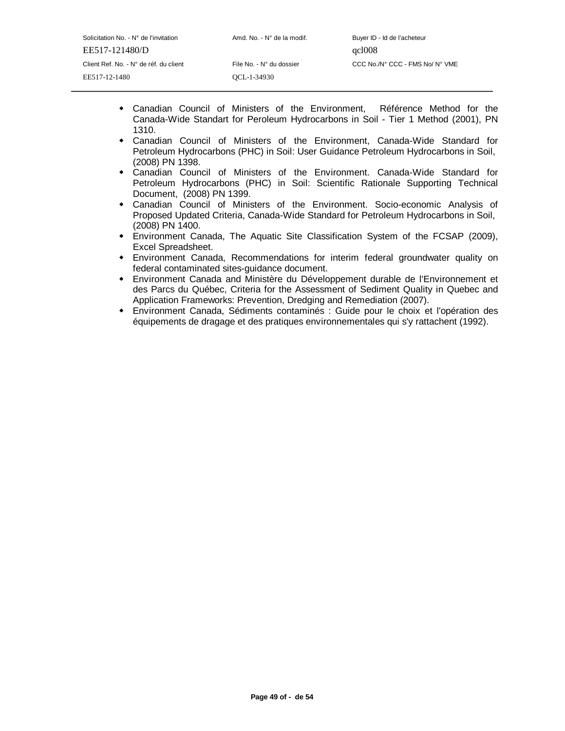- Canadian Council of Ministers of the Environment, Référence Method for the Canada-Wide Standart for Peroleum Hydrocarbons in Soil - Tier 1 Method (2001), PN 1310.
- Canadian Council of Ministers of the Environment, Canada-Wide Standard for Petroleum Hydrocarbons (PHC) in Soil: User Guidance Petroleum Hydrocarbons in Soil, (2008) PN 1398.
- Canadian Council of Ministers of the Environment. Canada-Wide Standard for Petroleum Hydrocarbons (PHC) in Soil: Scientific Rationale Supporting Technical Document, (2008) PN 1399.
- Canadian Council of Ministers of the Environment. Socio-economic Analysis of Proposed Updated Criteria, Canada-Wide Standard for Petroleum Hydrocarbons in Soil, (2008) PN 1400.
- Environment Canada, The Aquatic Site Classification System of the FCSAP (2009), Excel Spreadsheet.
- Environment Canada, Recommendations for interim federal groundwater quality on federal contaminated sites-guidance document.
- Environment Canada and Ministère du Développement durable de l'Environnement et des Parcs du Québec, Criteria for the Assessment of Sediment Quality in Quebec and Application Frameworks: Prevention, Dredging and Remediation (2007).
- Environment Canada, Sédiments contaminés : Guide pour le choix et l'opération des équipements de dragage et des pratiques environnementales qui s'y rattachent (1992).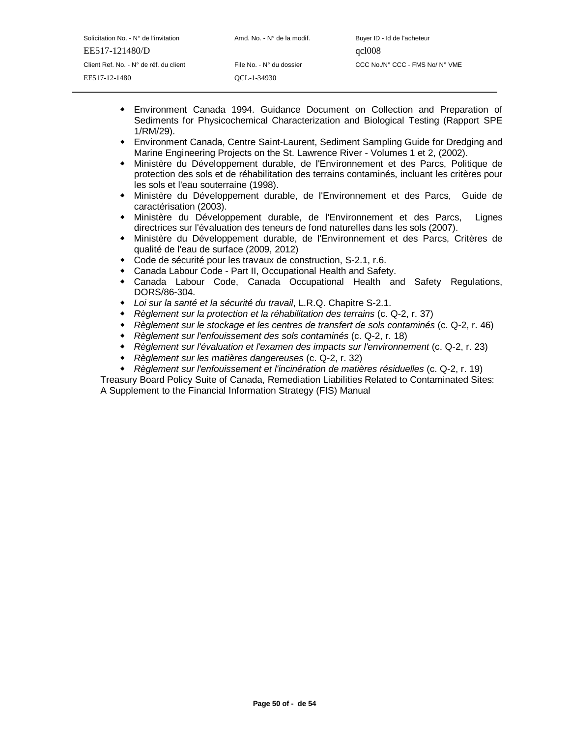- Environment Canada 1994. Guidance Document on Collection and Preparation of Sediments for Physicochemical Characterization and Biological Testing (Rapport SPE 1/RM/29).
- Environment Canada, Centre Saint-Laurent, Sediment Sampling Guide for Dredging and Marine Engineering Projects on the St. Lawrence River - Volumes 1 et 2, (2002).
- Ministère du Développement durable, de l'Environnement et des Parcs, Politique de protection des sols et de réhabilitation des terrains contaminés, incluant les critères pour les sols et l'eau souterraine (1998).
- Ministère du Développement durable, de l'Environnement et des Parcs, Guide de caractérisation (2003).
- Ministère du Développement durable, de l'Environnement et des Parcs, Lignes directrices sur l'évaluation des teneurs de fond naturelles dans les sols (2007).
- Ministère du Développement durable, de l'Environnement et des Parcs, Critères de qualité de l'eau de surface (2009, 2012)
- Code de sécurité pour les travaux de construction, S-2.1, r.6.
- Canada Labour Code - Part II, Occupational Health and Safety.
- Canada Labour Code, Canada Occupational Health and Safety Regulations, DORS/86-304.
- *Loi sur la santé et la sécurité du travail*, L.R.Q. Chapitre S-2.1.
- *Règlement sur la protection et la réhabilitation des terrains* (c. Q-2, r. 37)
- *Règlement sur le stockage et les centres de transfert de sols contaminés* (c. Q-2, r. 46)
- *Règlement sur l'enfouissement des sols contaminés* (c. Q-2, r. 18)
- *Règlement sur l'évaluation et l'examen des impacts sur l'environnement* (c. Q-2, r. 23)
- *Règlement sur les matières dangereuses* (c. Q-2, r. 32)
- *Règlement sur l'enfouissement et l'incinération de matières résiduelles* (c. Q-2, r. 19)

Treasury Board Policy Suite of Canada, Remediation Liabilities Related to Contaminated Sites: A Supplement to the Financial Information Strategy (FIS) Manual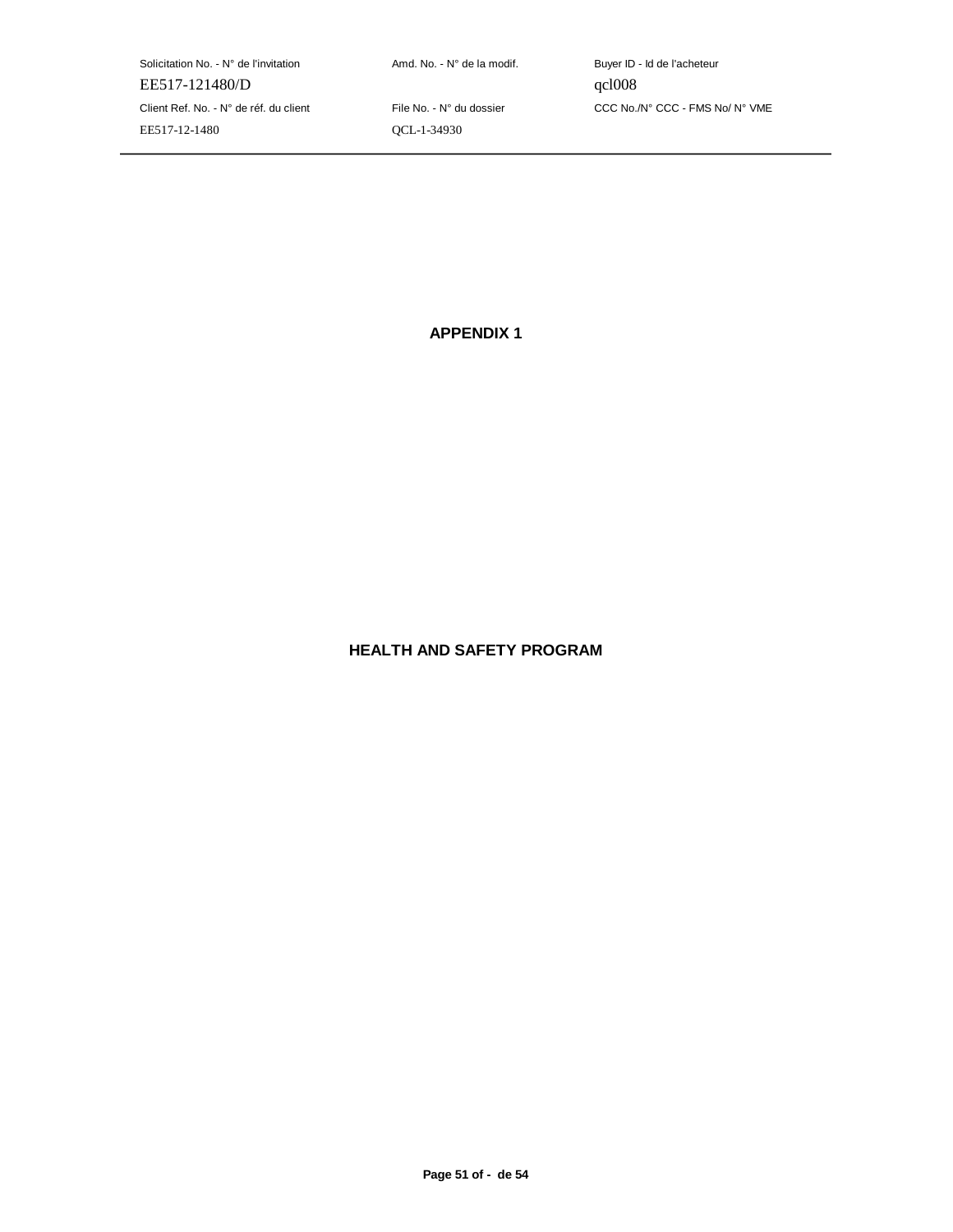# APPENDIX 1

# HEALTH AND SAFETY PROGRAM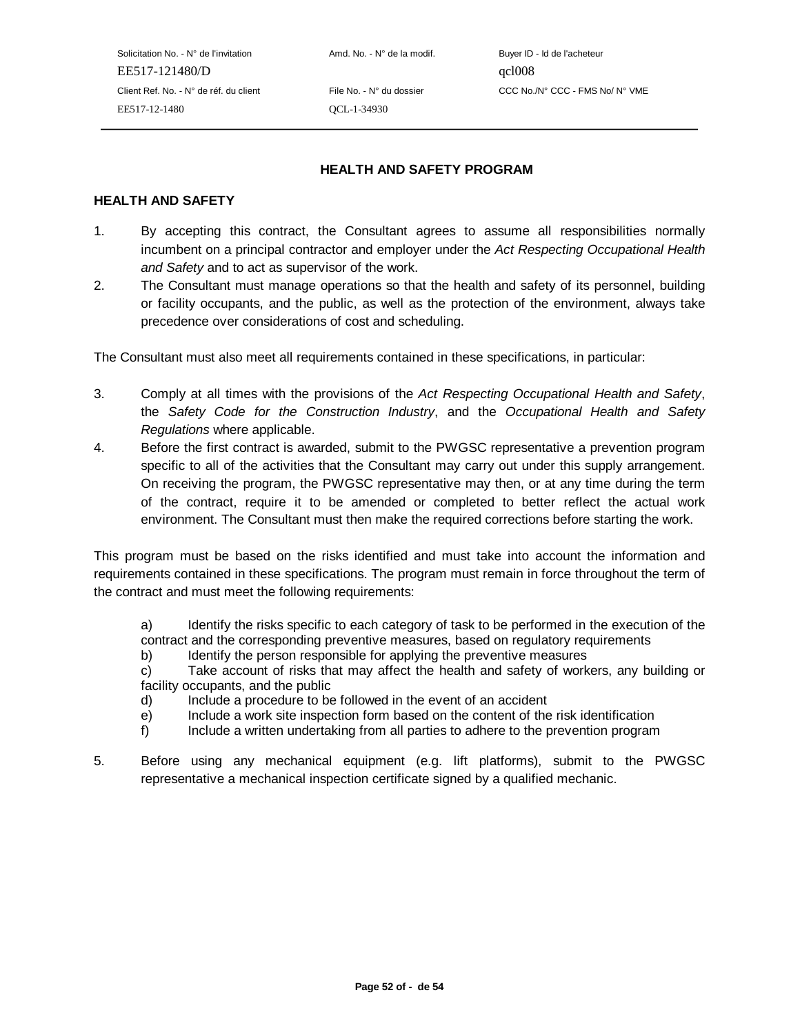## HEALTH AND SAFETY PROGRAM

### HEALTH AND SAFETY

1. By accepting this contract, the Consultant agrees to assume all responsibilities normally incumbent on a principal contractor and employer under the *Act Respecting Occupational Health and Safety* and to act as supervisor of the work.
2. The Consultant must manage operations so that the health and safety of its personnel, building or facility occupants, and the public, as well as the protection of the environment, always take precedence over considerations of cost and scheduling.

The Consultant must also meet all requirements contained in these specifications, in particular:

3. Comply at all times with the provisions of the *Act Respecting Occupational Health and Safety*, the *Safety Code for the Construction Industry*, and the *Occupational Health and Safety Regulations* where applicable.
4. Before the first contract is awarded, submit to the PWGSC representative a prevention program specific to all of the activities that the Consultant may carry out under this supply arrangement. On receiving the program, the PWGSC representative may then, or at any time during the term of the contract, require it to be amended or completed to better reflect the actual work environment. The Consultant must then make the required corrections before starting the work.

This program must be based on the risks identified and must take into account the information and requirements contained in these specifications. The program must remain in force throughout the term of the contract and must meet the following requirements:

a) Identify the risks specific to each category of task to be performed in the execution of the contract and the corresponding preventive measures, based on regulatory requirements
b) Identify the person responsible for applying the preventive measures
c) Take account of risks that may affect the health and safety of workers, any building or facility occupants, and the public
d) Include a procedure to be followed in the event of an accident
e) Include a work site inspection form based on the content of the risk identification
f) Include a written undertaking from all parties to adhere to the prevention program

5. Before using any mechanical equipment (e.g. lift platforms), submit to the PWGSC representative a mechanical inspection certificate signed by a qualified mechanic.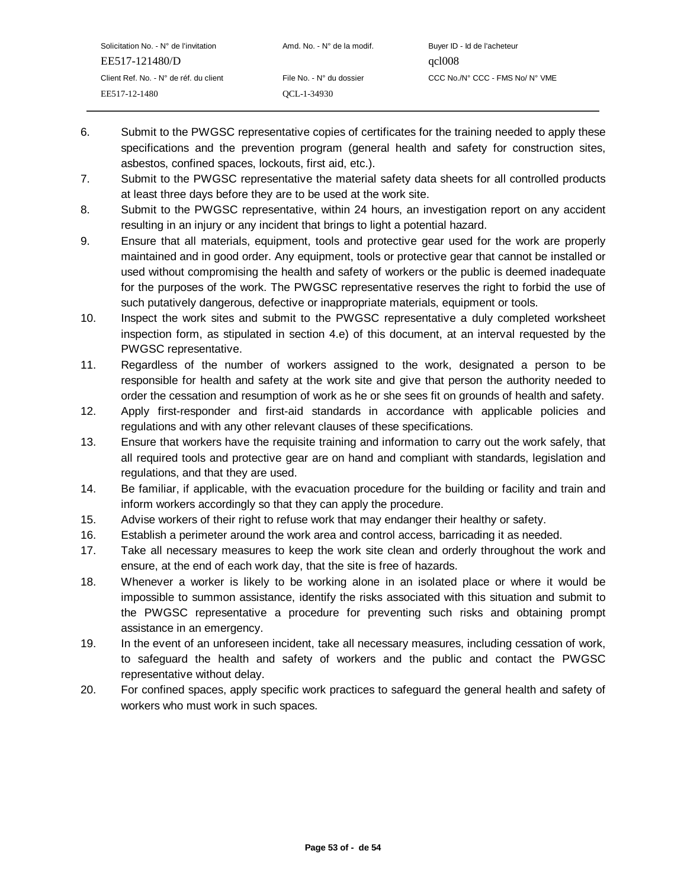6. Submit to the PWGSC representative copies of certificates for the training needed to apply these specifications and the prevention program (general health and safety for construction sites, asbestos, confined spaces, lockouts, first aid, etc.).
7. Submit to the PWGSC representative the material safety data sheets for all controlled products at least three days before they are to be used at the work site.
8. Submit to the PWGSC representative, within 24 hours, an investigation report on any accident resulting in an injury or any incident that brings to light a potential hazard.
9. Ensure that all materials, equipment, tools and protective gear used for the work are properly maintained and in good order. Any equipment, tools or protective gear that cannot be installed or used without compromising the health and safety of workers or the public is deemed inadequate for the purposes of the work. The PWGSC representative reserves the right to forbid the use of such putatively dangerous, defective or inappropriate materials, equipment or tools.
10. Inspect the work sites and submit to the PWGSC representative a duly completed worksheet inspection form, as stipulated in section 4.e) of this document, at an interval requested by the PWGSC representative.
11. Regardless of the number of workers assigned to the work, designated a person to be responsible for health and safety at the work site and give that person the authority needed to order the cessation and resumption of work as he or she sees fit on grounds of health and safety.
12. Apply first-responder and first-aid standards in accordance with applicable policies and regulations and with any other relevant clauses of these specifications.
13. Ensure that workers have the requisite training and information to carry out the work safely, that all required tools and protective gear are on hand and compliant with standards, legislation and regulations, and that they are used.
14. Be familiar, if applicable, with the evacuation procedure for the building or facility and train and inform workers accordingly so that they can apply the procedure.
15. Advise workers of their right to refuse work that may endanger their healthy or safety.
16. Establish a perimeter around the work area and control access, barricading it as needed.
17. Take all necessary measures to keep the work site clean and orderly throughout the work and ensure, at the end of each work day, that the site is free of hazards.
18. Whenever a worker is likely to be working alone in an isolated place or where it would be impossible to summon assistance, identify the risks associated with this situation and submit to the PWGSC representative a procedure for preventing such risks and obtaining prompt assistance in an emergency.
19. In the event of an unforeseen incident, take all necessary measures, including cessation of work, to safeguard the health and safety of workers and the public and contact the PWGSC representative without delay.
20. For confined spaces, apply specific work practices to safeguard the general health and safety of workers who must work in such spaces.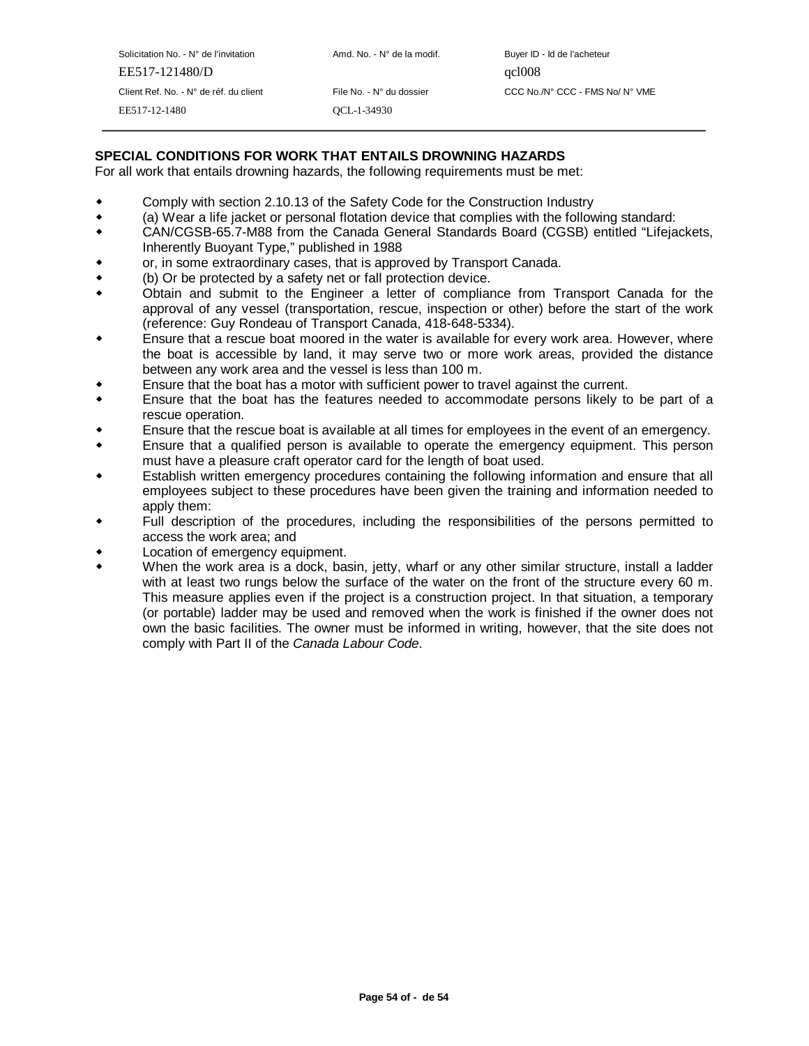| Solicitation No. - N° de l'invitation | Amd. No. - N° de la modif. | Buyer ID - Id de l'acheteur |
| --- | --- | --- |
| EE517-121480/D | | qcl008 |
| Client Ref. No. - N° de réf. du client | File No. - N° du dossier | CCC No./N° CCC - FMS No/ N° VME |
| EE517-12-1480 | QCL-1-34930 | |

**SPECIAL CONDITIONS FOR WORK THAT ENTAILS DROWNING HAZARDS**

For all work that entails drowning hazards, the following requirements must be met:

- Comply with section 2.10.13 of the Safety Code for the Construction Industry
- (a) Wear a life jacket or personal flotation device that complies with the following standard:
- CAN/CGSB-65.7-M88 from the Canada General Standards Board (CGSB) entitled "Lifejackets, Inherently Buoyant Type," published in 1988
- or, in some extraordinary cases, that is approved by Transport Canada.
- (b) Or be protected by a safety net or fall protection device.
- Obtain and submit to the Engineer a letter of compliance from Transport Canada for the approval of any vessel (transportation, rescue, inspection or other) before the start of the work (reference: Guy Rondeau of Transport Canada, 418-648-5334).
- Ensure that a rescue boat moored in the water is available for every work area. However, where the boat is accessible by land, it may serve two or more work areas, provided the distance between any work area and the vessel is less than 100 m.
- Ensure that the boat has a motor with sufficient power to travel against the current.
- Ensure that the boat has the features needed to accommodate persons likely to be part of a rescue operation.
- Ensure that the rescue boat is available at all times for employees in the event of an emergency.
- Ensure that a qualified person is available to operate the emergency equipment. This person must have a pleasure craft operator card for the length of boat used.
- Establish written emergency procedures containing the following information and ensure that all employees subject to these procedures have been given the training and information needed to apply them:
- Full description of the procedures, including the responsibilities of the persons permitted to access the work area; and
- Location of emergency equipment.
- When the work area is a dock, basin, jetty, wharf or any other similar structure, install a ladder with at least two rungs below the surface of the water on the front of the structure every 60 m. This measure applies even if the project is a construction project. In that situation, a temporary (or portable) ladder may be used and removed when the work is finished if the owner does not own the basic facilities. The owner must be informed in writing, however, that the site does not comply with Part II of the *Canada Labour Code*.